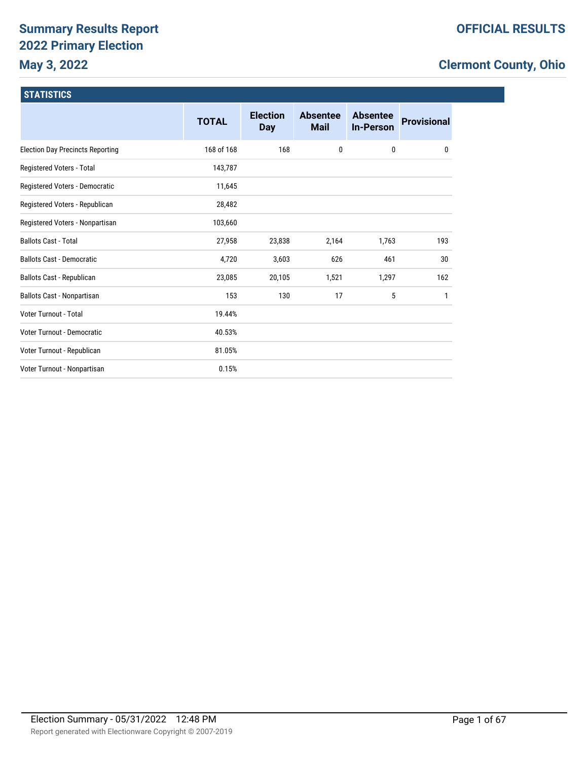# Summary Results Report
# 2022 Primary Election
## May 3, 2022

**OFFICIAL RESULTS**

**Clermont County, Ohio**

### STATISTICS

| | TOTAL | Election Day | Absentee Mail | Absentee In-Person | Provisional |
|---|---|---|---|---|---|
| Election Day Precincts Reporting | 168 of 168 | 168 | 0 | 0 | 0 |
| Registered Voters - Total | 143,787 | | | | |
| Registered Voters - Democratic | 11,645 | | | | |
| Registered Voters - Republican | 28,482 | | | | |
| Registered Voters - Nonpartisan | 103,660 | | | | |
| Ballots Cast - Total | 27,958 | 23,838 | 2,164 | 1,763 | 193 |
| Ballots Cast - Democratic | 4,720 | 3,603 | 626 | 461 | 30 |
| Ballots Cast - Republican | 23,085 | 20,105 | 1,521 | 1,297 | 162 |
| Ballots Cast - Nonpartisan | 153 | 130 | 17 | 5 | 1 |
| Voter Turnout - Total | 19.44% | | | | |
| Voter Turnout - Democratic | 40.53% | | | | |
| Voter Turnout - Republican | 81.05% | | | | |
| Voter Turnout - Nonpartisan | 0.15% | | | | |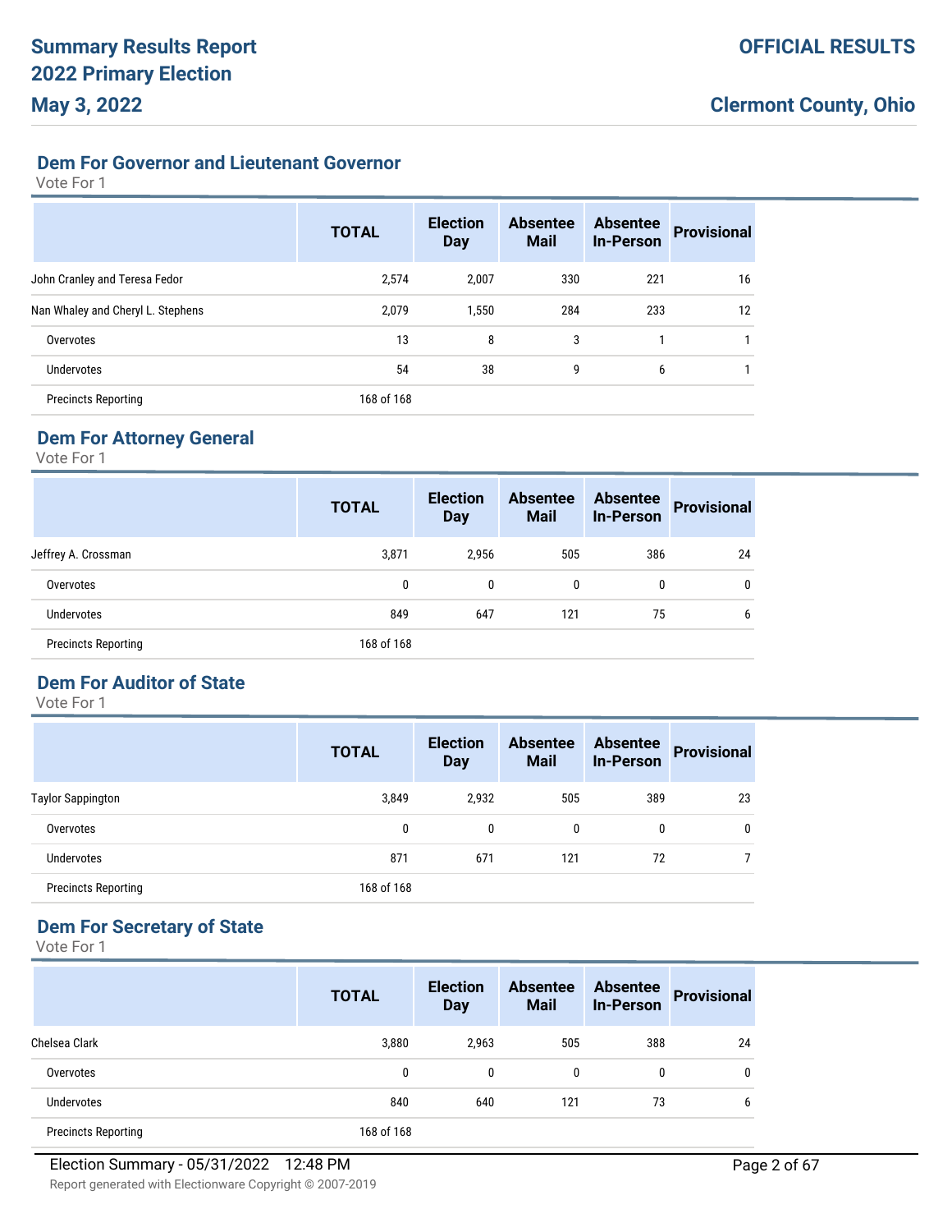## Dem For Governor and Lieutenant Governor

Vote For 1

| | TOTAL | Election Day | Absentee Mail | Absentee In-Person | Provisional |
|---|---|---|---|---|---|
| John Cranley and Teresa Fedor | 2,574 | 2,007 | 330 | 221 | 16 |
| Nan Whaley and Cheryl L. Stephens | 2,079 | 1,550 | 284 | 233 | 12 |
| Overvotes | 13 | 8 | 3 | 1 | 1 |
| Undervotes | 54 | 38 | 9 | 6 | 1 |
| Precincts Reporting | 168 of 168 | | | | |

## Dem For Attorney General

Vote For 1

| | TOTAL | Election Day | Absentee Mail | Absentee In-Person | Provisional |
|---|---|---|---|---|---|
| Jeffrey A. Crossman | 3,871 | 2,956 | 505 | 386 | 24 |
| Overvotes | 0 | 0 | 0 | 0 | 0 |
| Undervotes | 849 | 647 | 121 | 75 | 6 |
| Precincts Reporting | 168 of 168 | | | | |

## Dem For Auditor of State

Vote For 1

| | TOTAL | Election Day | Absentee Mail | Absentee In-Person | Provisional |
|---|---|---|---|---|---|
| Taylor Sappington | 3,849 | 2,932 | 505 | 389 | 23 |
| Overvotes | 0 | 0 | 0 | 0 | 0 |
| Undervotes | 871 | 671 | 121 | 72 | 7 |
| Precincts Reporting | 168 of 168 | | | | |

## Dem For Secretary of State

Vote For 1

| | TOTAL | Election Day | Absentee Mail | Absentee In-Person | Provisional |
|---|---|---|---|---|---|
| Chelsea Clark | 3,880 | 2,963 | 505 | 388 | 24 |
| Overvotes | 0 | 0 | 0 | 0 | 0 |
| Undervotes | 840 | 640 | 121 | 73 | 6 |
| Precincts Reporting | 168 of 168 | | | | |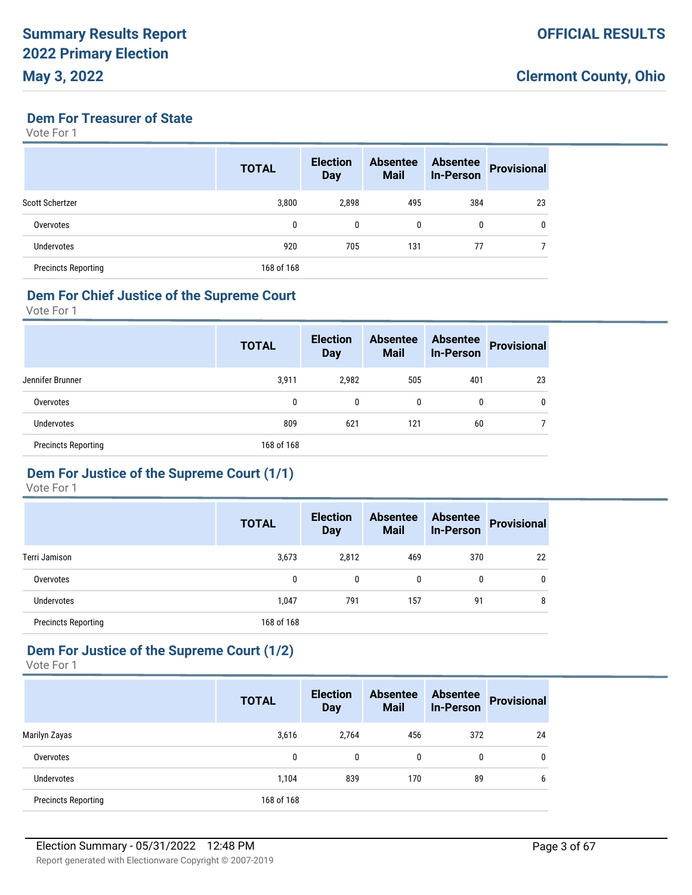## Dem For Treasurer of State

Vote For 1

| | TOTAL | Election Day | Absentee Mail | Absentee In-Person | Provisional |
|---|---|---|---|---|---|
| Scott Schertzer | 3,800 | 2,898 | 495 | 384 | 23 |
| Overvotes | 0 | 0 | 0 | 0 | 0 |
| Undervotes | 920 | 705 | 131 | 77 | 7 |
| Precincts Reporting | 168 of 168 | | | | |

## Dem For Chief Justice of the Supreme Court

Vote For 1

| | TOTAL | Election Day | Absentee Mail | Absentee In-Person | Provisional |
|---|---|---|---|---|---|
| Jennifer Brunner | 3,911 | 2,982 | 505 | 401 | 23 |
| Overvotes | 0 | 0 | 0 | 0 | 0 |
| Undervotes | 809 | 621 | 121 | 60 | 7 |
| Precincts Reporting | 168 of 168 | | | | |

## Dem For Justice of the Supreme Court (1/1)

Vote For 1

| | TOTAL | Election Day | Absentee Mail | Absentee In-Person | Provisional |
|---|---|---|---|---|---|
| Terri Jamison | 3,673 | 2,812 | 469 | 370 | 22 |
| Overvotes | 0 | 0 | 0 | 0 | 0 |
| Undervotes | 1,047 | 791 | 157 | 91 | 8 |
| Precincts Reporting | 168 of 168 | | | | |

## Dem For Justice of the Supreme Court (1/2)

Vote For 1

| | TOTAL | Election Day | Absentee Mail | Absentee In-Person | Provisional |
|---|---|---|---|---|---|
| Marilyn Zayas | 3,616 | 2,764 | 456 | 372 | 24 |
| Overvotes | 0 | 0 | 0 | 0 | 0 |
| Undervotes | 1,104 | 839 | 170 | 89 | 6 |
| Precincts Reporting | 168 of 168 | | | | |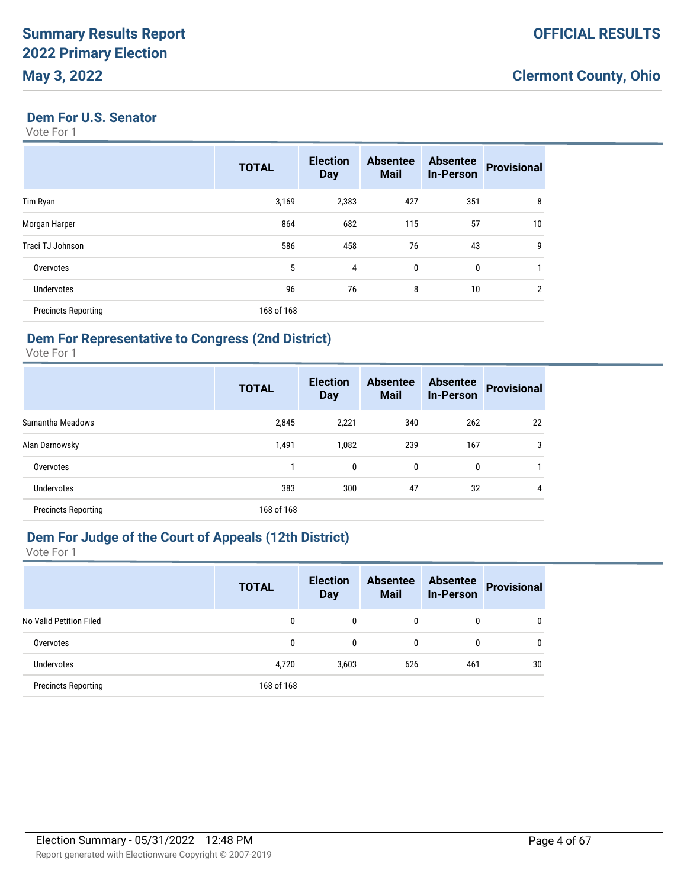## Dem For U.S. Senator

Vote For 1

| | TOTAL | Election Day | Absentee Mail | Absentee In-Person | Provisional |
|---|---|---|---|---|---|
| Tim Ryan | 3,169 | 2,383 | 427 | 351 | 8 |
| Morgan Harper | 864 | 682 | 115 | 57 | 10 |
| Traci TJ Johnson | 586 | 458 | 76 | 43 | 9 |
| Overvotes | 5 | 4 | 0 | 0 | 1 |
| Undervotes | 96 | 76 | 8 | 10 | 2 |
| Precincts Reporting | 168 of 168 | | | | |

## Dem For Representative to Congress (2nd District)

Vote For 1

| | TOTAL | Election Day | Absentee Mail | Absentee In-Person | Provisional |
|---|---|---|---|---|---|
| Samantha Meadows | 2,845 | 2,221 | 340 | 262 | 22 |
| Alan Darnowsky | 1,491 | 1,082 | 239 | 167 | 3 |
| Overvotes | 1 | 0 | 0 | 0 | 1 |
| Undervotes | 383 | 300 | 47 | 32 | 4 |
| Precincts Reporting | 168 of 168 | | | | |

## Dem For Judge of the Court of Appeals (12th District)

Vote For 1

| | TOTAL | Election Day | Absentee Mail | Absentee In-Person | Provisional |
|---|---|---|---|---|---|
| No Valid Petition Filed | 0 | 0 | 0 | 0 | 0 |
| Overvotes | 0 | 0 | 0 | 0 | 0 |
| Undervotes | 4,720 | 3,603 | 626 | 461 | 30 |
| Precincts Reporting | 168 of 168 | | | | |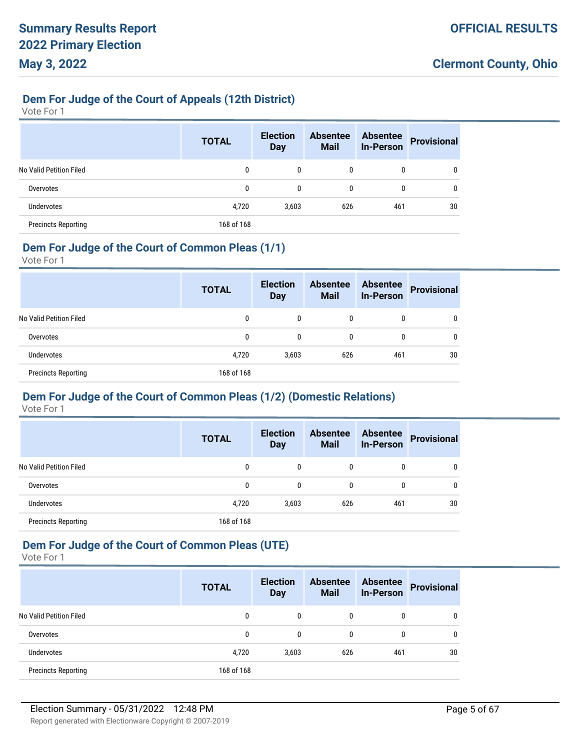## Dem For Judge of the Court of Appeals (12th District)

Vote For 1

| | TOTAL | Election Day | Absentee Mail | Absentee In-Person | Provisional |
|---|---|---|---|---|---|
| No Valid Petition Filed | 0 | 0 | 0 | 0 | 0 |
| Overvotes | 0 | 0 | 0 | 0 | 0 |
| Undervotes | 4,720 | 3,603 | 626 | 461 | 30 |
| Precincts Reporting | 168 of 168 | | | | |

## Dem For Judge of the Court of Common Pleas (1/1)

Vote For 1

| | TOTAL | Election Day | Absentee Mail | Absentee In-Person | Provisional |
|---|---|---|---|---|---|
| No Valid Petition Filed | 0 | 0 | 0 | 0 | 0 |
| Overvotes | 0 | 0 | 0 | 0 | 0 |
| Undervotes | 4,720 | 3,603 | 626 | 461 | 30 |
| Precincts Reporting | 168 of 168 | | | | |

## Dem For Judge of the Court of Common Pleas (1/2) (Domestic Relations)

Vote For 1

| | TOTAL | Election Day | Absentee Mail | Absentee In-Person | Provisional |
|---|---|---|---|---|---|
| No Valid Petition Filed | 0 | 0 | 0 | 0 | 0 |
| Overvotes | 0 | 0 | 0 | 0 | 0 |
| Undervotes | 4,720 | 3,603 | 626 | 461 | 30 |
| Precincts Reporting | 168 of 168 | | | | |

## Dem For Judge of the Court of Common Pleas (UTE)

Vote For 1

| | TOTAL | Election Day | Absentee Mail | Absentee In-Person | Provisional |
|---|---|---|---|---|---|
| No Valid Petition Filed | 0 | 0 | 0 | 0 | 0 |
| Overvotes | 0 | 0 | 0 | 0 | 0 |
| Undervotes | 4,720 | 3,603 | 626 | 461 | 30 |
| Precincts Reporting | 168 of 168 | | | | |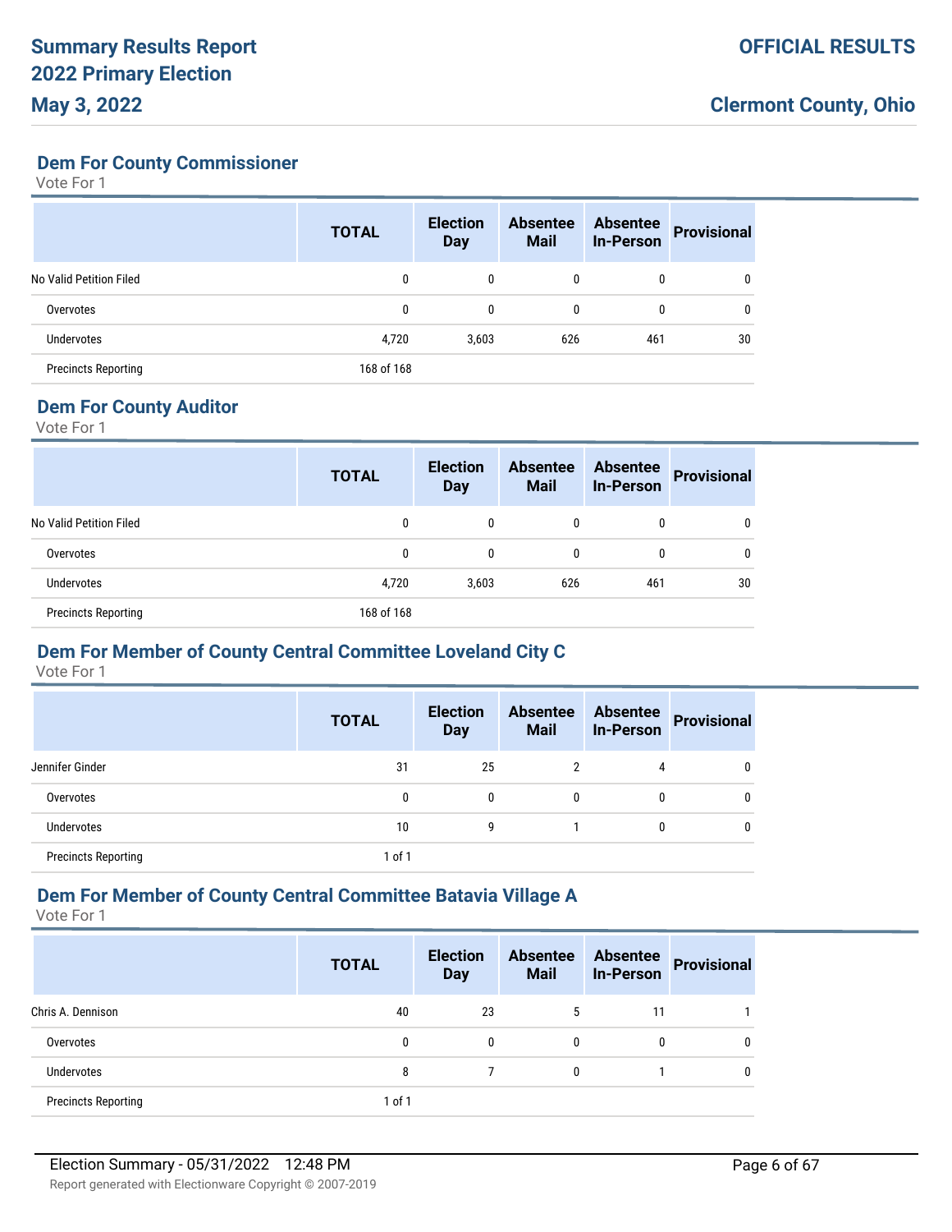## Dem For County Commissioner

Vote For 1

| | TOTAL | Election Day | Absentee Mail | Absentee In-Person | Provisional |
|---|---|---|---|---|---|
| No Valid Petition Filed | 0 | 0 | 0 | 0 | 0 |
| Overvotes | 0 | 0 | 0 | 0 | 0 |
| Undervotes | 4,720 | 3,603 | 626 | 461 | 30 |
| Precincts Reporting | 168 of 168 | | | | |

## Dem For County Auditor

Vote For 1

| | TOTAL | Election Day | Absentee Mail | Absentee In-Person | Provisional |
|---|---|---|---|---|---|
| No Valid Petition Filed | 0 | 0 | 0 | 0 | 0 |
| Overvotes | 0 | 0 | 0 | 0 | 0 |
| Undervotes | 4,720 | 3,603 | 626 | 461 | 30 |
| Precincts Reporting | 168 of 168 | | | | |

## Dem For Member of County Central Committee Loveland City C

Vote For 1

| | TOTAL | Election Day | Absentee Mail | Absentee In-Person | Provisional |
|---|---|---|---|---|---|
| Jennifer Ginder | 31 | 25 | 2 | 4 | 0 |
| Overvotes | 0 | 0 | 0 | 0 | 0 |
| Undervotes | 10 | 9 | 1 | 0 | 0 |
| Precincts Reporting | 1 of 1 | | | | |

## Dem For Member of County Central Committee Batavia Village A

Vote For 1

| | TOTAL | Election Day | Absentee Mail | Absentee In-Person | Provisional |
|---|---|---|---|---|---|
| Chris A. Dennison | 40 | 23 | 5 | 11 | 1 |
| Overvotes | 0 | 0 | 0 | 0 | 0 |
| Undervotes | 8 | 7 | 0 | 1 | 0 |
| Precincts Reporting | 1 of 1 | | | | |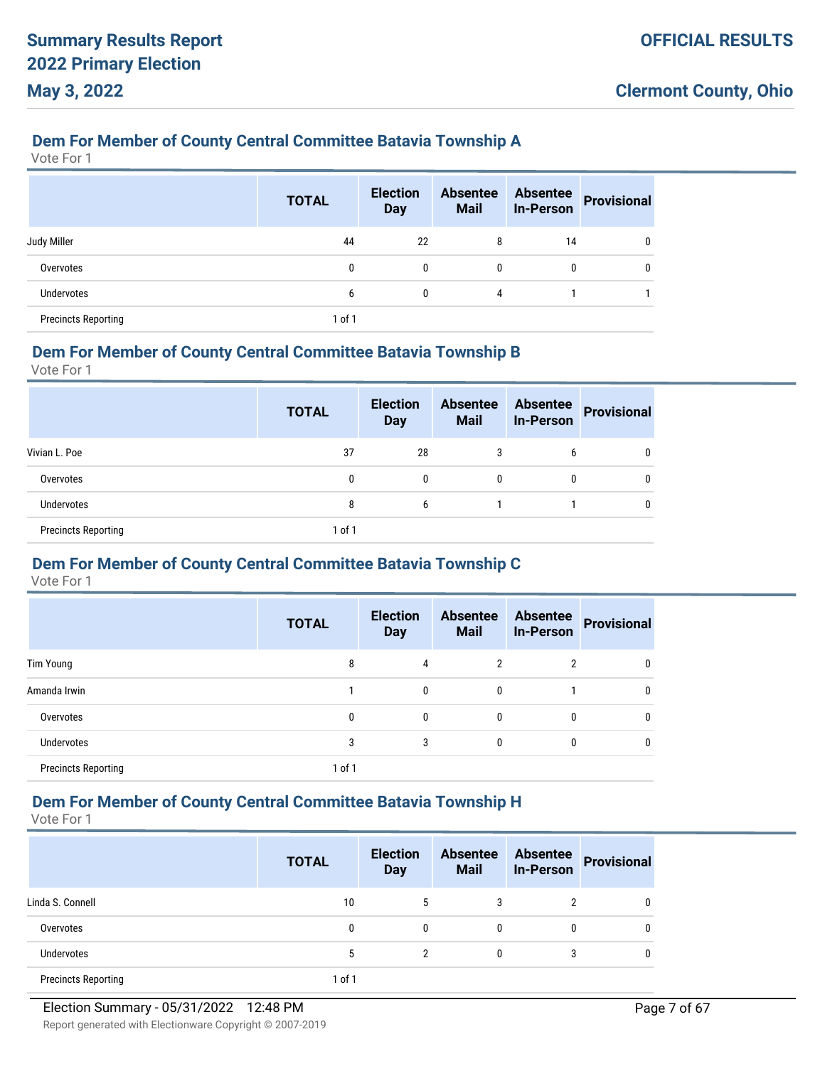## Dem For Member of County Central Committee Batavia Township A

Vote For 1

| | TOTAL | Election Day | Absentee Mail | Absentee In-Person | Provisional |
|---|---|---|---|---|---|
| Judy Miller | 44 | 22 | 8 | 14 | 0 |
| Overvotes | 0 | 0 | 0 | 0 | 0 |
| Undervotes | 6 | 0 | 4 | 1 | 1 |
| Precincts Reporting | 1 of 1 | | | | |

## Dem For Member of County Central Committee Batavia Township B

Vote For 1

| | TOTAL | Election Day | Absentee Mail | Absentee In-Person | Provisional |
|---|---|---|---|---|---|
| Vivian L. Poe | 37 | 28 | 3 | 6 | 0 |
| Overvotes | 0 | 0 | 0 | 0 | 0 |
| Undervotes | 8 | 6 | 1 | 1 | 0 |
| Precincts Reporting | 1 of 1 | | | | |

## Dem For Member of County Central Committee Batavia Township C

Vote For 1

| | TOTAL | Election Day | Absentee Mail | Absentee In-Person | Provisional |
|---|---|---|---|---|---|
| Tim Young | 8 | 4 | 2 | 2 | 0 |
| Amanda Irwin | 1 | 0 | 0 | 1 | 0 |
| Overvotes | 0 | 0 | 0 | 0 | 0 |
| Undervotes | 3 | 3 | 0 | 0 | 0 |
| Precincts Reporting | 1 of 1 | | | | |

## Dem For Member of County Central Committee Batavia Township H

Vote For 1

| | TOTAL | Election Day | Absentee Mail | Absentee In-Person | Provisional |
|---|---|---|---|---|---|
| Linda S. Connell | 10 | 5 | 3 | 2 | 0 |
| Overvotes | 0 | 0 | 0 | 0 | 0 |
| Undervotes | 5 | 2 | 0 | 3 | 0 |
| Precincts Reporting | 1 of 1 | | | | |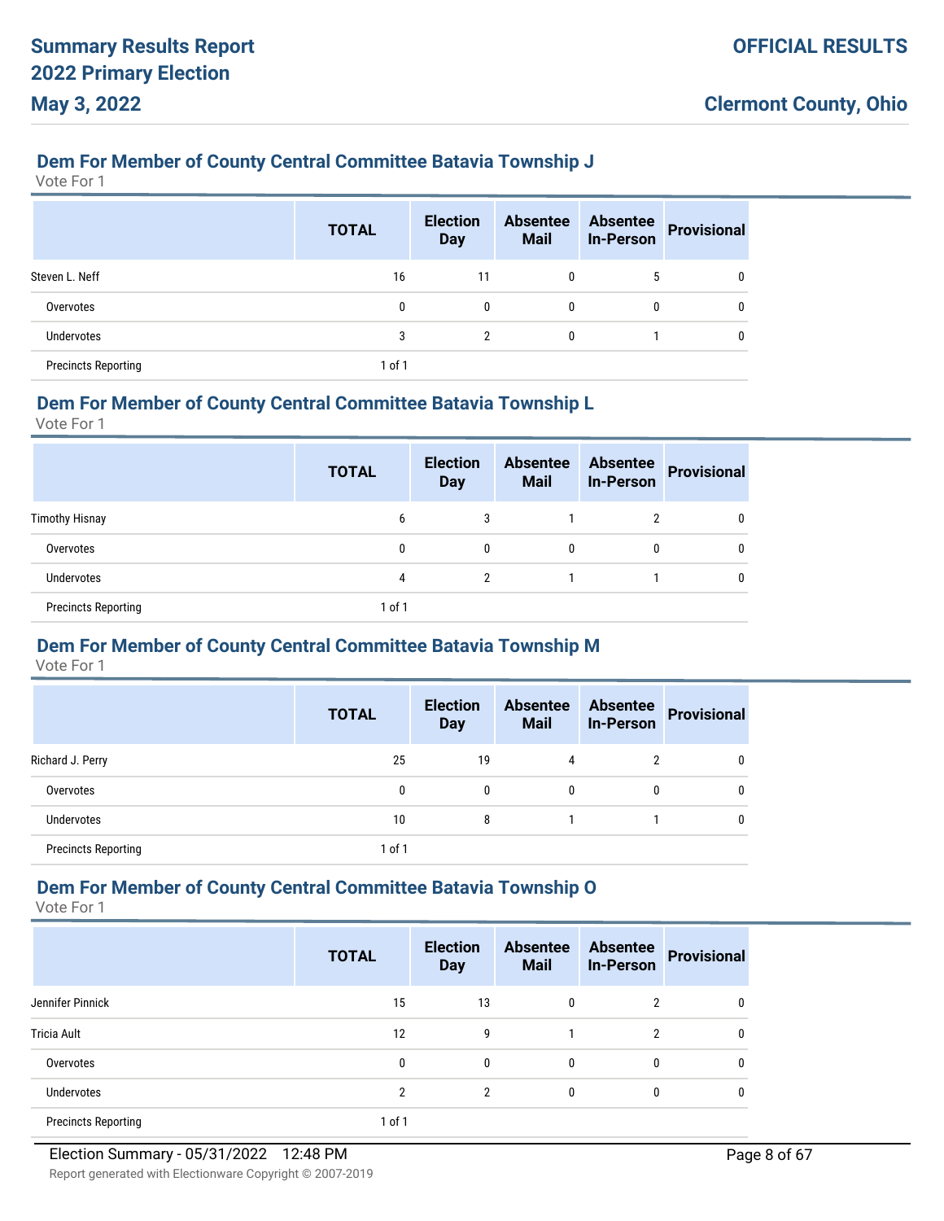## Dem For Member of County Central Committee Batavia Township J

Vote For 1

| | TOTAL | Election Day | Absentee Mail | Absentee In-Person | Provisional |
|---|---|---|---|---|---|
| Steven L. Neff | 16 | 11 | 0 | 5 | 0 |
| Overvotes | 0 | 0 | 0 | 0 | 0 |
| Undervotes | 3 | 2 | 0 | 1 | 0 |
| Precincts Reporting | 1 of 1 | | | | |

## Dem For Member of County Central Committee Batavia Township L

Vote For 1

| | TOTAL | Election Day | Absentee Mail | Absentee In-Person | Provisional |
|---|---|---|---|---|---|
| Timothy Hisnay | 6 | 3 | 1 | 2 | 0 |
| Overvotes | 0 | 0 | 0 | 0 | 0 |
| Undervotes | 4 | 2 | 1 | 1 | 0 |
| Precincts Reporting | 1 of 1 | | | | |

## Dem For Member of County Central Committee Batavia Township M

Vote For 1

| | TOTAL | Election Day | Absentee Mail | Absentee In-Person | Provisional |
|---|---|---|---|---|---|
| Richard J. Perry | 25 | 19 | 4 | 2 | 0 |
| Overvotes | 0 | 0 | 0 | 0 | 0 |
| Undervotes | 10 | 8 | 1 | 1 | 0 |
| Precincts Reporting | 1 of 1 | | | | |

## Dem For Member of County Central Committee Batavia Township O

Vote For 1

| | TOTAL | Election Day | Absentee Mail | Absentee In-Person | Provisional |
|---|---|---|---|---|---|
| Jennifer Pinnick | 15 | 13 | 0 | 2 | 0 |
| Tricia Ault | 12 | 9 | 1 | 2 | 0 |
| Overvotes | 0 | 0 | 0 | 0 | 0 |
| Undervotes | 2 | 2 | 0 | 0 | 0 |
| Precincts Reporting | 1 of 1 | | | | |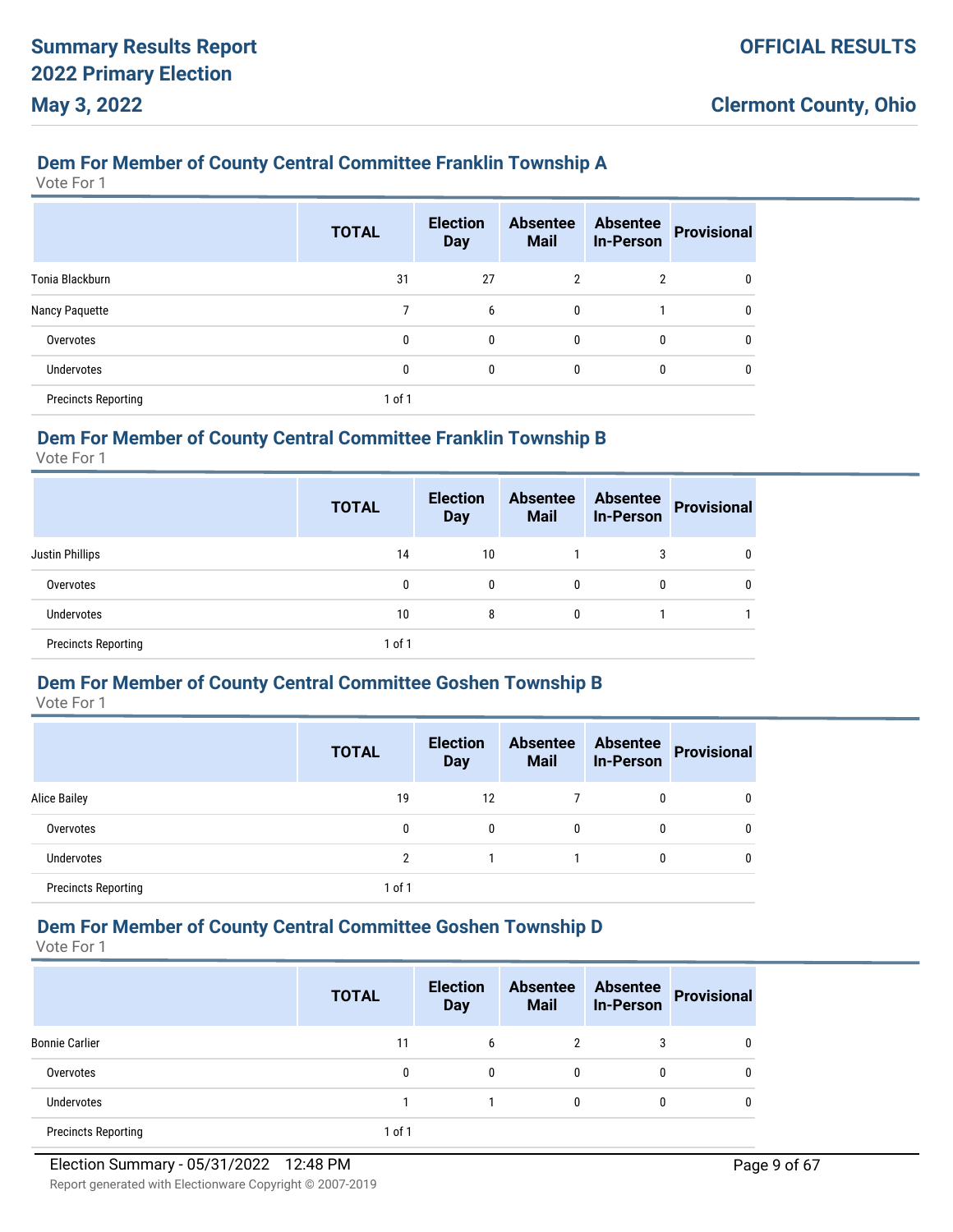### Dem For Member of County Central Committee Franklin Township A

Vote For 1

| | TOTAL | Election Day | Absentee Mail | Absentee In-Person | Provisional |
|---|---|---|---|---|---|
| Tonia Blackburn | 31 | 27 | 2 | 2 | 0 |
| Nancy Paquette | 7 | 6 | 0 | 1 | 0 |
| Overvotes | 0 | 0 | 0 | 0 | 0 |
| Undervotes | 0 | 0 | 0 | 0 | 0 |
| Precincts Reporting | 1 of 1 | | | | |

### Dem For Member of County Central Committee Franklin Township B

Vote For 1

| | TOTAL | Election Day | Absentee Mail | Absentee In-Person | Provisional |
|---|---|---|---|---|---|
| Justin Phillips | 14 | 10 | 1 | 3 | 0 |
| Overvotes | 0 | 0 | 0 | 0 | 0 |
| Undervotes | 10 | 8 | 0 | 1 | 1 |
| Precincts Reporting | 1 of 1 | | | | |

### Dem For Member of County Central Committee Goshen Township B

Vote For 1

| | TOTAL | Election Day | Absentee Mail | Absentee In-Person | Provisional |
|---|---|---|---|---|---|
| Alice Bailey | 19 | 12 | 7 | 0 | 0 |
| Overvotes | 0 | 0 | 0 | 0 | 0 |
| Undervotes | 2 | 1 | 1 | 0 | 0 |
| Precincts Reporting | 1 of 1 | | | | |

### Dem For Member of County Central Committee Goshen Township D

Vote For 1

| | TOTAL | Election Day | Absentee Mail | Absentee In-Person | Provisional |
|---|---|---|---|---|---|
| Bonnie Carlier | 11 | 6 | 2 | 3 | 0 |
| Overvotes | 0 | 0 | 0 | 0 | 0 |
| Undervotes | 1 | 1 | 0 | 0 | 0 |
| Precincts Reporting | 1 of 1 | | | | |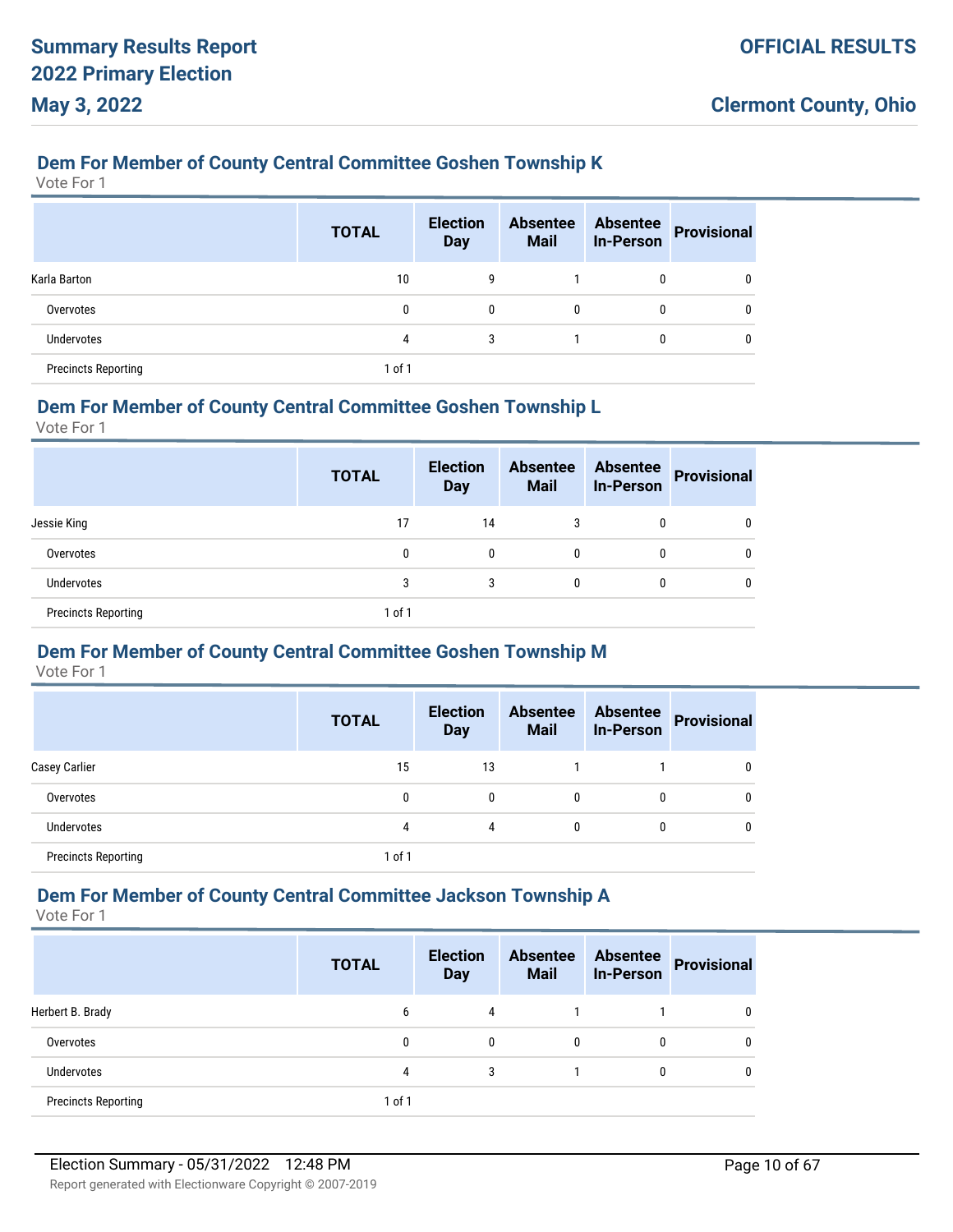### Dem For Member of County Central Committee Goshen Township K

Vote For 1

| | TOTAL | Election Day | Absentee Mail | Absentee In-Person | Provisional |
|---|---|---|---|---|---|
| Karla Barton | 10 | 9 | 1 | 0 | 0 |
| Overvotes | 0 | 0 | 0 | 0 | 0 |
| Undervotes | 4 | 3 | 1 | 0 | 0 |
| Precincts Reporting | 1 of 1 | | | | |

### Dem For Member of County Central Committee Goshen Township L

Vote For 1

| | TOTAL | Election Day | Absentee Mail | Absentee In-Person | Provisional |
|---|---|---|---|---|---|
| Jessie King | 17 | 14 | 3 | 0 | 0 |
| Overvotes | 0 | 0 | 0 | 0 | 0 |
| Undervotes | 3 | 3 | 0 | 0 | 0 |
| Precincts Reporting | 1 of 1 | | | | |

### Dem For Member of County Central Committee Goshen Township M

Vote For 1

| | TOTAL | Election Day | Absentee Mail | Absentee In-Person | Provisional |
|---|---|---|---|---|---|
| Casey Carlier | 15 | 13 | 1 | 1 | 0 |
| Overvotes | 0 | 0 | 0 | 0 | 0 |
| Undervotes | 4 | 4 | 0 | 0 | 0 |
| Precincts Reporting | 1 of 1 | | | | |

### Dem For Member of County Central Committee Jackson Township A

Vote For 1

| | TOTAL | Election Day | Absentee Mail | Absentee In-Person | Provisional |
|---|---|---|---|---|---|
| Herbert B. Brady | 6 | 4 | 1 | 1 | 0 |
| Overvotes | 0 | 0 | 0 | 0 | 0 |
| Undervotes | 4 | 3 | 1 | 0 | 0 |
| Precincts Reporting | 1 of 1 | | | | |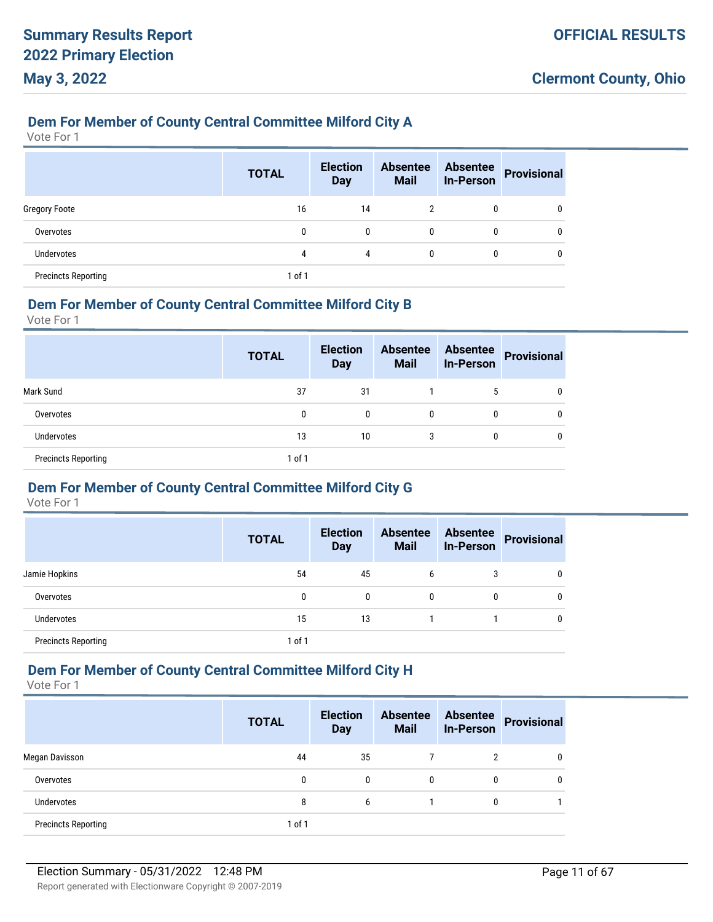## Dem For Member of County Central Committee Milford City A

Vote For 1

| | TOTAL | Election Day | Absentee Mail | Absentee In-Person | Provisional |
|---|---|---|---|---|---|
| Gregory Foote | 16 | 14 | 2 | 0 | 0 |
| Overvotes | 0 | 0 | 0 | 0 | 0 |
| Undervotes | 4 | 4 | 0 | 0 | 0 |
| Precincts Reporting | 1 of 1 | | | | |

## Dem For Member of County Central Committee Milford City B

Vote For 1

| | TOTAL | Election Day | Absentee Mail | Absentee In-Person | Provisional |
|---|---|---|---|---|---|
| Mark Sund | 37 | 31 | 1 | 5 | 0 |
| Overvotes | 0 | 0 | 0 | 0 | 0 |
| Undervotes | 13 | 10 | 3 | 0 | 0 |
| Precincts Reporting | 1 of 1 | | | | |

## Dem For Member of County Central Committee Milford City G

Vote For 1

| | TOTAL | Election Day | Absentee Mail | Absentee In-Person | Provisional |
|---|---|---|---|---|---|
| Jamie Hopkins | 54 | 45 | 6 | 3 | 0 |
| Overvotes | 0 | 0 | 0 | 0 | 0 |
| Undervotes | 15 | 13 | 1 | 1 | 0 |
| Precincts Reporting | 1 of 1 | | | | |

## Dem For Member of County Central Committee Milford City H

Vote For 1

| | TOTAL | Election Day | Absentee Mail | Absentee In-Person | Provisional |
|---|---|---|---|---|---|
| Megan Davisson | 44 | 35 | 7 | 2 | 0 |
| Overvotes | 0 | 0 | 0 | 0 | 0 |
| Undervotes | 8 | 6 | 1 | 0 | 1 |
| Precincts Reporting | 1 of 1 | | | | |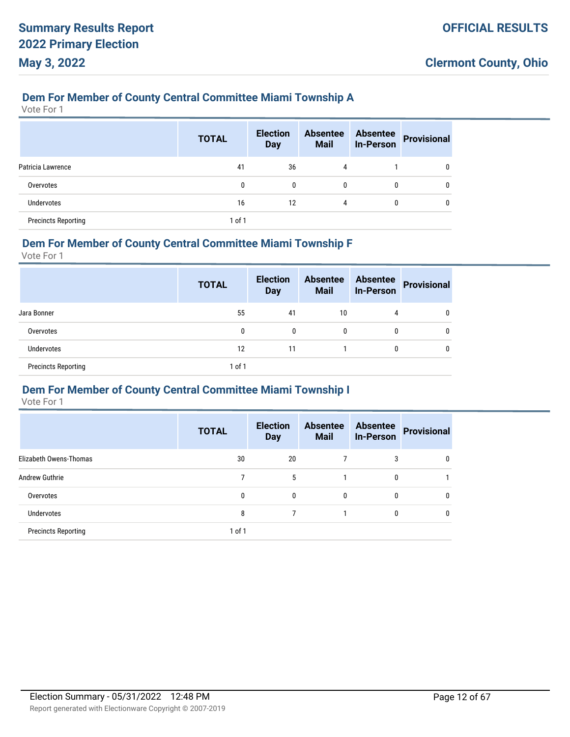## Dem For Member of County Central Committee Miami Township A

Vote For 1

| | TOTAL | Election Day | Absentee Mail | Absentee In-Person | Provisional |
|---|---|---|---|---|---|
| Patricia Lawrence | 41 | 36 | 4 | 1 | 0 |
| Overvotes | 0 | 0 | 0 | 0 | 0 |
| Undervotes | 16 | 12 | 4 | 0 | 0 |
| Precincts Reporting | 1 of 1 | | | | |

## Dem For Member of County Central Committee Miami Township F

Vote For 1

| | TOTAL | Election Day | Absentee Mail | Absentee In-Person | Provisional |
|---|---|---|---|---|---|
| Jara Bonner | 55 | 41 | 10 | 4 | 0 |
| Overvotes | 0 | 0 | 0 | 0 | 0 |
| Undervotes | 12 | 11 | 1 | 0 | 0 |
| Precincts Reporting | 1 of 1 | | | | |

## Dem For Member of County Central Committee Miami Township I

Vote For 1

| | TOTAL | Election Day | Absentee Mail | Absentee In-Person | Provisional |
|---|---|---|---|---|---|
| Elizabeth Owens-Thomas | 30 | 20 | 7 | 3 | 0 |
| Andrew Guthrie | 7 | 5 | 1 | 0 | 1 |
| Overvotes | 0 | 0 | 0 | 0 | 0 |
| Undervotes | 8 | 7 | 1 | 0 | 0 |
| Precincts Reporting | 1 of 1 | | | | |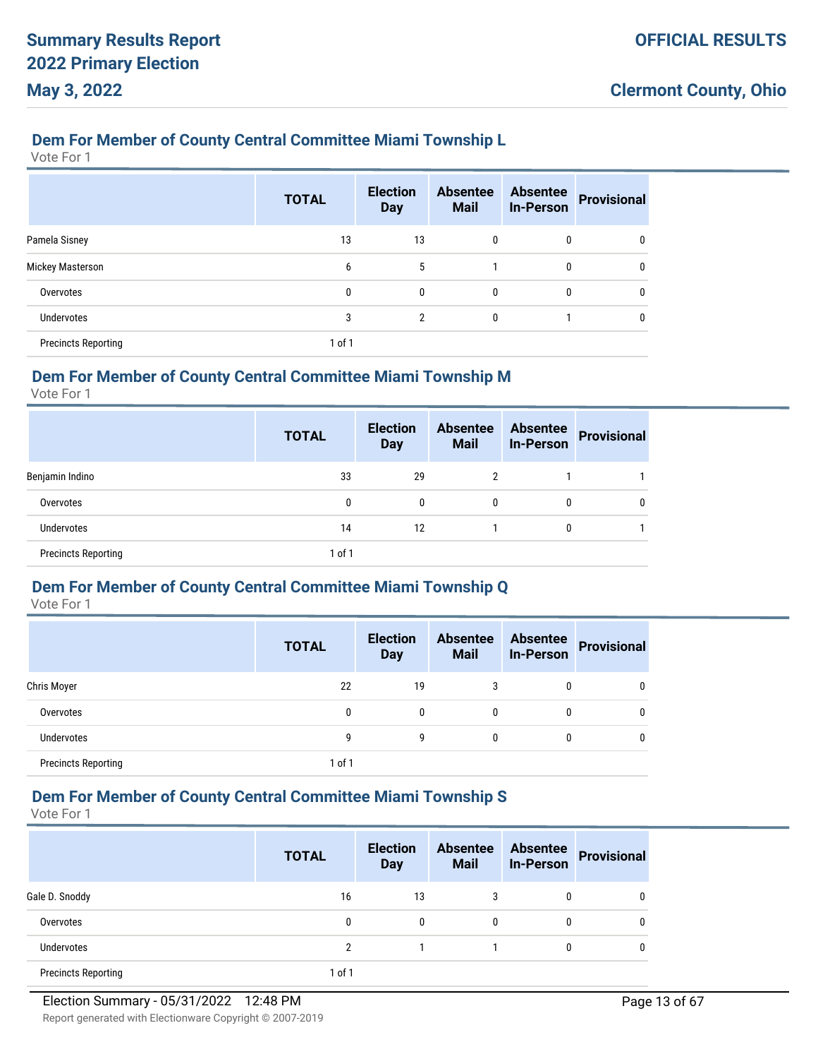## Dem For Member of County Central Committee Miami Township L

Vote For 1

| | TOTAL | Election Day | Absentee Mail | Absentee In-Person | Provisional |
|---|---|---|---|---|---|
| Pamela Sisney | 13 | 13 | 0 | 0 | 0 |
| Mickey Masterson | 6 | 5 | 1 | 0 | 0 |
| Overvotes | 0 | 0 | 0 | 0 | 0 |
| Undervotes | 3 | 2 | 0 | 1 | 0 |
| Precincts Reporting | 1 of 1 | | | | |

## Dem For Member of County Central Committee Miami Township M

Vote For 1

| | TOTAL | Election Day | Absentee Mail | Absentee In-Person | Provisional |
|---|---|---|---|---|---|
| Benjamin Indino | 33 | 29 | 2 | 1 | 1 |
| Overvotes | 0 | 0 | 0 | 0 | 0 |
| Undervotes | 14 | 12 | 1 | 0 | 1 |
| Precincts Reporting | 1 of 1 | | | | |

## Dem For Member of County Central Committee Miami Township Q

Vote For 1

| | TOTAL | Election Day | Absentee Mail | Absentee In-Person | Provisional |
|---|---|---|---|---|---|
| Chris Moyer | 22 | 19 | 3 | 0 | 0 |
| Overvotes | 0 | 0 | 0 | 0 | 0 |
| Undervotes | 9 | 9 | 0 | 0 | 0 |
| Precincts Reporting | 1 of 1 | | | | |

## Dem For Member of County Central Committee Miami Township S

Vote For 1

| | TOTAL | Election Day | Absentee Mail | Absentee In-Person | Provisional |
|---|---|---|---|---|---|
| Gale D. Snoddy | 16 | 13 | 3 | 0 | 0 |
| Overvotes | 0 | 0 | 0 | 0 | 0 |
| Undervotes | 2 | 1 | 1 | 0 | 0 |
| Precincts Reporting | 1 of 1 | | | | |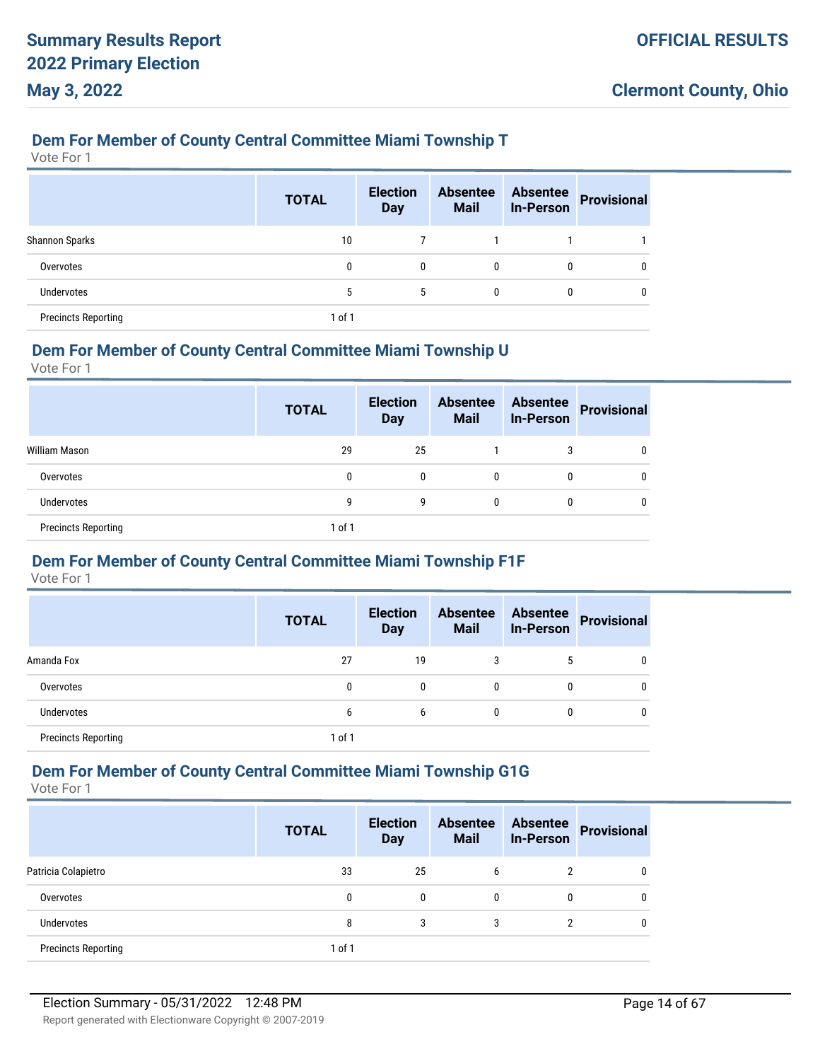## Dem For Member of County Central Committee Miami Township T

Vote For 1

| | TOTAL | Election Day | Absentee Mail | Absentee In-Person | Provisional |
|---|---|---|---|---|---|
| Shannon Sparks | 10 | 7 | 1 | 1 | 1 |
| Overvotes | 0 | 0 | 0 | 0 | 0 |
| Undervotes | 5 | 5 | 0 | 0 | 0 |
| Precincts Reporting | 1 of 1 | | | | |

## Dem For Member of County Central Committee Miami Township U

Vote For 1

| | TOTAL | Election Day | Absentee Mail | Absentee In-Person | Provisional |
|---|---|---|---|---|---|
| William Mason | 29 | 25 | 1 | 3 | 0 |
| Overvotes | 0 | 0 | 0 | 0 | 0 |
| Undervotes | 9 | 9 | 0 | 0 | 0 |
| Precincts Reporting | 1 of 1 | | | | |

## Dem For Member of County Central Committee Miami Township F1F

Vote For 1

| | TOTAL | Election Day | Absentee Mail | Absentee In-Person | Provisional |
|---|---|---|---|---|---|
| Amanda Fox | 27 | 19 | 3 | 5 | 0 |
| Overvotes | 0 | 0 | 0 | 0 | 0 |
| Undervotes | 6 | 6 | 0 | 0 | 0 |
| Precincts Reporting | 1 of 1 | | | | |

## Dem For Member of County Central Committee Miami Township G1G

Vote For 1

| | TOTAL | Election Day | Absentee Mail | Absentee In-Person | Provisional |
|---|---|---|---|---|---|
| Patricia Colapietro | 33 | 25 | 6 | 2 | 0 |
| Overvotes | 0 | 0 | 0 | 0 | 0 |
| Undervotes | 8 | 3 | 3 | 2 | 0 |
| Precincts Reporting | 1 of 1 | | | | |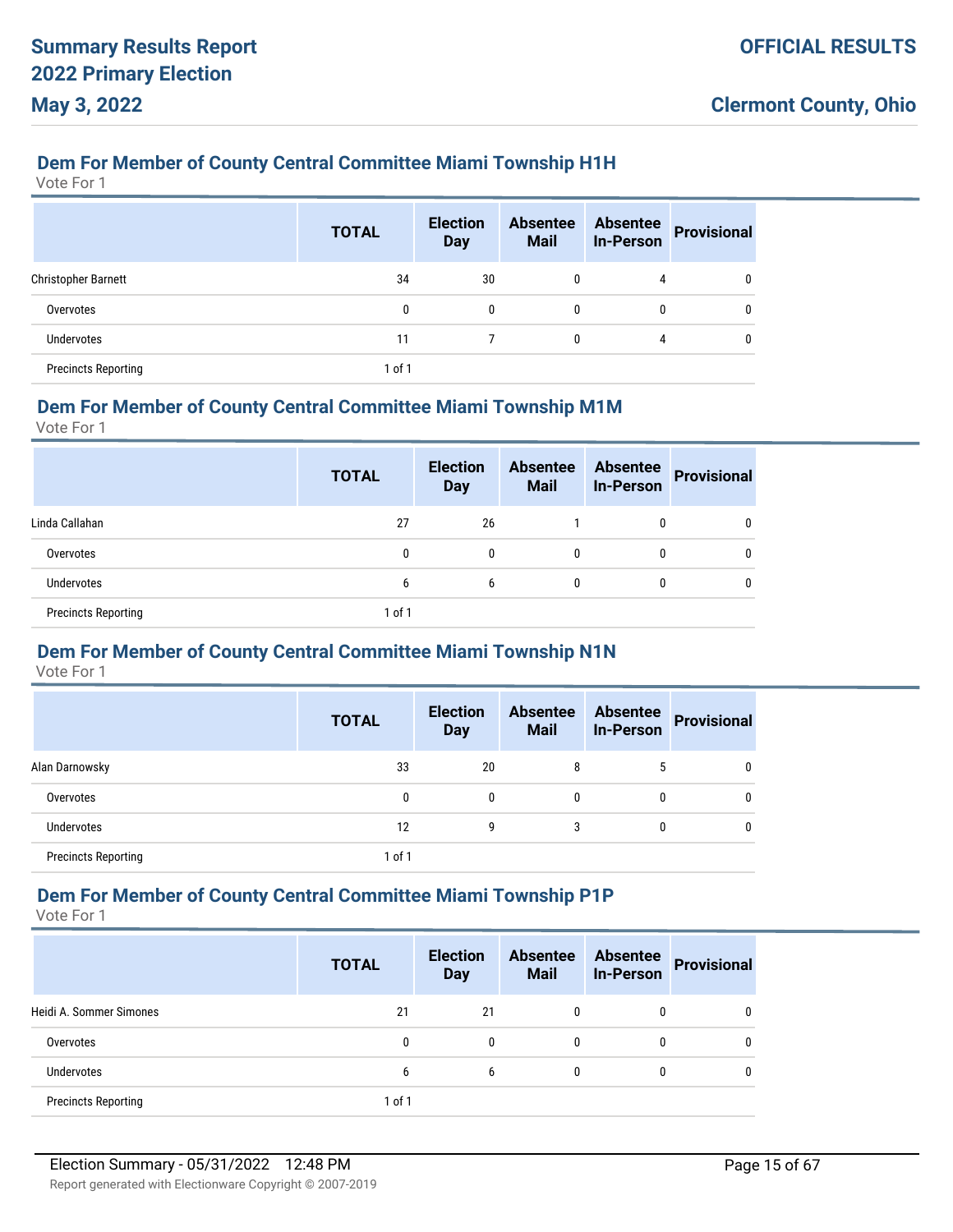## Dem For Member of County Central Committee Miami Township H1H

Vote For 1

| | TOTAL | Election Day | Absentee Mail | Absentee In-Person | Provisional |
|---|---|---|---|---|---|
| Christopher Barnett | 34 | 30 | 0 | 4 | 0 |
| Overvotes | 0 | 0 | 0 | 0 | 0 |
| Undervotes | 11 | 7 | 0 | 4 | 0 |
| Precincts Reporting | 1 of 1 | | | | |

## Dem For Member of County Central Committee Miami Township M1M

Vote For 1

| | TOTAL | Election Day | Absentee Mail | Absentee In-Person | Provisional |
|---|---|---|---|---|---|
| Linda Callahan | 27 | 26 | 1 | 0 | 0 |
| Overvotes | 0 | 0 | 0 | 0 | 0 |
| Undervotes | 6 | 6 | 0 | 0 | 0 |
| Precincts Reporting | 1 of 1 | | | | |

## Dem For Member of County Central Committee Miami Township N1N

Vote For 1

| | TOTAL | Election Day | Absentee Mail | Absentee In-Person | Provisional |
|---|---|---|---|---|---|
| Alan Darnowsky | 33 | 20 | 8 | 5 | 0 |
| Overvotes | 0 | 0 | 0 | 0 | 0 |
| Undervotes | 12 | 9 | 3 | 0 | 0 |
| Precincts Reporting | 1 of 1 | | | | |

## Dem For Member of County Central Committee Miami Township P1P

Vote For 1

| | TOTAL | Election Day | Absentee Mail | Absentee In-Person | Provisional |
|---|---|---|---|---|---|
| Heidi A. Sommer Simones | 21 | 21 | 0 | 0 | 0 |
| Overvotes | 0 | 0 | 0 | 0 | 0 |
| Undervotes | 6 | 6 | 0 | 0 | 0 |
| Precincts Reporting | 1 of 1 | | | | |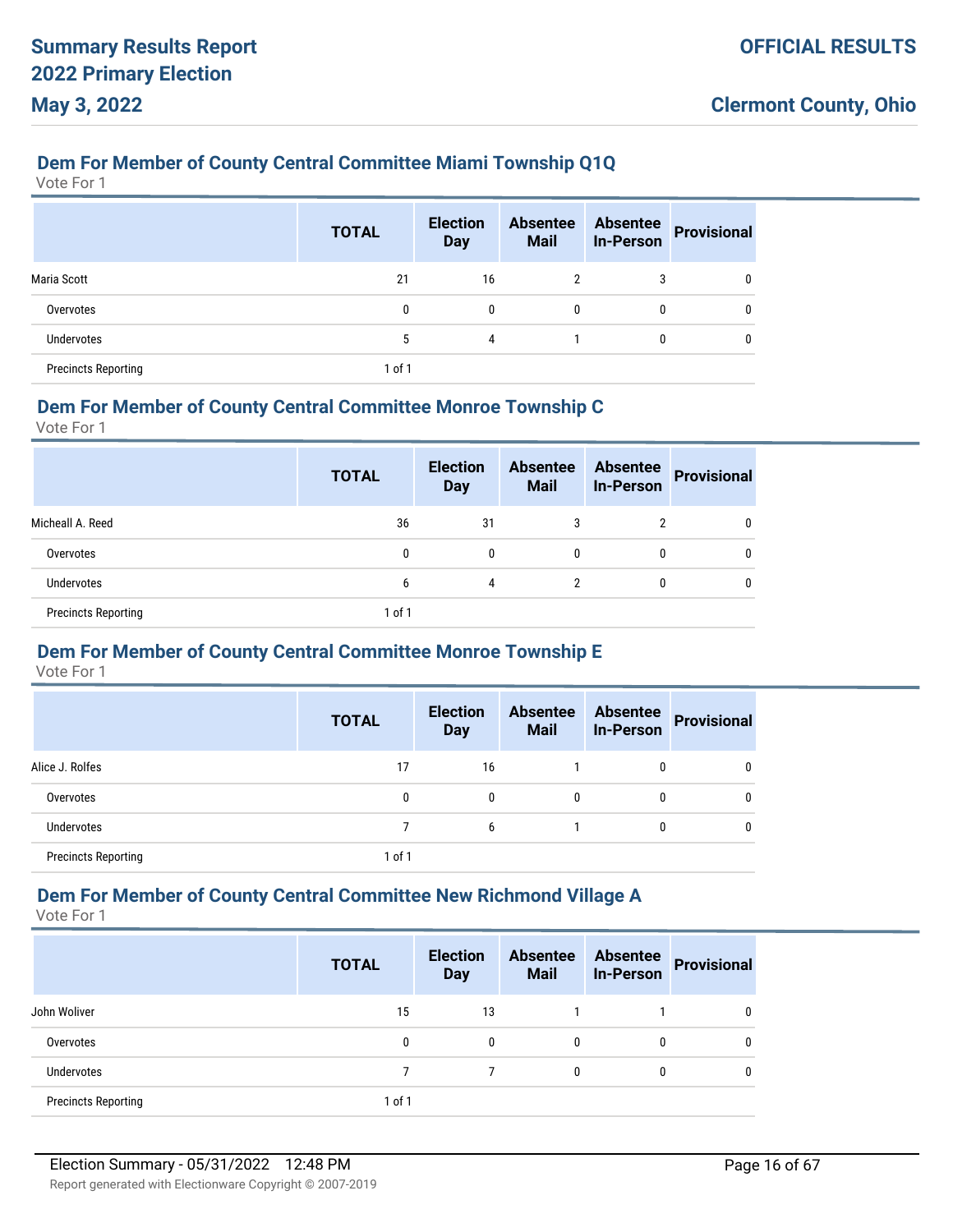## Dem For Member of County Central Committee Miami Township Q1Q

Vote For 1

| | TOTAL | Election Day | Absentee Mail | Absentee In-Person | Provisional |
|---|---|---|---|---|---|
| Maria Scott | 21 | 16 | 2 | 3 | 0 |
| Overvotes | 0 | 0 | 0 | 0 | 0 |
| Undervotes | 5 | 4 | 1 | 0 | 0 |
| Precincts Reporting | 1 of 1 | | | | |

## Dem For Member of County Central Committee Monroe Township C

Vote For 1

| | TOTAL | Election Day | Absentee Mail | Absentee In-Person | Provisional |
|---|---|---|---|---|---|
| Micheall A. Reed | 36 | 31 | 3 | 2 | 0 |
| Overvotes | 0 | 0 | 0 | 0 | 0 |
| Undervotes | 6 | 4 | 2 | 0 | 0 |
| Precincts Reporting | 1 of 1 | | | | |

## Dem For Member of County Central Committee Monroe Township E

Vote For 1

| | TOTAL | Election Day | Absentee Mail | Absentee In-Person | Provisional |
|---|---|---|---|---|---|
| Alice J. Rolfes | 17 | 16 | 1 | 0 | 0 |
| Overvotes | 0 | 0 | 0 | 0 | 0 |
| Undervotes | 7 | 6 | 1 | 0 | 0 |
| Precincts Reporting | 1 of 1 | | | | |

## Dem For Member of County Central Committee New Richmond Village A

Vote For 1

| | TOTAL | Election Day | Absentee Mail | Absentee In-Person | Provisional |
|---|---|---|---|---|---|
| John Woliver | 15 | 13 | 1 | 1 | 0 |
| Overvotes | 0 | 0 | 0 | 0 | 0 |
| Undervotes | 7 | 7 | 0 | 0 | 0 |
| Precincts Reporting | 1 of 1 | | | | |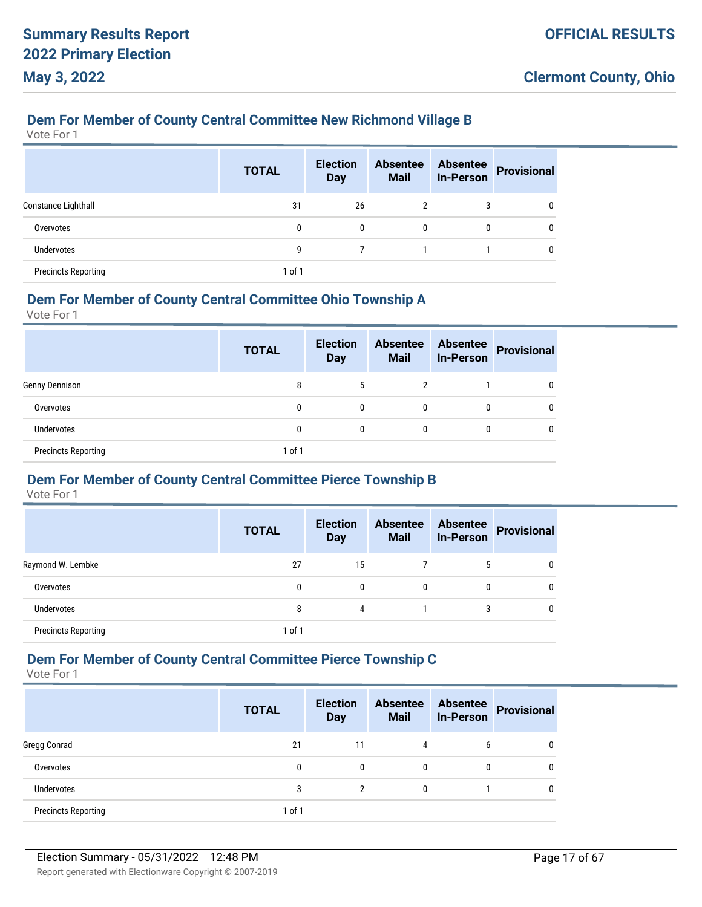## Dem For Member of County Central Committee New Richmond Village B

Vote For 1

| | TOTAL | Election Day | Absentee Mail | Absentee In-Person | Provisional |
|---|---|---|---|---|---|
| Constance Lighthall | 31 | 26 | 2 | 3 | 0 |
| Overvotes | 0 | 0 | 0 | 0 | 0 |
| Undervotes | 9 | 7 | 1 | 1 | 0 |
| Precincts Reporting | 1 of 1 | | | | |

## Dem For Member of County Central Committee Ohio Township A

Vote For 1

| | TOTAL | Election Day | Absentee Mail | Absentee In-Person | Provisional |
|---|---|---|---|---|---|
| Genny Dennison | 8 | 5 | 2 | 1 | 0 |
| Overvotes | 0 | 0 | 0 | 0 | 0 |
| Undervotes | 0 | 0 | 0 | 0 | 0 |
| Precincts Reporting | 1 of 1 | | | | |

## Dem For Member of County Central Committee Pierce Township B

Vote For 1

| | TOTAL | Election Day | Absentee Mail | Absentee In-Person | Provisional |
|---|---|---|---|---|---|
| Raymond W. Lembke | 27 | 15 | 7 | 5 | 0 |
| Overvotes | 0 | 0 | 0 | 0 | 0 |
| Undervotes | 8 | 4 | 1 | 3 | 0 |
| Precincts Reporting | 1 of 1 | | | | |

## Dem For Member of County Central Committee Pierce Township C

Vote For 1

| | TOTAL | Election Day | Absentee Mail | Absentee In-Person | Provisional |
|---|---|---|---|---|---|
| Gregg Conrad | 21 | 11 | 4 | 6 | 0 |
| Overvotes | 0 | 0 | 0 | 0 | 0 |
| Undervotes | 3 | 2 | 0 | 1 | 0 |
| Precincts Reporting | 1 of 1 | | | | |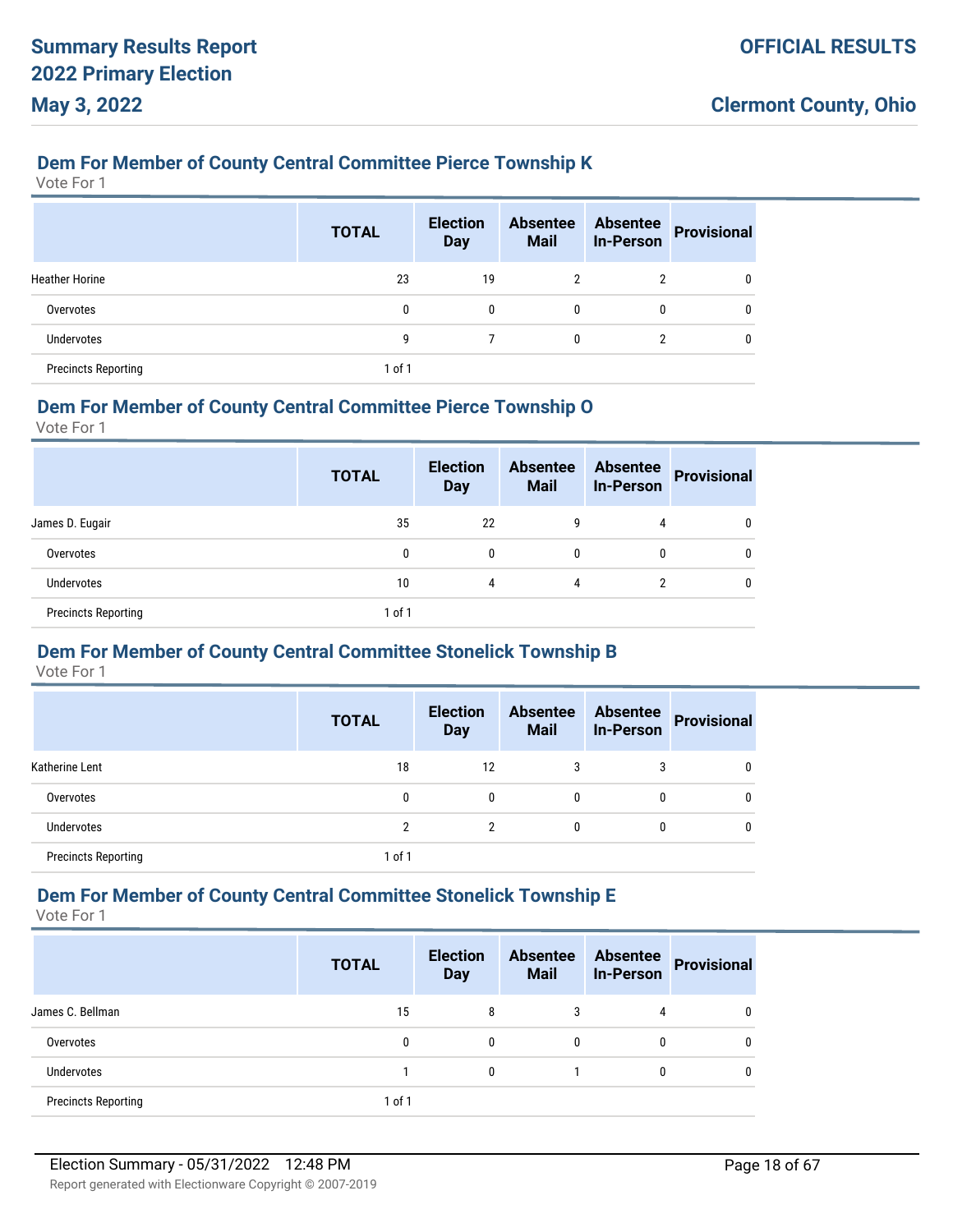## Dem For Member of County Central Committee Pierce Township K

Vote For 1

| | TOTAL | Election Day | Absentee Mail | Absentee In-Person | Provisional |
|---|---|---|---|---|---|
| Heather Horine | 23 | 19 | 2 | 2 | 0 |
| Overvotes | 0 | 0 | 0 | 0 | 0 |
| Undervotes | 9 | 7 | 0 | 2 | 0 |
| Precincts Reporting | 1 of 1 | | | | |

## Dem For Member of County Central Committee Pierce Township O

Vote For 1

| | TOTAL | Election Day | Absentee Mail | Absentee In-Person | Provisional |
|---|---|---|---|---|---|
| James D. Eugair | 35 | 22 | 9 | 4 | 0 |
| Overvotes | 0 | 0 | 0 | 0 | 0 |
| Undervotes | 10 | 4 | 4 | 2 | 0 |
| Precincts Reporting | 1 of 1 | | | | |

## Dem For Member of County Central Committee Stonelick Township B

Vote For 1

| | TOTAL | Election Day | Absentee Mail | Absentee In-Person | Provisional |
|---|---|---|---|---|---|
| Katherine Lent | 18 | 12 | 3 | 3 | 0 |
| Overvotes | 0 | 0 | 0 | 0 | 0 |
| Undervotes | 2 | 2 | 0 | 0 | 0 |
| Precincts Reporting | 1 of 1 | | | | |

## Dem For Member of County Central Committee Stonelick Township E

Vote For 1

| | TOTAL | Election Day | Absentee Mail | Absentee In-Person | Provisional |
|---|---|---|---|---|---|
| James C. Bellman | 15 | 8 | 3 | 4 | 0 |
| Overvotes | 0 | 0 | 0 | 0 | 0 |
| Undervotes | 1 | 0 | 1 | 0 | 0 |
| Precincts Reporting | 1 of 1 | | | | |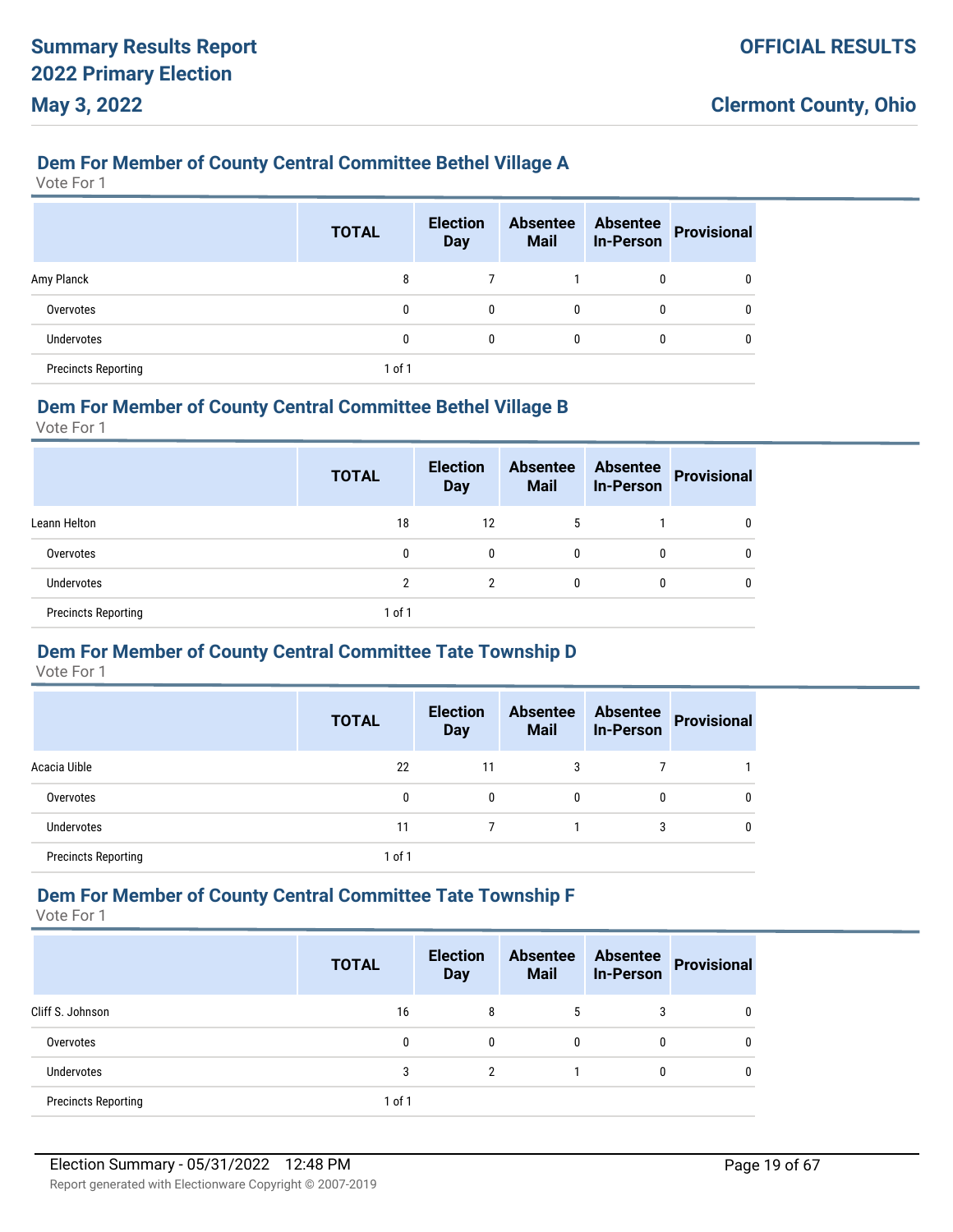## Dem For Member of County Central Committee Bethel Village A

Vote For 1

| | TOTAL | Election Day | Absentee Mail | Absentee In-Person | Provisional |
|---|---|---|---|---|---|
| Amy Planck | 8 | 7 | 1 | 0 | 0 |
| Overvotes | 0 | 0 | 0 | 0 | 0 |
| Undervotes | 0 | 0 | 0 | 0 | 0 |
| Precincts Reporting | 1 of 1 | | | | |

## Dem For Member of County Central Committee Bethel Village B

Vote For 1

| | TOTAL | Election Day | Absentee Mail | Absentee In-Person | Provisional |
|---|---|---|---|---|---|
| Leann Helton | 18 | 12 | 5 | 1 | 0 |
| Overvotes | 0 | 0 | 0 | 0 | 0 |
| Undervotes | 2 | 2 | 0 | 0 | 0 |
| Precincts Reporting | 1 of 1 | | | | |

## Dem For Member of County Central Committee Tate Township D

Vote For 1

| | TOTAL | Election Day | Absentee Mail | Absentee In-Person | Provisional |
|---|---|---|---|---|---|
| Acacia Uible | 22 | 11 | 3 | 7 | 1 |
| Overvotes | 0 | 0 | 0 | 0 | 0 |
| Undervotes | 11 | 7 | 1 | 3 | 0 |
| Precincts Reporting | 1 of 1 | | | | |

## Dem For Member of County Central Committee Tate Township F

Vote For 1

| | TOTAL | Election Day | Absentee Mail | Absentee In-Person | Provisional |
|---|---|---|---|---|---|
| Cliff S. Johnson | 16 | 8 | 5 | 3 | 0 |
| Overvotes | 0 | 0 | 0 | 0 | 0 |
| Undervotes | 3 | 2 | 1 | 0 | 0 |
| Precincts Reporting | 1 of 1 | | | | |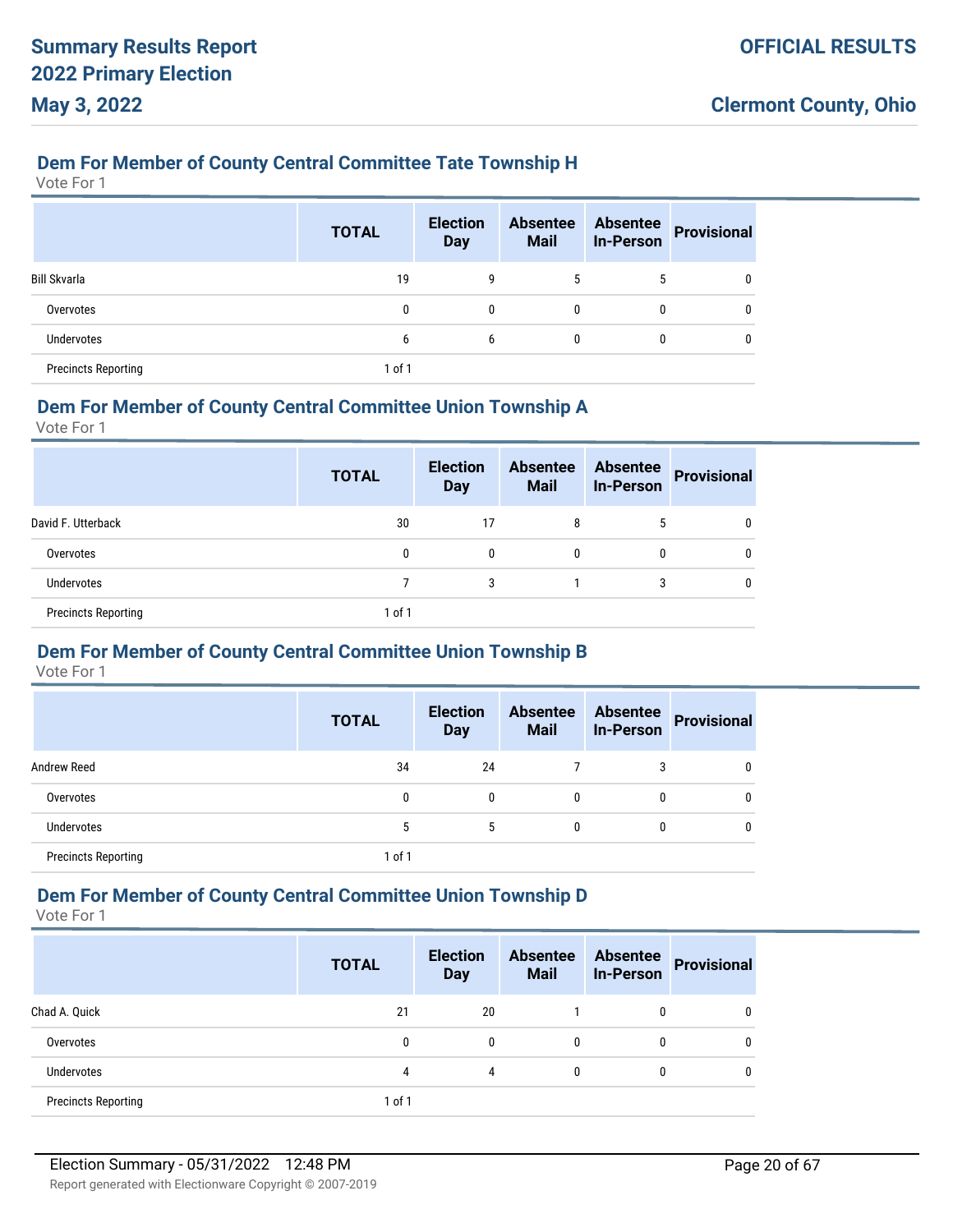## Dem For Member of County Central Committee Tate Township H

Vote For 1

| | TOTAL | Election Day | Absentee Mail | Absentee In-Person | Provisional |
|---|---|---|---|---|---|
| Bill Skvarla | 19 | 9 | 5 | 5 | 0 |
| Overvotes | 0 | 0 | 0 | 0 | 0 |
| Undervotes | 6 | 6 | 0 | 0 | 0 |
| Precincts Reporting | 1 of 1 | | | | |

## Dem For Member of County Central Committee Union Township A

Vote For 1

| | TOTAL | Election Day | Absentee Mail | Absentee In-Person | Provisional |
|---|---|---|---|---|---|
| David F. Utterback | 30 | 17 | 8 | 5 | 0 |
| Overvotes | 0 | 0 | 0 | 0 | 0 |
| Undervotes | 7 | 3 | 1 | 3 | 0 |
| Precincts Reporting | 1 of 1 | | | | |

## Dem For Member of County Central Committee Union Township B

Vote For 1

| | TOTAL | Election Day | Absentee Mail | Absentee In-Person | Provisional |
|---|---|---|---|---|---|
| Andrew Reed | 34 | 24 | 7 | 3 | 0 |
| Overvotes | 0 | 0 | 0 | 0 | 0 |
| Undervotes | 5 | 5 | 0 | 0 | 0 |
| Precincts Reporting | 1 of 1 | | | | |

## Dem For Member of County Central Committee Union Township D

Vote For 1

| | TOTAL | Election Day | Absentee Mail | Absentee In-Person | Provisional |
|---|---|---|---|---|---|
| Chad A. Quick | 21 | 20 | 1 | 0 | 0 |
| Overvotes | 0 | 0 | 0 | 0 | 0 |
| Undervotes | 4 | 4 | 0 | 0 | 0 |
| Precincts Reporting | 1 of 1 | | | | |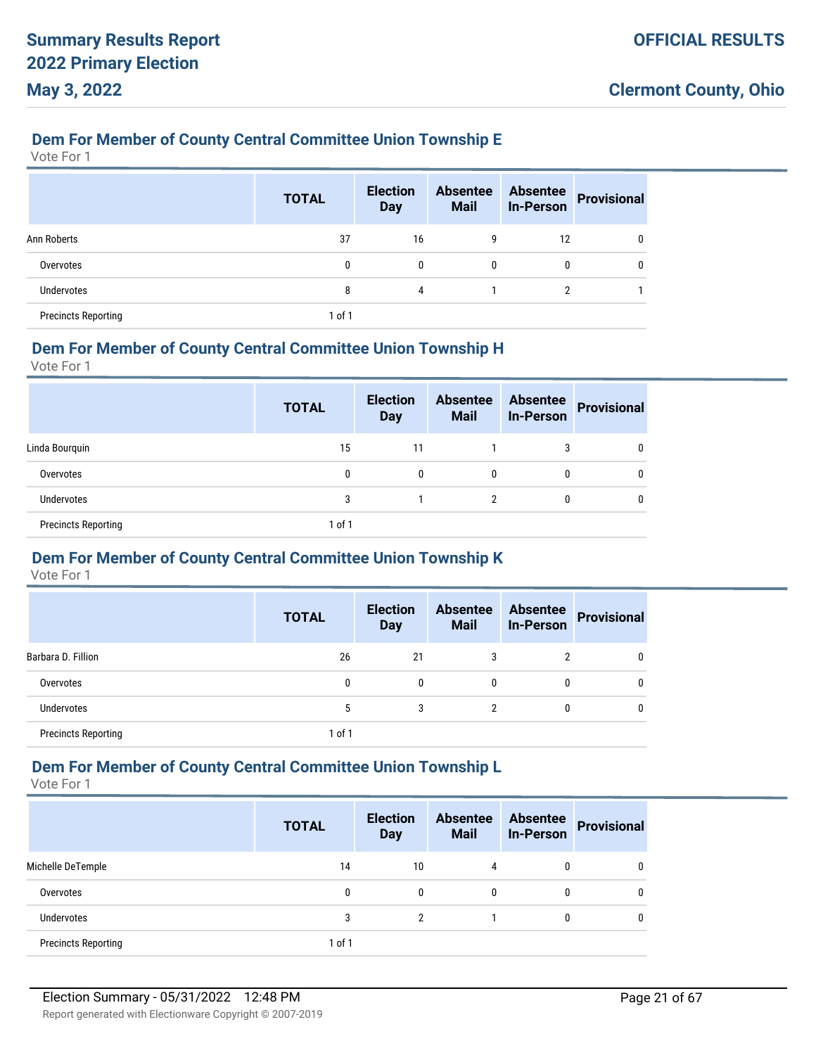## Dem For Member of County Central Committee Union Township E

Vote For 1

| | TOTAL | Election Day | Absentee Mail | Absentee In-Person | Provisional |
|---|---|---|---|---|---|
| Ann Roberts | 37 | 16 | 9 | 12 | 0 |
| Overvotes | 0 | 0 | 0 | 0 | 0 |
| Undervotes | 8 | 4 | 1 | 2 | 1 |
| Precincts Reporting | 1 of 1 | | | | |

## Dem For Member of County Central Committee Union Township H

Vote For 1

| | TOTAL | Election Day | Absentee Mail | Absentee In-Person | Provisional |
|---|---|---|---|---|---|
| Linda Bourquin | 15 | 11 | 1 | 3 | 0 |
| Overvotes | 0 | 0 | 0 | 0 | 0 |
| Undervotes | 3 | 1 | 2 | 0 | 0 |
| Precincts Reporting | 1 of 1 | | | | |

## Dem For Member of County Central Committee Union Township K

Vote For 1

| | TOTAL | Election Day | Absentee Mail | Absentee In-Person | Provisional |
|---|---|---|---|---|---|
| Barbara D. Fillion | 26 | 21 | 3 | 2 | 0 |
| Overvotes | 0 | 0 | 0 | 0 | 0 |
| Undervotes | 5 | 3 | 2 | 0 | 0 |
| Precincts Reporting | 1 of 1 | | | | |

## Dem For Member of County Central Committee Union Township L

Vote For 1

| | TOTAL | Election Day | Absentee Mail | Absentee In-Person | Provisional |
|---|---|---|---|---|---|
| Michelle DeTemple | 14 | 10 | 4 | 0 | 0 |
| Overvotes | 0 | 0 | 0 | 0 | 0 |
| Undervotes | 3 | 2 | 1 | 0 | 0 |
| Precincts Reporting | 1 of 1 | | | | |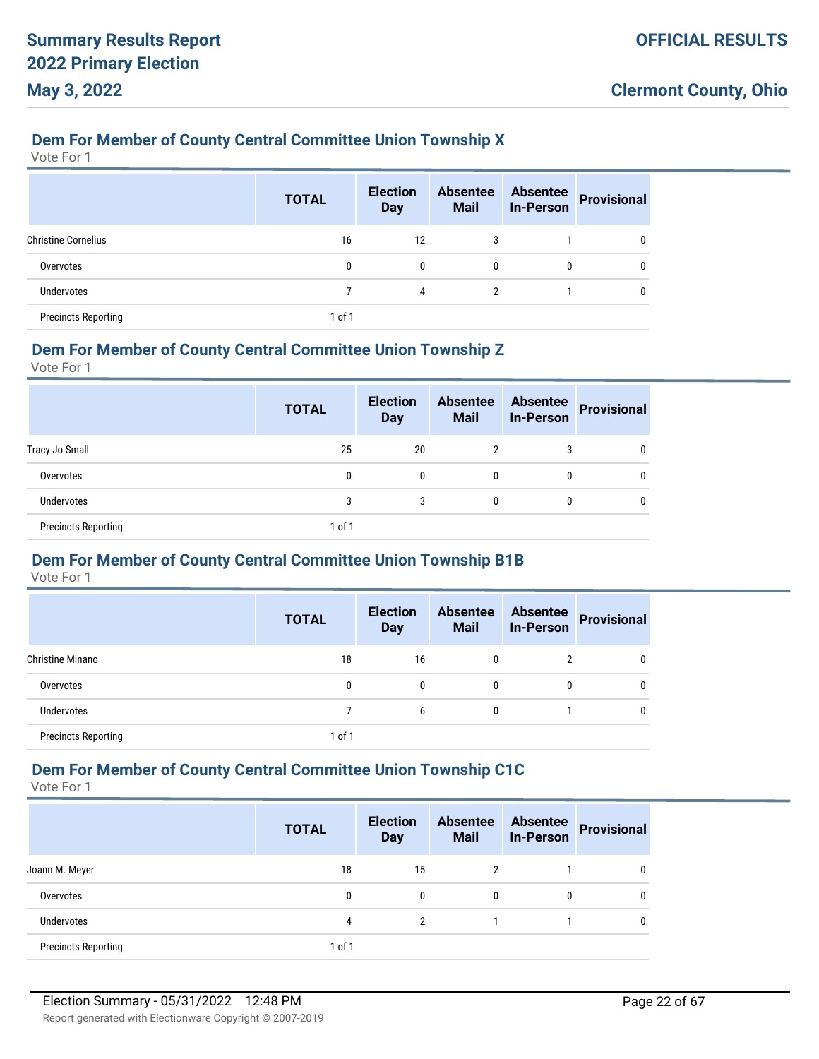## Dem For Member of County Central Committee Union Township X

Vote For 1

| | TOTAL | Election Day | Absentee Mail | Absentee In-Person | Provisional |
|---|---|---|---|---|---|
| Christine Cornelius | 16 | 12 | 3 | 1 | 0 |
| Overvotes | 0 | 0 | 0 | 0 | 0 |
| Undervotes | 7 | 4 | 2 | 1 | 0 |
| Precincts Reporting | 1 of 1 | | | | |

## Dem For Member of County Central Committee Union Township Z

Vote For 1

| | TOTAL | Election Day | Absentee Mail | Absentee In-Person | Provisional |
|---|---|---|---|---|---|
| Tracy Jo Small | 25 | 20 | 2 | 3 | 0 |
| Overvotes | 0 | 0 | 0 | 0 | 0 |
| Undervotes | 3 | 3 | 0 | 0 | 0 |
| Precincts Reporting | 1 of 1 | | | | |

## Dem For Member of County Central Committee Union Township B1B

Vote For 1

| | TOTAL | Election Day | Absentee Mail | Absentee In-Person | Provisional |
|---|---|---|---|---|---|
| Christine Minano | 18 | 16 | 0 | 2 | 0 |
| Overvotes | 0 | 0 | 0 | 0 | 0 |
| Undervotes | 7 | 6 | 0 | 1 | 0 |
| Precincts Reporting | 1 of 1 | | | | |

## Dem For Member of County Central Committee Union Township C1C

Vote For 1

| | TOTAL | Election Day | Absentee Mail | Absentee In-Person | Provisional |
|---|---|---|---|---|---|
| Joann M. Meyer | 18 | 15 | 2 | 1 | 0 |
| Overvotes | 0 | 0 | 0 | 0 | 0 |
| Undervotes | 4 | 2 | 1 | 1 | 0 |
| Precincts Reporting | 1 of 1 | | | | |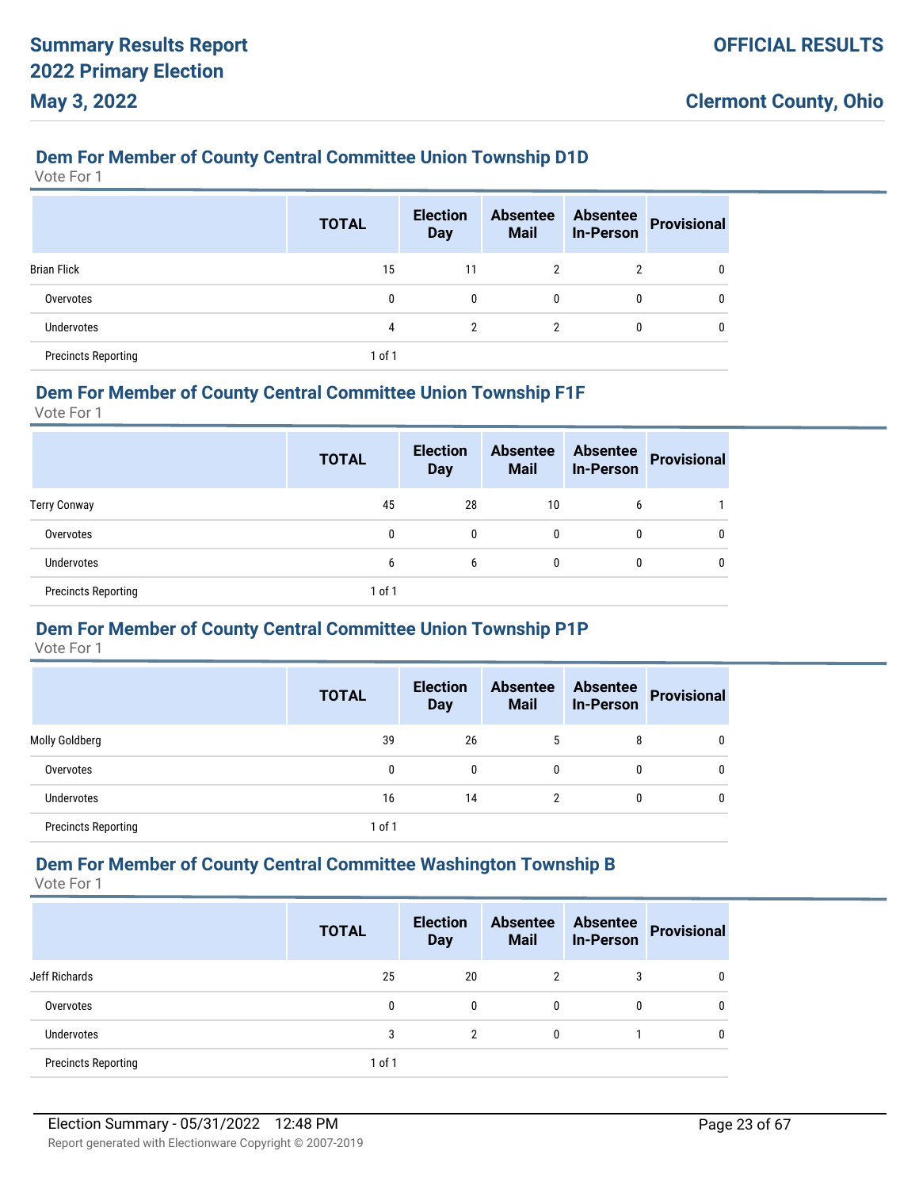## Dem For Member of County Central Committee Union Township D1D

Vote For 1

| | TOTAL | Election Day | Absentee Mail | Absentee In-Person | Provisional |
|---|---|---|---|---|---|
| Brian Flick | 15 | 11 | 2 | 2 | 0 |
| Overvotes | 0 | 0 | 0 | 0 | 0 |
| Undervotes | 4 | 2 | 2 | 0 | 0 |
| Precincts Reporting | 1 of 1 | | | | |

## Dem For Member of County Central Committee Union Township F1F

Vote For 1

| | TOTAL | Election Day | Absentee Mail | Absentee In-Person | Provisional |
|---|---|---|---|---|---|
| Terry Conway | 45 | 28 | 10 | 6 | 1 |
| Overvotes | 0 | 0 | 0 | 0 | 0 |
| Undervotes | 6 | 6 | 0 | 0 | 0 |
| Precincts Reporting | 1 of 1 | | | | |

## Dem For Member of County Central Committee Union Township P1P

Vote For 1

| | TOTAL | Election Day | Absentee Mail | Absentee In-Person | Provisional |
|---|---|---|---|---|---|
| Molly Goldberg | 39 | 26 | 5 | 8 | 0 |
| Overvotes | 0 | 0 | 0 | 0 | 0 |
| Undervotes | 16 | 14 | 2 | 0 | 0 |
| Precincts Reporting | 1 of 1 | | | | |

## Dem For Member of County Central Committee Washington Township B

Vote For 1

| | TOTAL | Election Day | Absentee Mail | Absentee In-Person | Provisional |
|---|---|---|---|---|---|
| Jeff Richards | 25 | 20 | 2 | 3 | 0 |
| Overvotes | 0 | 0 | 0 | 0 | 0 |
| Undervotes | 3 | 2 | 0 | 1 | 0 |
| Precincts Reporting | 1 of 1 | | | | |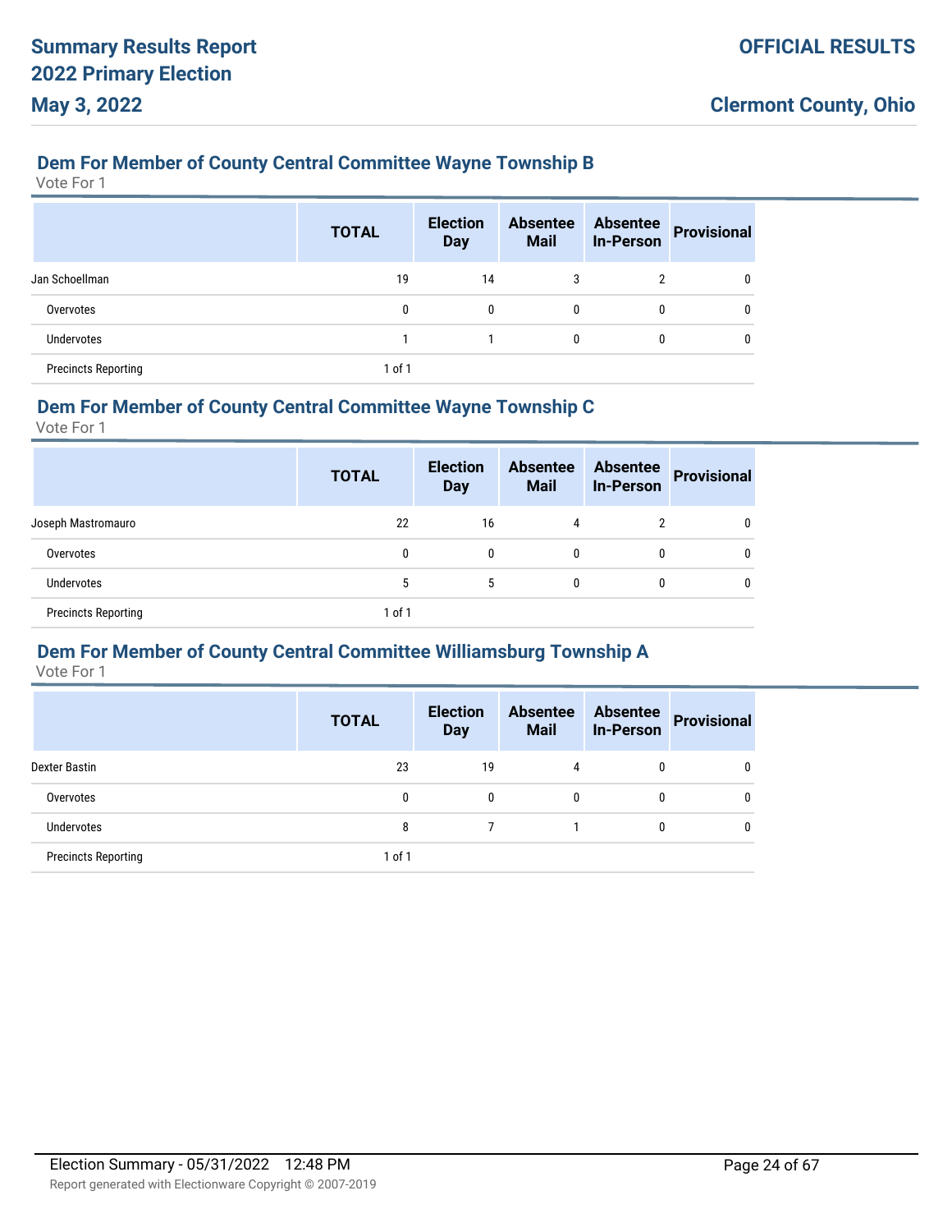## Dem For Member of County Central Committee Wayne Township B

Vote For 1

| | TOTAL | Election Day | Absentee Mail | Absentee In-Person | Provisional |
|---|---|---|---|---|---|
| Jan Schoellman | 19 | 14 | 3 | 2 | 0 |
| Overvotes | 0 | 0 | 0 | 0 | 0 |
| Undervotes | 1 | 1 | 0 | 0 | 0 |
| Precincts Reporting | 1 of 1 | | | | |

## Dem For Member of County Central Committee Wayne Township C

Vote For 1

| | TOTAL | Election Day | Absentee Mail | Absentee In-Person | Provisional |
|---|---|---|---|---|---|
| Joseph Mastromauro | 22 | 16 | 4 | 2 | 0 |
| Overvotes | 0 | 0 | 0 | 0 | 0 |
| Undervotes | 5 | 5 | 0 | 0 | 0 |
| Precincts Reporting | 1 of 1 | | | | |

## Dem For Member of County Central Committee Williamsburg Township A

Vote For 1

| | TOTAL | Election Day | Absentee Mail | Absentee In-Person | Provisional |
|---|---|---|---|---|---|
| Dexter Bastin | 23 | 19 | 4 | 0 | 0 |
| Overvotes | 0 | 0 | 0 | 0 | 0 |
| Undervotes | 8 | 7 | 1 | 0 | 0 |
| Precincts Reporting | 1 of 1 | | | | |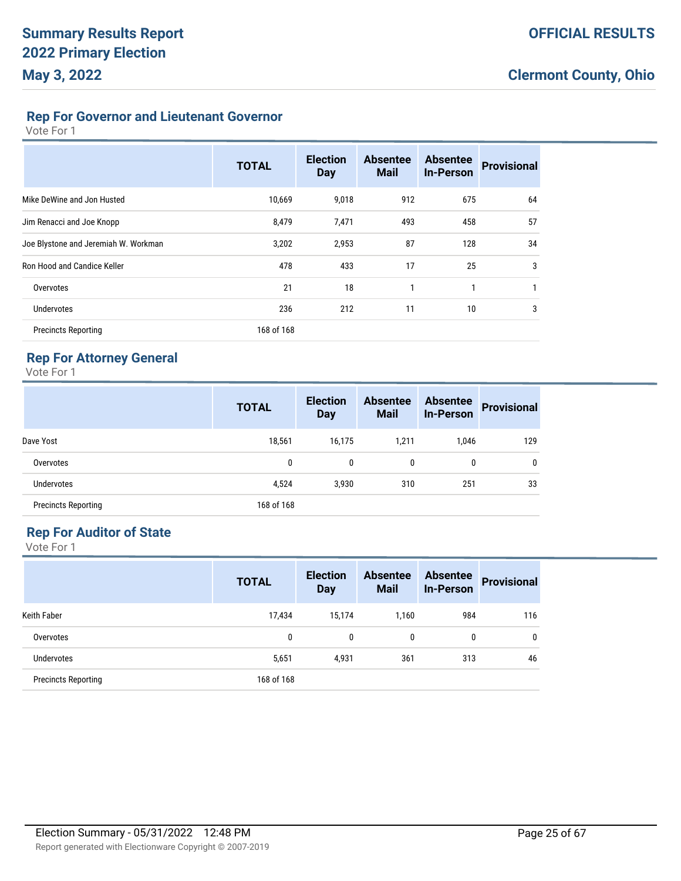# Summary Results Report 2022 Primary Election

**May 3, 2022**

**OFFICIAL RESULTS**

**Clermont County, Ohio**

## Rep For Governor and Lieutenant Governor

Vote For 1

| | TOTAL | Election Day | Absentee Mail | Absentee In-Person | Provisional |
|---|---|---|---|---|---|
| Mike DeWine and Jon Husted | 10,669 | 9,018 | 912 | 675 | 64 |
| Jim Renacci and Joe Knopp | 8,479 | 7,471 | 493 | 458 | 57 |
| Joe Blystone and Jeremiah W. Workman | 3,202 | 2,953 | 87 | 128 | 34 |
| Ron Hood and Candice Keller | 478 | 433 | 17 | 25 | 3 |
| Overvotes | 21 | 18 | 1 | 1 | 1 |
| Undervotes | 236 | 212 | 11 | 10 | 3 |
| Precincts Reporting | 168 of 168 | | | | |

## Rep For Attorney General

Vote For 1

| | TOTAL | Election Day | Absentee Mail | Absentee In-Person | Provisional |
|---|---|---|---|---|---|
| Dave Yost | 18,561 | 16,175 | 1,211 | 1,046 | 129 |
| Overvotes | 0 | 0 | 0 | 0 | 0 |
| Undervotes | 4,524 | 3,930 | 310 | 251 | 33 |
| Precincts Reporting | 168 of 168 | | | | |

## Rep For Auditor of State

Vote For 1

| | TOTAL | Election Day | Absentee Mail | Absentee In-Person | Provisional |
|---|---|---|---|---|---|
| Keith Faber | 17,434 | 15,174 | 1,160 | 984 | 116 |
| Overvotes | 0 | 0 | 0 | 0 | 0 |
| Undervotes | 5,651 | 4,931 | 361 | 313 | 46 |
| Precincts Reporting | 168 of 168 | | | | |

Election Summary - 05/31/2022 12:48 PM

Report generated with Electionware Copyright © 2007-2019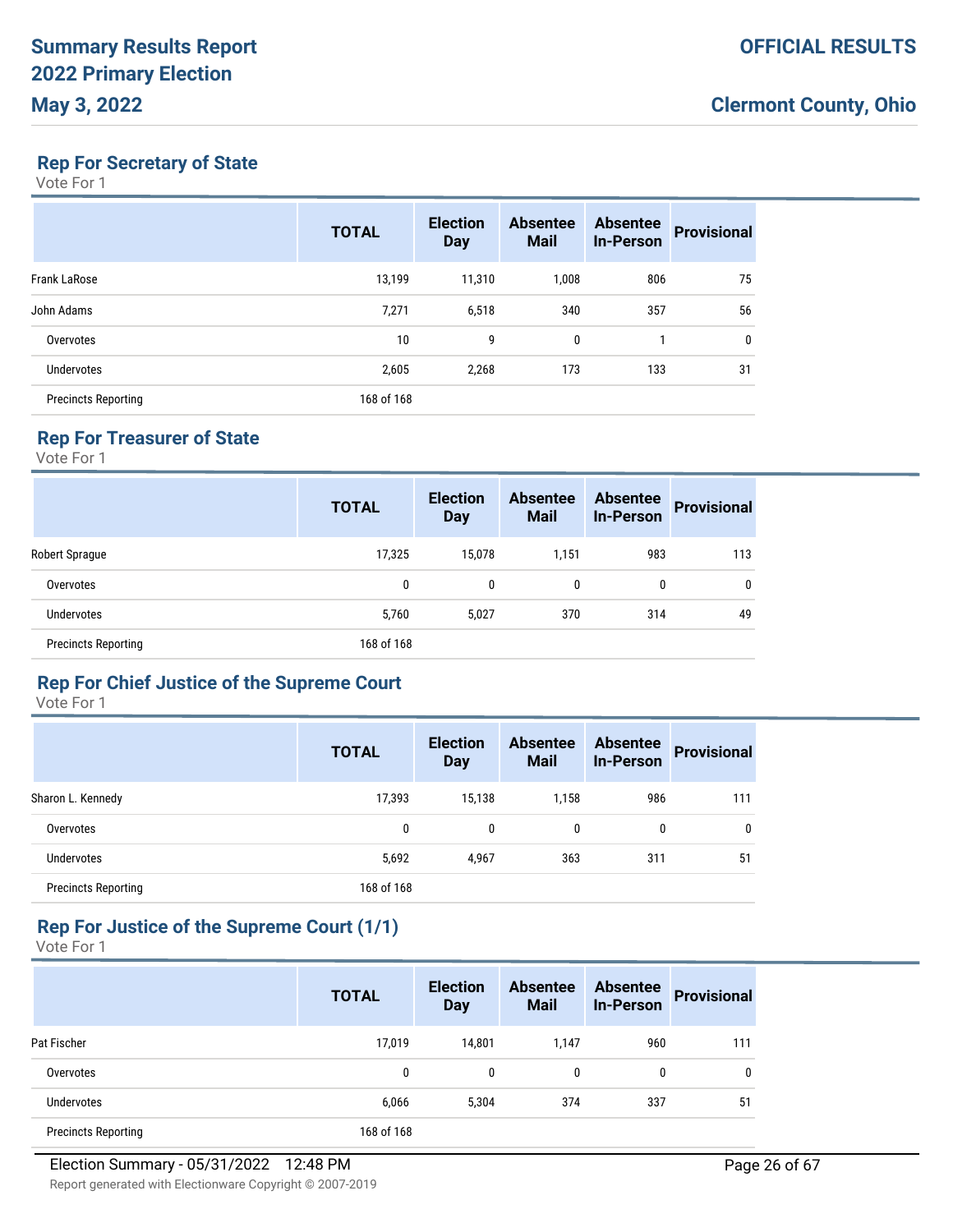## Rep For Secretary of State

Vote For 1

| | TOTAL | Election Day | Absentee Mail | Absentee In-Person | Provisional |
|---|---|---|---|---|---|
| Frank LaRose | 13,199 | 11,310 | 1,008 | 806 | 75 |
| John Adams | 7,271 | 6,518 | 340 | 357 | 56 |
| Overvotes | 10 | 9 | 0 | 1 | 0 |
| Undervotes | 2,605 | 2,268 | 173 | 133 | 31 |
| Precincts Reporting | 168 of 168 | | | | |

## Rep For Treasurer of State

Vote For 1

| | TOTAL | Election Day | Absentee Mail | Absentee In-Person | Provisional |
|---|---|---|---|---|---|
| Robert Sprague | 17,325 | 15,078 | 1,151 | 983 | 113 |
| Overvotes | 0 | 0 | 0 | 0 | 0 |
| Undervotes | 5,760 | 5,027 | 370 | 314 | 49 |
| Precincts Reporting | 168 of 168 | | | | |

## Rep For Chief Justice of the Supreme Court

Vote For 1

| | TOTAL | Election Day | Absentee Mail | Absentee In-Person | Provisional |
|---|---|---|---|---|---|
| Sharon L. Kennedy | 17,393 | 15,138 | 1,158 | 986 | 111 |
| Overvotes | 0 | 0 | 0 | 0 | 0 |
| Undervotes | 5,692 | 4,967 | 363 | 311 | 51 |
| Precincts Reporting | 168 of 168 | | | | |

## Rep For Justice of the Supreme Court (1/1)

Vote For 1

| | TOTAL | Election Day | Absentee Mail | Absentee In-Person | Provisional |
|---|---|---|---|---|---|
| Pat Fischer | 17,019 | 14,801 | 1,147 | 960 | 111 |
| Overvotes | 0 | 0 | 0 | 0 | 0 |
| Undervotes | 6,066 | 5,304 | 374 | 337 | 51 |
| Precincts Reporting | 168 of 168 | | | | |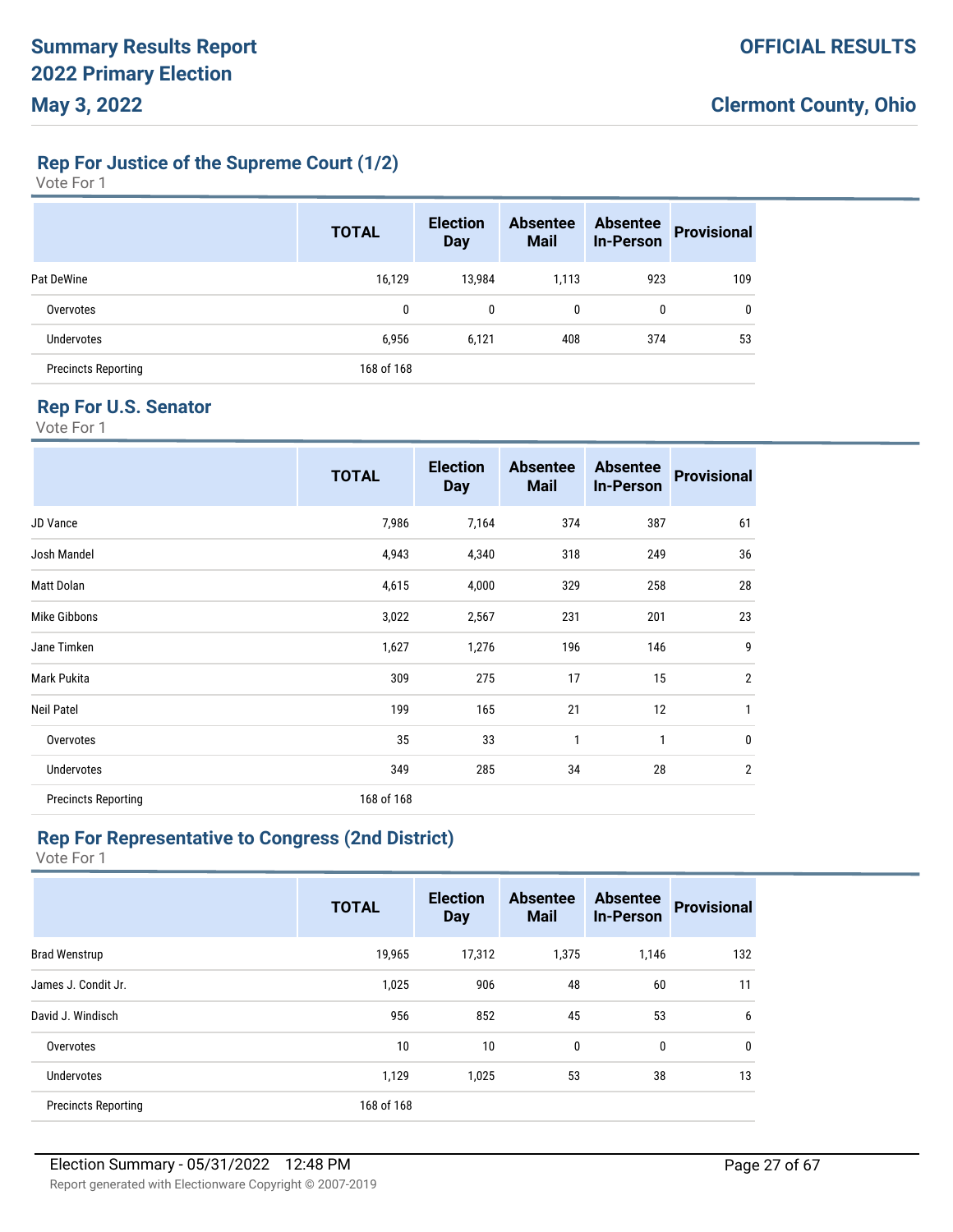## Rep For Justice of the Supreme Court (1/2)

Vote For 1

| | TOTAL | Election Day | Absentee Mail | Absentee In-Person | Provisional |
|---|---|---|---|---|---|
| Pat DeWine | 16,129 | 13,984 | 1,113 | 923 | 109 |
| Overvotes | 0 | 0 | 0 | 0 | 0 |
| Undervotes | 6,956 | 6,121 | 408 | 374 | 53 |
| Precincts Reporting | 168 of 168 | | | | |

## Rep For U.S. Senator

Vote For 1

| | TOTAL | Election Day | Absentee Mail | Absentee In-Person | Provisional |
|---|---|---|---|---|---|
| JD Vance | 7,986 | 7,164 | 374 | 387 | 61 |
| Josh Mandel | 4,943 | 4,340 | 318 | 249 | 36 |
| Matt Dolan | 4,615 | 4,000 | 329 | 258 | 28 |
| Mike Gibbons | 3,022 | 2,567 | 231 | 201 | 23 |
| Jane Timken | 1,627 | 1,276 | 196 | 146 | 9 |
| Mark Pukita | 309 | 275 | 17 | 15 | 2 |
| Neil Patel | 199 | 165 | 21 | 12 | 1 |
| Overvotes | 35 | 33 | 1 | 1 | 0 |
| Undervotes | 349 | 285 | 34 | 28 | 2 |
| Precincts Reporting | 168 of 168 | | | | |

## Rep For Representative to Congress (2nd District)

Vote For 1

| | TOTAL | Election Day | Absentee Mail | Absentee In-Person | Provisional |
|---|---|---|---|---|---|
| Brad Wenstrup | 19,965 | 17,312 | 1,375 | 1,146 | 132 |
| James J. Condit Jr. | 1,025 | 906 | 48 | 60 | 11 |
| David J. Windisch | 956 | 852 | 45 | 53 | 6 |
| Overvotes | 10 | 10 | 0 | 0 | 0 |
| Undervotes | 1,129 | 1,025 | 53 | 38 | 13 |
| Precincts Reporting | 168 of 168 | | | | |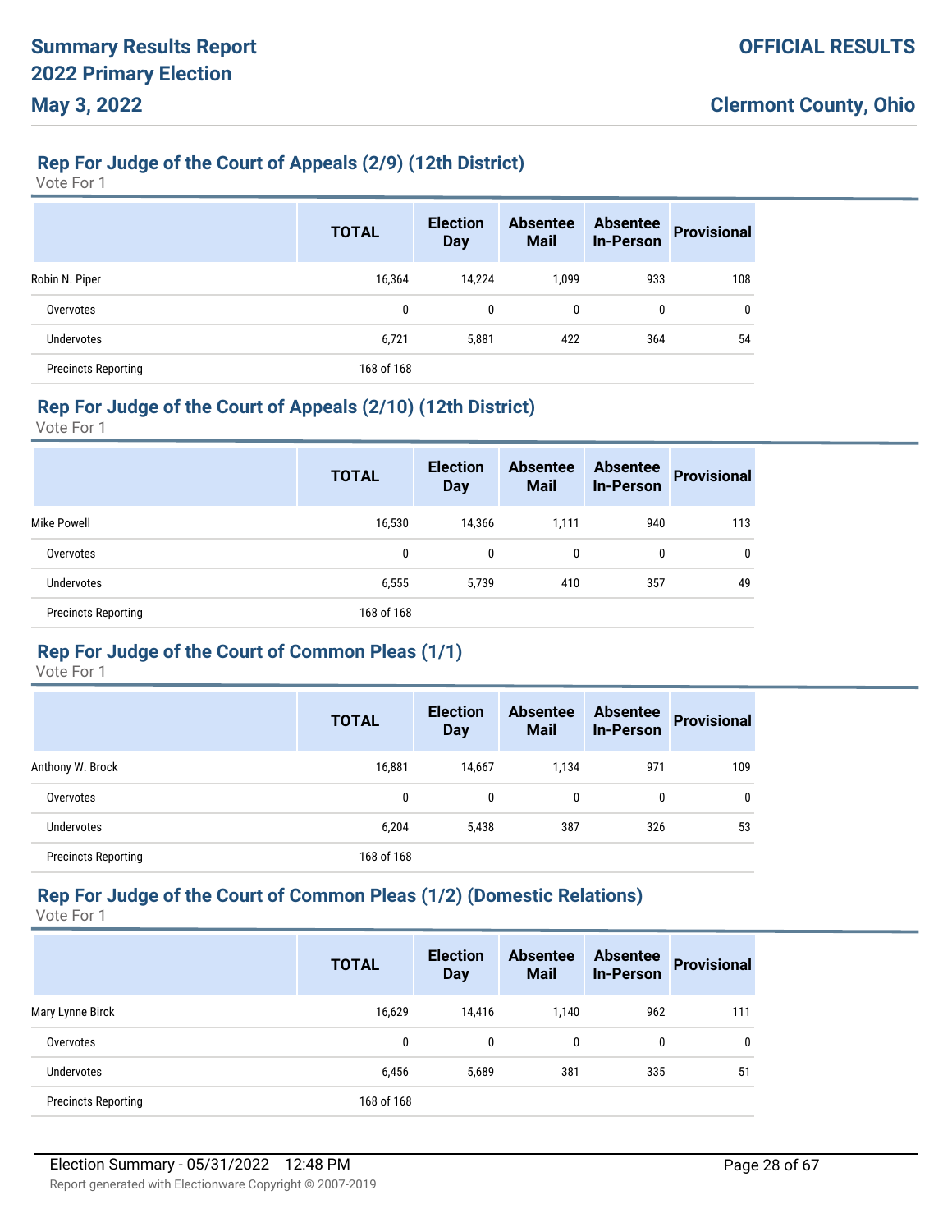## Rep For Judge of the Court of Appeals (2/9) (12th District)

Vote For 1

| | TOTAL | Election Day | Absentee Mail | Absentee In-Person | Provisional |
|---|---|---|---|---|---|
| Robin N. Piper | 16,364 | 14,224 | 1,099 | 933 | 108 |
| Overvotes | 0 | 0 | 0 | 0 | 0 |
| Undervotes | 6,721 | 5,881 | 422 | 364 | 54 |
| Precincts Reporting | 168 of 168 | | | | |

## Rep For Judge of the Court of Appeals (2/10) (12th District)

Vote For 1

| | TOTAL | Election Day | Absentee Mail | Absentee In-Person | Provisional |
|---|---|---|---|---|---|
| Mike Powell | 16,530 | 14,366 | 1,111 | 940 | 113 |
| Overvotes | 0 | 0 | 0 | 0 | 0 |
| Undervotes | 6,555 | 5,739 | 410 | 357 | 49 |
| Precincts Reporting | 168 of 168 | | | | |

## Rep For Judge of the Court of Common Pleas (1/1)

Vote For 1

| | TOTAL | Election Day | Absentee Mail | Absentee In-Person | Provisional |
|---|---|---|---|---|---|
| Anthony W. Brock | 16,881 | 14,667 | 1,134 | 971 | 109 |
| Overvotes | 0 | 0 | 0 | 0 | 0 |
| Undervotes | 6,204 | 5,438 | 387 | 326 | 53 |
| Precincts Reporting | 168 of 168 | | | | |

## Rep For Judge of the Court of Common Pleas (1/2) (Domestic Relations)

Vote For 1

| | TOTAL | Election Day | Absentee Mail | Absentee In-Person | Provisional |
|---|---|---|---|---|---|
| Mary Lynne Birck | 16,629 | 14,416 | 1,140 | 962 | 111 |
| Overvotes | 0 | 0 | 0 | 0 | 0 |
| Undervotes | 6,456 | 5,689 | 381 | 335 | 51 |
| Precincts Reporting | 168 of 168 | | | | |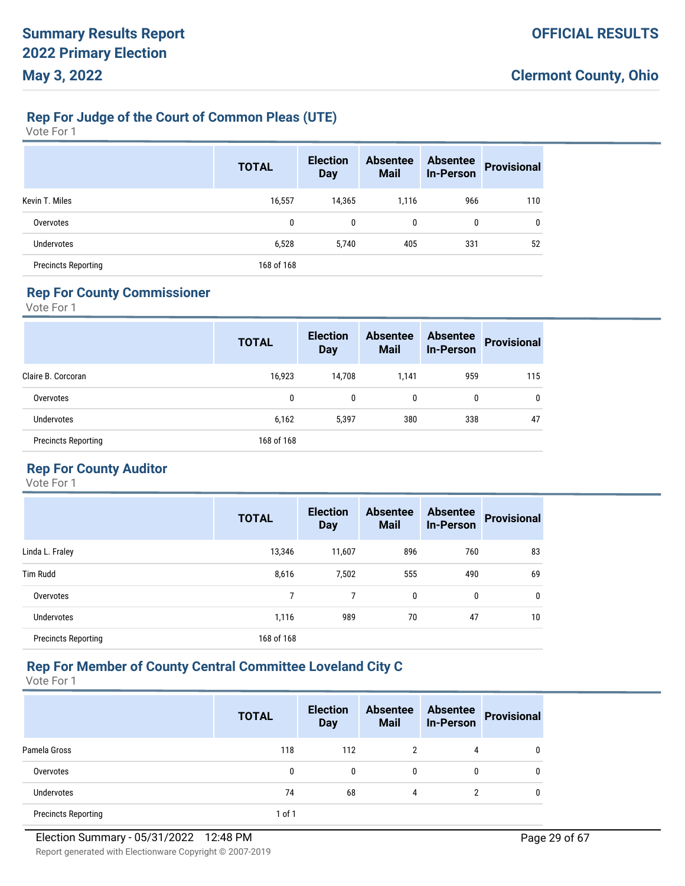## Rep For Judge of the Court of Common Pleas (UTE)

Vote For 1

| | TOTAL | Election Day | Absentee Mail | Absentee In-Person | Provisional |
|---|---|---|---|---|---|
| Kevin T. Miles | 16,557 | 14,365 | 1,116 | 966 | 110 |
| Overvotes | 0 | 0 | 0 | 0 | 0 |
| Undervotes | 6,528 | 5,740 | 405 | 331 | 52 |
| Precincts Reporting | 168 of 168 | | | | |

## Rep For County Commissioner

Vote For 1

| | TOTAL | Election Day | Absentee Mail | Absentee In-Person | Provisional |
|---|---|---|---|---|---|
| Claire B. Corcoran | 16,923 | 14,708 | 1,141 | 959 | 115 |
| Overvotes | 0 | 0 | 0 | 0 | 0 |
| Undervotes | 6,162 | 5,397 | 380 | 338 | 47 |
| Precincts Reporting | 168 of 168 | | | | |

## Rep For County Auditor

Vote For 1

| | TOTAL | Election Day | Absentee Mail | Absentee In-Person | Provisional |
|---|---|---|---|---|---|
| Linda L. Fraley | 13,346 | 11,607 | 896 | 760 | 83 |
| Tim Rudd | 8,616 | 7,502 | 555 | 490 | 69 |
| Overvotes | 7 | 7 | 0 | 0 | 0 |
| Undervotes | 1,116 | 989 | 70 | 47 | 10 |
| Precincts Reporting | 168 of 168 | | | | |

## Rep For Member of County Central Committee Loveland City C

Vote For 1

| | TOTAL | Election Day | Absentee Mail | Absentee In-Person | Provisional |
|---|---|---|---|---|---|
| Pamela Gross | 118 | 112 | 2 | 4 | 0 |
| Overvotes | 0 | 0 | 0 | 0 | 0 |
| Undervotes | 74 | 68 | 4 | 2 | 0 |
| Precincts Reporting | 1 of 1 | | | | |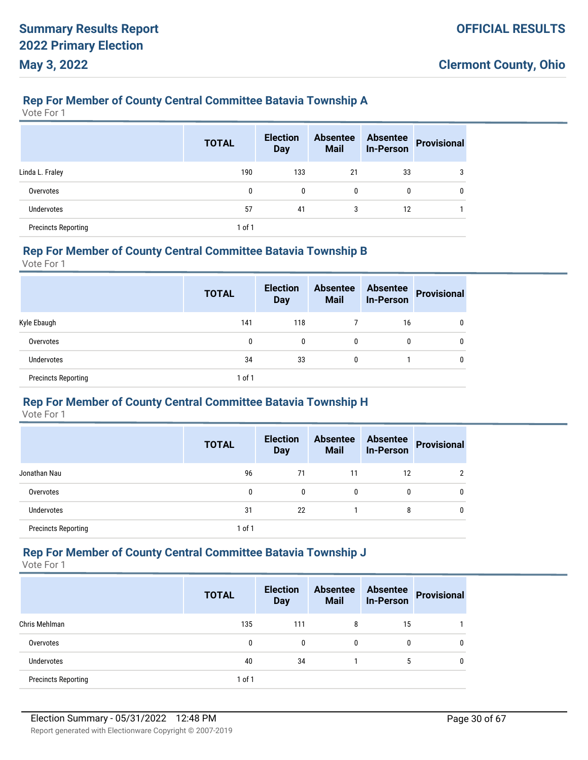## Rep For Member of County Central Committee Batavia Township A

Vote For 1

| | TOTAL | Election Day | Absentee Mail | Absentee In-Person | Provisional |
|---|---|---|---|---|---|
| Linda L. Fraley | 190 | 133 | 21 | 33 | 3 |
| Overvotes | 0 | 0 | 0 | 0 | 0 |
| Undervotes | 57 | 41 | 3 | 12 | 1 |
| Precincts Reporting | 1 of 1 | | | | |

## Rep For Member of County Central Committee Batavia Township B

Vote For 1

| | TOTAL | Election Day | Absentee Mail | Absentee In-Person | Provisional |
|---|---|---|---|---|---|
| Kyle Ebaugh | 141 | 118 | 7 | 16 | 0 |
| Overvotes | 0 | 0 | 0 | 0 | 0 |
| Undervotes | 34 | 33 | 0 | 1 | 0 |
| Precincts Reporting | 1 of 1 | | | | |

## Rep For Member of County Central Committee Batavia Township H

Vote For 1

| | TOTAL | Election Day | Absentee Mail | Absentee In-Person | Provisional |
|---|---|---|---|---|---|
| Jonathan Nau | 96 | 71 | 11 | 12 | 2 |
| Overvotes | 0 | 0 | 0 | 0 | 0 |
| Undervotes | 31 | 22 | 1 | 8 | 0 |
| Precincts Reporting | 1 of 1 | | | | |

## Rep For Member of County Central Committee Batavia Township J

Vote For 1

| | TOTAL | Election Day | Absentee Mail | Absentee In-Person | Provisional |
|---|---|---|---|---|---|
| Chris Mehlman | 135 | 111 | 8 | 15 | 1 |
| Overvotes | 0 | 0 | 0 | 0 | 0 |
| Undervotes | 40 | 34 | 1 | 5 | 0 |
| Precincts Reporting | 1 of 1 | | | | |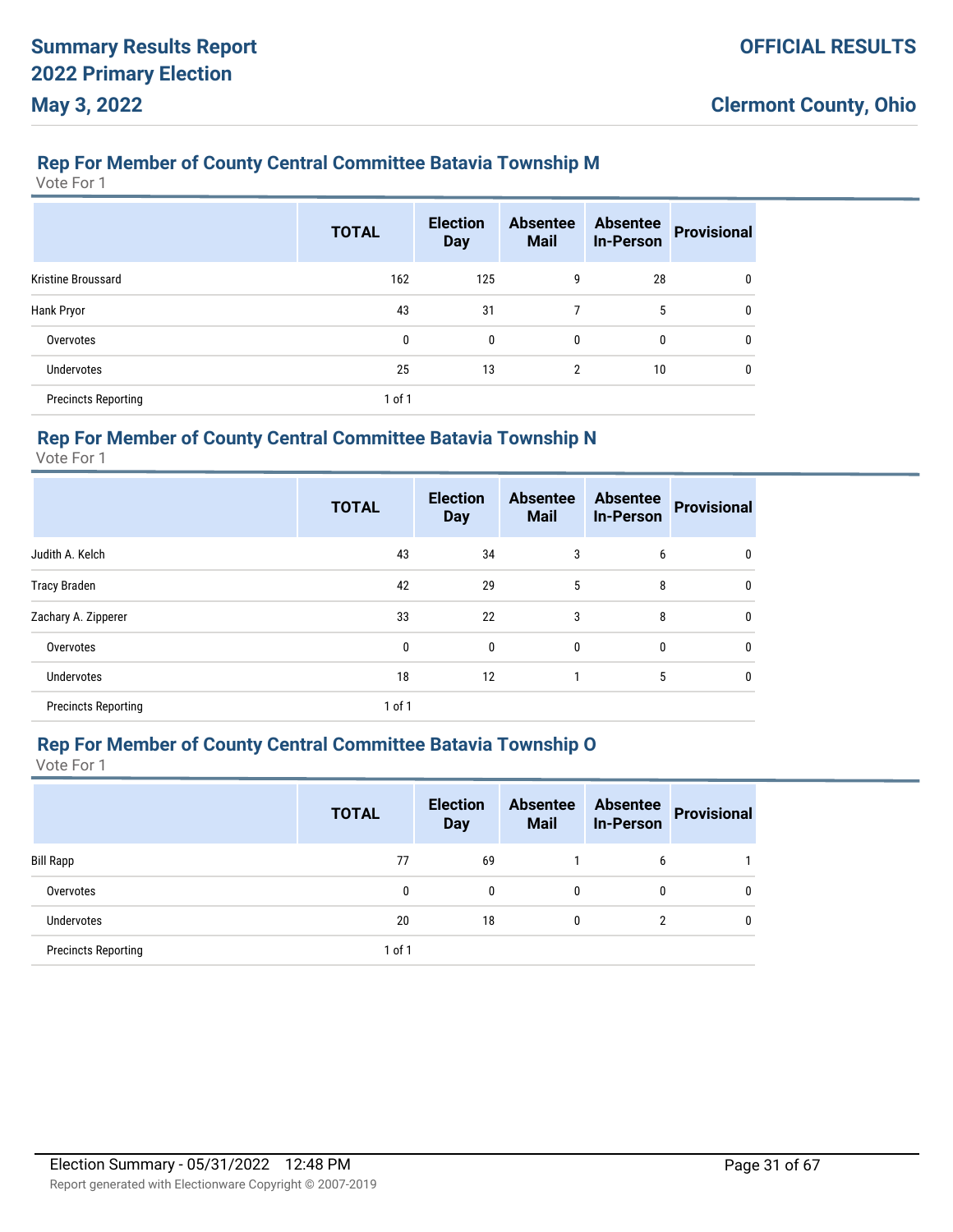## Rep For Member of County Central Committee Batavia Township M

Vote For 1

| | TOTAL | Election Day | Absentee Mail | Absentee In-Person | Provisional |
|---|---|---|---|---|---|
| Kristine Broussard | 162 | 125 | 9 | 28 | 0 |
| Hank Pryor | 43 | 31 | 7 | 5 | 0 |
| Overvotes | 0 | 0 | 0 | 0 | 0 |
| Undervotes | 25 | 13 | 2 | 10 | 0 |
| Precincts Reporting | 1 of 1 | | | | |

## Rep For Member of County Central Committee Batavia Township N

Vote For 1

| | TOTAL | Election Day | Absentee Mail | Absentee In-Person | Provisional |
|---|---|---|---|---|---|
| Judith A. Kelch | 43 | 34 | 3 | 6 | 0 |
| Tracy Braden | 42 | 29 | 5 | 8 | 0 |
| Zachary A. Zipperer | 33 | 22 | 3 | 8 | 0 |
| Overvotes | 0 | 0 | 0 | 0 | 0 |
| Undervotes | 18 | 12 | 1 | 5 | 0 |
| Precincts Reporting | 1 of 1 | | | | |

## Rep For Member of County Central Committee Batavia Township O

Vote For 1

| | TOTAL | Election Day | Absentee Mail | Absentee In-Person | Provisional |
|---|---|---|---|---|---|
| Bill Rapp | 77 | 69 | 1 | 6 | 1 |
| Overvotes | 0 | 0 | 0 | 0 | 0 |
| Undervotes | 20 | 18 | 0 | 2 | 0 |
| Precincts Reporting | 1 of 1 | | | | |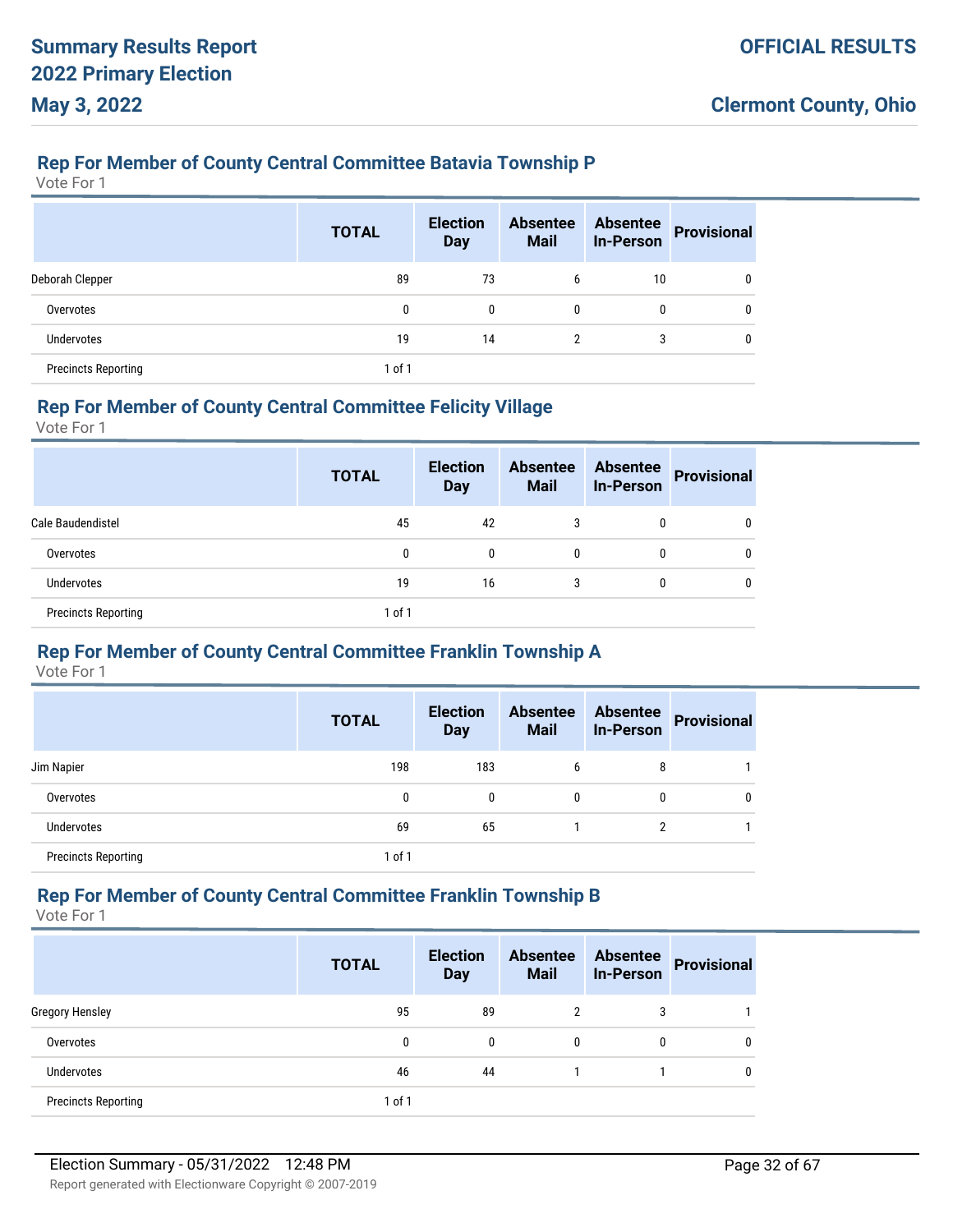## Rep For Member of County Central Committee Batavia Township P

Vote For 1

| | TOTAL | Election Day | Absentee Mail | Absentee In-Person | Provisional |
|---|---|---|---|---|---|
| Deborah Clepper | 89 | 73 | 6 | 10 | 0 |
| Overvotes | 0 | 0 | 0 | 0 | 0 |
| Undervotes | 19 | 14 | 2 | 3 | 0 |
| Precincts Reporting | 1 of 1 | | | | |

## Rep For Member of County Central Committee Felicity Village

Vote For 1

| | TOTAL | Election Day | Absentee Mail | Absentee In-Person | Provisional |
|---|---|---|---|---|---|
| Cale Baudendistel | 45 | 42 | 3 | 0 | 0 |
| Overvotes | 0 | 0 | 0 | 0 | 0 |
| Undervotes | 19 | 16 | 3 | 0 | 0 |
| Precincts Reporting | 1 of 1 | | | | |

## Rep For Member of County Central Committee Franklin Township A

Vote For 1

| | TOTAL | Election Day | Absentee Mail | Absentee In-Person | Provisional |
|---|---|---|---|---|---|
| Jim Napier | 198 | 183 | 6 | 8 | 1 |
| Overvotes | 0 | 0 | 0 | 0 | 0 |
| Undervotes | 69 | 65 | 1 | 2 | 1 |
| Precincts Reporting | 1 of 1 | | | | |

## Rep For Member of County Central Committee Franklin Township B

Vote For 1

| | TOTAL | Election Day | Absentee Mail | Absentee In-Person | Provisional |
|---|---|---|---|---|---|
| Gregory Hensley | 95 | 89 | 2 | 3 | 1 |
| Overvotes | 0 | 0 | 0 | 0 | 0 |
| Undervotes | 46 | 44 | 1 | 1 | 0 |
| Precincts Reporting | 1 of 1 | | | | |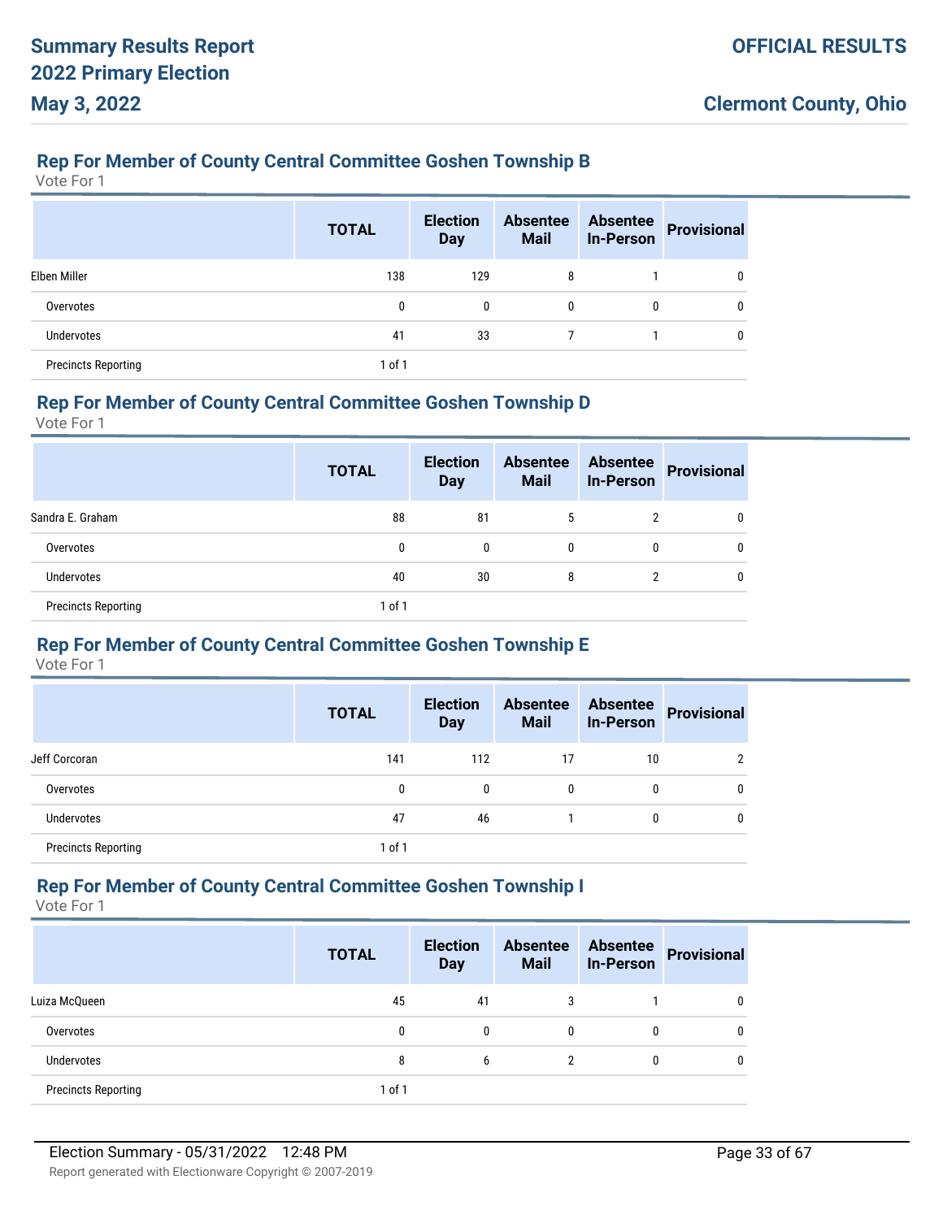## Rep For Member of County Central Committee Goshen Township B

Vote For 1

| | TOTAL | Election Day | Absentee Mail | Absentee In-Person | Provisional |
|---|---|---|---|---|---|
| Elben Miller | 138 | 129 | 8 | 1 | 0 |
| Overvotes | 0 | 0 | 0 | 0 | 0 |
| Undervotes | 41 | 33 | 7 | 1 | 0 |
| Precincts Reporting | 1 of 1 | | | | |

## Rep For Member of County Central Committee Goshen Township D

Vote For 1

| | TOTAL | Election Day | Absentee Mail | Absentee In-Person | Provisional |
|---|---|---|---|---|---|
| Sandra E. Graham | 88 | 81 | 5 | 2 | 0 |
| Overvotes | 0 | 0 | 0 | 0 | 0 |
| Undervotes | 40 | 30 | 8 | 2 | 0 |
| Precincts Reporting | 1 of 1 | | | | |

## Rep For Member of County Central Committee Goshen Township E

Vote For 1

| | TOTAL | Election Day | Absentee Mail | Absentee In-Person | Provisional |
|---|---|---|---|---|---|
| Jeff Corcoran | 141 | 112 | 17 | 10 | 2 |
| Overvotes | 0 | 0 | 0 | 0 | 0 |
| Undervotes | 47 | 46 | 1 | 0 | 0 |
| Precincts Reporting | 1 of 1 | | | | |

## Rep For Member of County Central Committee Goshen Township I

Vote For 1

| | TOTAL | Election Day | Absentee Mail | Absentee In-Person | Provisional |
|---|---|---|---|---|---|
| Luiza McQueen | 45 | 41 | 3 | 1 | 0 |
| Overvotes | 0 | 0 | 0 | 0 | 0 |
| Undervotes | 8 | 6 | 2 | 0 | 0 |
| Precincts Reporting | 1 of 1 | | | | |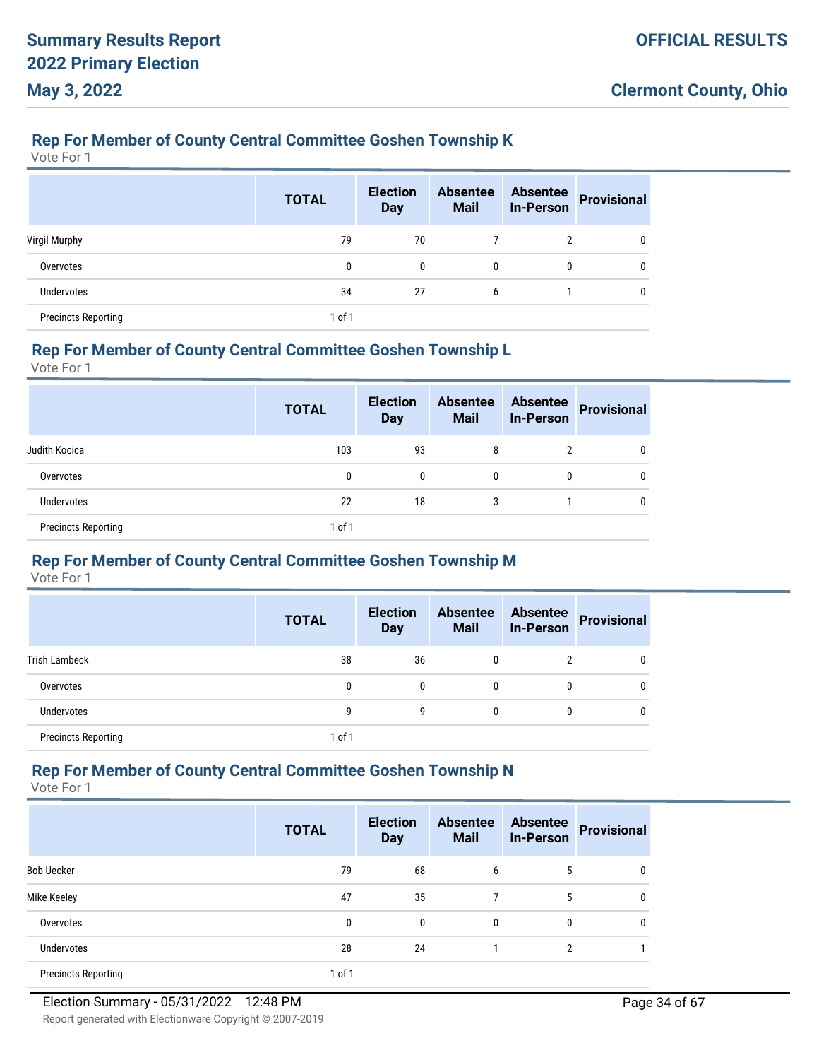### Rep For Member of County Central Committee Goshen Township K

Vote For 1

| | TOTAL | Election Day | Absentee Mail | Absentee In-Person | Provisional |
|---|---|---|---|---|---|
| Virgil Murphy | 79 | 70 | 7 | 2 | 0 |
| Overvotes | 0 | 0 | 0 | 0 | 0 |
| Undervotes | 34 | 27 | 6 | 1 | 0 |
| Precincts Reporting | 1 of 1 | | | | |

### Rep For Member of County Central Committee Goshen Township L

Vote For 1

| | TOTAL | Election Day | Absentee Mail | Absentee In-Person | Provisional |
|---|---|---|---|---|---|
| Judith Kocica | 103 | 93 | 8 | 2 | 0 |
| Overvotes | 0 | 0 | 0 | 0 | 0 |
| Undervotes | 22 | 18 | 3 | 1 | 0 |
| Precincts Reporting | 1 of 1 | | | | |

### Rep For Member of County Central Committee Goshen Township M

Vote For 1

| | TOTAL | Election Day | Absentee Mail | Absentee In-Person | Provisional |
|---|---|---|---|---|---|
| Trish Lambeck | 38 | 36 | 0 | 2 | 0 |
| Overvotes | 0 | 0 | 0 | 0 | 0 |
| Undervotes | 9 | 9 | 0 | 0 | 0 |
| Precincts Reporting | 1 of 1 | | | | |

### Rep For Member of County Central Committee Goshen Township N

Vote For 1

| | TOTAL | Election Day | Absentee Mail | Absentee In-Person | Provisional |
|---|---|---|---|---|---|
| Bob Uecker | 79 | 68 | 6 | 5 | 0 |
| Mike Keeley | 47 | 35 | 7 | 5 | 0 |
| Overvotes | 0 | 0 | 0 | 0 | 0 |
| Undervotes | 28 | 24 | 1 | 2 | 1 |
| Precincts Reporting | 1 of 1 | | | | |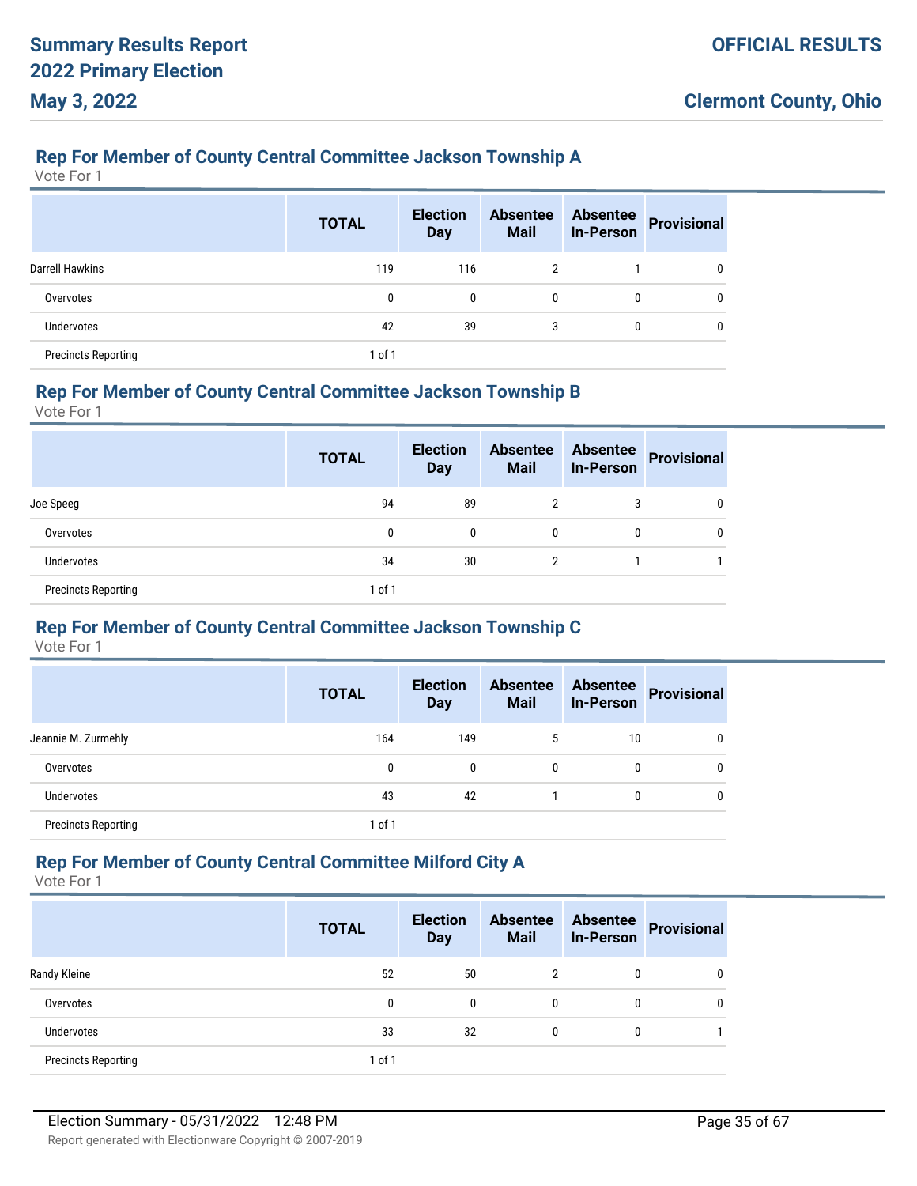## Rep For Member of County Central Committee Jackson Township A

Vote For 1

| | TOTAL | Election Day | Absentee Mail | Absentee In-Person | Provisional |
|---|---|---|---|---|---|
| Darrell Hawkins | 119 | 116 | 2 | 1 | 0 |
| Overvotes | 0 | 0 | 0 | 0 | 0 |
| Undervotes | 42 | 39 | 3 | 0 | 0 |
| Precincts Reporting | 1 of 1 | | | | |

## Rep For Member of County Central Committee Jackson Township B

Vote For 1

| | TOTAL | Election Day | Absentee Mail | Absentee In-Person | Provisional |
|---|---|---|---|---|---|
| Joe Speeg | 94 | 89 | 2 | 3 | 0 |
| Overvotes | 0 | 0 | 0 | 0 | 0 |
| Undervotes | 34 | 30 | 2 | 1 | 1 |
| Precincts Reporting | 1 of 1 | | | | |

## Rep For Member of County Central Committee Jackson Township C

Vote For 1

| | TOTAL | Election Day | Absentee Mail | Absentee In-Person | Provisional |
|---|---|---|---|---|---|
| Jeannie M. Zurmehly | 164 | 149 | 5 | 10 | 0 |
| Overvotes | 0 | 0 | 0 | 0 | 0 |
| Undervotes | 43 | 42 | 1 | 0 | 0 |
| Precincts Reporting | 1 of 1 | | | | |

## Rep For Member of County Central Committee Milford City A

Vote For 1

| | TOTAL | Election Day | Absentee Mail | Absentee In-Person | Provisional |
|---|---|---|---|---|---|
| Randy Kleine | 52 | 50 | 2 | 0 | 0 |
| Overvotes | 0 | 0 | 0 | 0 | 0 |
| Undervotes | 33 | 32 | 0 | 0 | 1 |
| Precincts Reporting | 1 of 1 | | | | |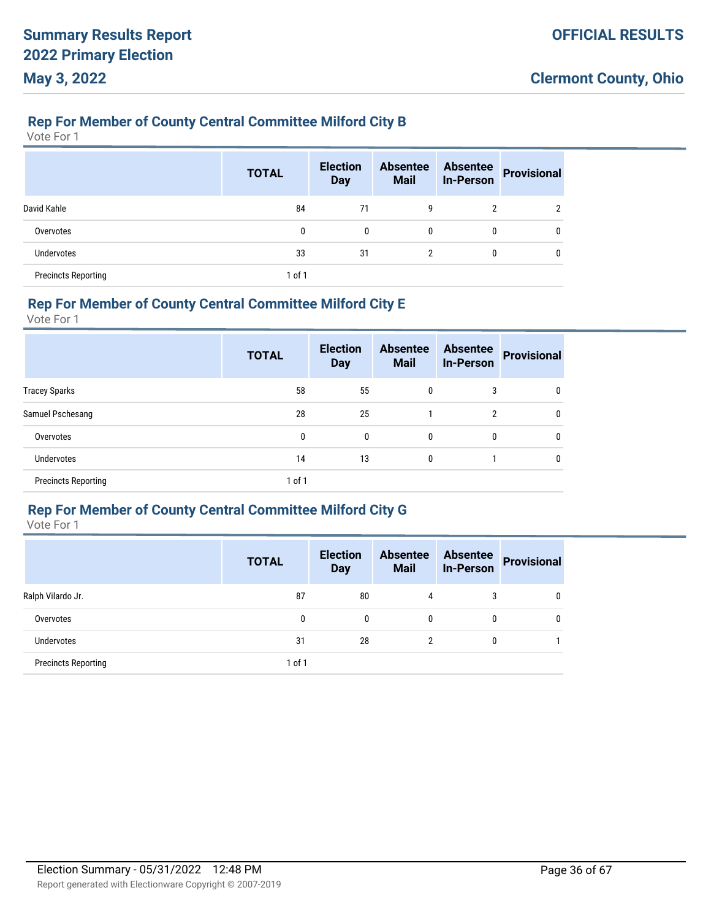## Rep For Member of County Central Committee Milford City B

Vote For 1

| | TOTAL | Election Day | Absentee Mail | Absentee In-Person | Provisional |
|---|---|---|---|---|---|
| David Kahle | 84 | 71 | 9 | 2 | 2 |
| Overvotes | 0 | 0 | 0 | 0 | 0 |
| Undervotes | 33 | 31 | 2 | 0 | 0 |
| Precincts Reporting | 1 of 1 | | | | |

## Rep For Member of County Central Committee Milford City E

Vote For 1

| | TOTAL | Election Day | Absentee Mail | Absentee In-Person | Provisional |
|---|---|---|---|---|---|
| Tracey Sparks | 58 | 55 | 0 | 3 | 0 |
| Samuel Pschesang | 28 | 25 | 1 | 2 | 0 |
| Overvotes | 0 | 0 | 0 | 0 | 0 |
| Undervotes | 14 | 13 | 0 | 1 | 0 |
| Precincts Reporting | 1 of 1 | | | | |

## Rep For Member of County Central Committee Milford City G

Vote For 1

| | TOTAL | Election Day | Absentee Mail | Absentee In-Person | Provisional |
|---|---|---|---|---|---|
| Ralph Vilardo Jr. | 87 | 80 | 4 | 3 | 0 |
| Overvotes | 0 | 0 | 0 | 0 | 0 |
| Undervotes | 31 | 28 | 2 | 0 | 1 |
| Precincts Reporting | 1 of 1 | | | | |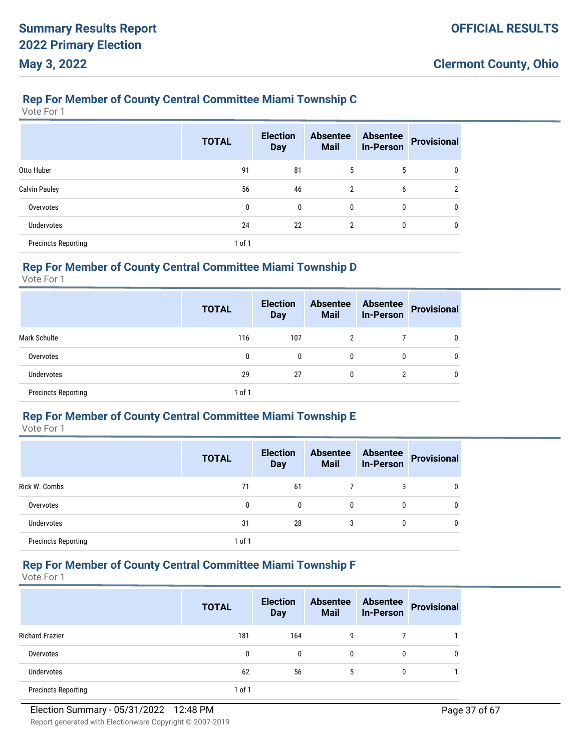## Rep For Member of County Central Committee Miami Township C

Vote For 1

| | TOTAL | Election Day | Absentee Mail | Absentee In-Person | Provisional |
|---|---|---|---|---|---|
| Otto Huber | 91 | 81 | 5 | 5 | 0 |
| Calvin Pauley | 56 | 46 | 2 | 6 | 2 |
| Overvotes | 0 | 0 | 0 | 0 | 0 |
| Undervotes | 24 | 22 | 2 | 0 | 0 |
| Precincts Reporting | 1 of 1 | | | | |

## Rep For Member of County Central Committee Miami Township D

Vote For 1

| | TOTAL | Election Day | Absentee Mail | Absentee In-Person | Provisional |
|---|---|---|---|---|---|
| Mark Schulte | 116 | 107 | 2 | 7 | 0 |
| Overvotes | 0 | 0 | 0 | 0 | 0 |
| Undervotes | 29 | 27 | 0 | 2 | 0 |
| Precincts Reporting | 1 of 1 | | | | |

## Rep For Member of County Central Committee Miami Township E

Vote For 1

| | TOTAL | Election Day | Absentee Mail | Absentee In-Person | Provisional |
|---|---|---|---|---|---|
| Rick W. Combs | 71 | 61 | 7 | 3 | 0 |
| Overvotes | 0 | 0 | 0 | 0 | 0 |
| Undervotes | 31 | 28 | 3 | 0 | 0 |
| Precincts Reporting | 1 of 1 | | | | |

## Rep For Member of County Central Committee Miami Township F

Vote For 1

| | TOTAL | Election Day | Absentee Mail | Absentee In-Person | Provisional |
|---|---|---|---|---|---|
| Richard Frazier | 181 | 164 | 9 | 7 | 1 |
| Overvotes | 0 | 0 | 0 | 0 | 0 |
| Undervotes | 62 | 56 | 5 | 0 | 1 |
| Precincts Reporting | 1 of 1 | | | | |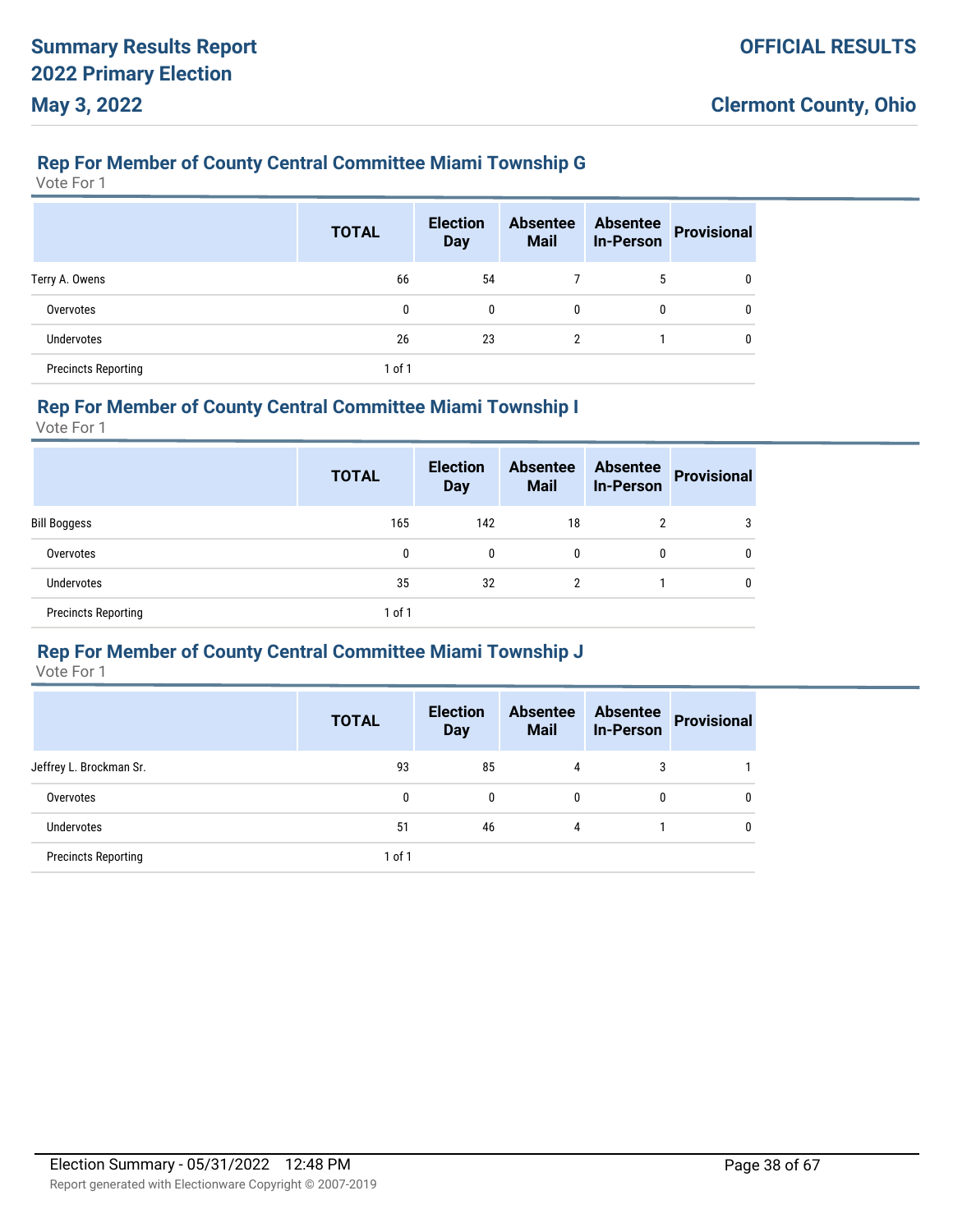## Rep For Member of County Central Committee Miami Township G

Vote For 1

| | TOTAL | Election Day | Absentee Mail | Absentee In-Person | Provisional |
|---|---|---|---|---|---|
| Terry A. Owens | 66 | 54 | 7 | 5 | 0 |
| Overvotes | 0 | 0 | 0 | 0 | 0 |
| Undervotes | 26 | 23 | 2 | 1 | 0 |
| Precincts Reporting | 1 of 1 | | | | |

## Rep For Member of County Central Committee Miami Township I

Vote For 1

| | TOTAL | Election Day | Absentee Mail | Absentee In-Person | Provisional |
|---|---|---|---|---|---|
| Bill Boggess | 165 | 142 | 18 | 2 | 3 |
| Overvotes | 0 | 0 | 0 | 0 | 0 |
| Undervotes | 35 | 32 | 2 | 1 | 0 |
| Precincts Reporting | 1 of 1 | | | | |

## Rep For Member of County Central Committee Miami Township J

Vote For 1

| | TOTAL | Election Day | Absentee Mail | Absentee In-Person | Provisional |
|---|---|---|---|---|---|
| Jeffrey L. Brockman Sr. | 93 | 85 | 4 | 3 | 1 |
| Overvotes | 0 | 0 | 0 | 0 | 0 |
| Undervotes | 51 | 46 | 4 | 1 | 0 |
| Precincts Reporting | 1 of 1 | | | | |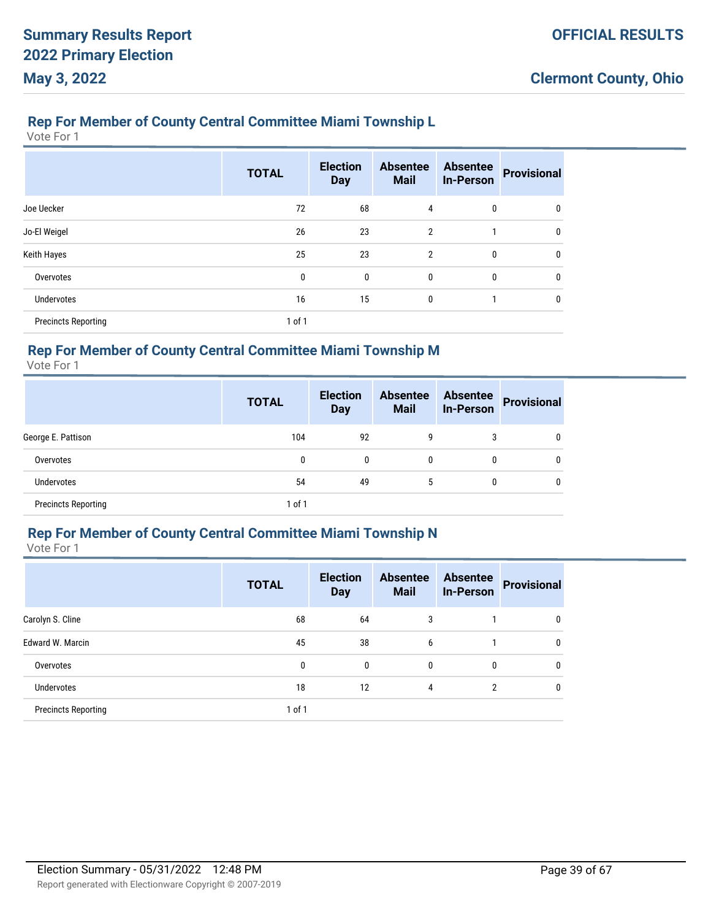## Rep For Member of County Central Committee Miami Township L

Vote For 1

| | TOTAL | Election Day | Absentee Mail | Absentee In-Person | Provisional |
|---|---|---|---|---|---|
| Joe Uecker | 72 | 68 | 4 | 0 | 0 |
| Jo-El Weigel | 26 | 23 | 2 | 1 | 0 |
| Keith Hayes | 25 | 23 | 2 | 0 | 0 |
| Overvotes | 0 | 0 | 0 | 0 | 0 |
| Undervotes | 16 | 15 | 0 | 1 | 0 |
| Precincts Reporting | 1 of 1 | | | | |

## Rep For Member of County Central Committee Miami Township M

Vote For 1

| | TOTAL | Election Day | Absentee Mail | Absentee In-Person | Provisional |
|---|---|---|---|---|---|
| George E. Pattison | 104 | 92 | 9 | 3 | 0 |
| Overvotes | 0 | 0 | 0 | 0 | 0 |
| Undervotes | 54 | 49 | 5 | 0 | 0 |
| Precincts Reporting | 1 of 1 | | | | |

## Rep For Member of County Central Committee Miami Township N

Vote For 1

| | TOTAL | Election Day | Absentee Mail | Absentee In-Person | Provisional |
|---|---|---|---|---|---|
| Carolyn S. Cline | 68 | 64 | 3 | 1 | 0 |
| Edward W. Marcin | 45 | 38 | 6 | 1 | 0 |
| Overvotes | 0 | 0 | 0 | 0 | 0 |
| Undervotes | 18 | 12 | 4 | 2 | 0 |
| Precincts Reporting | 1 of 1 | | | | |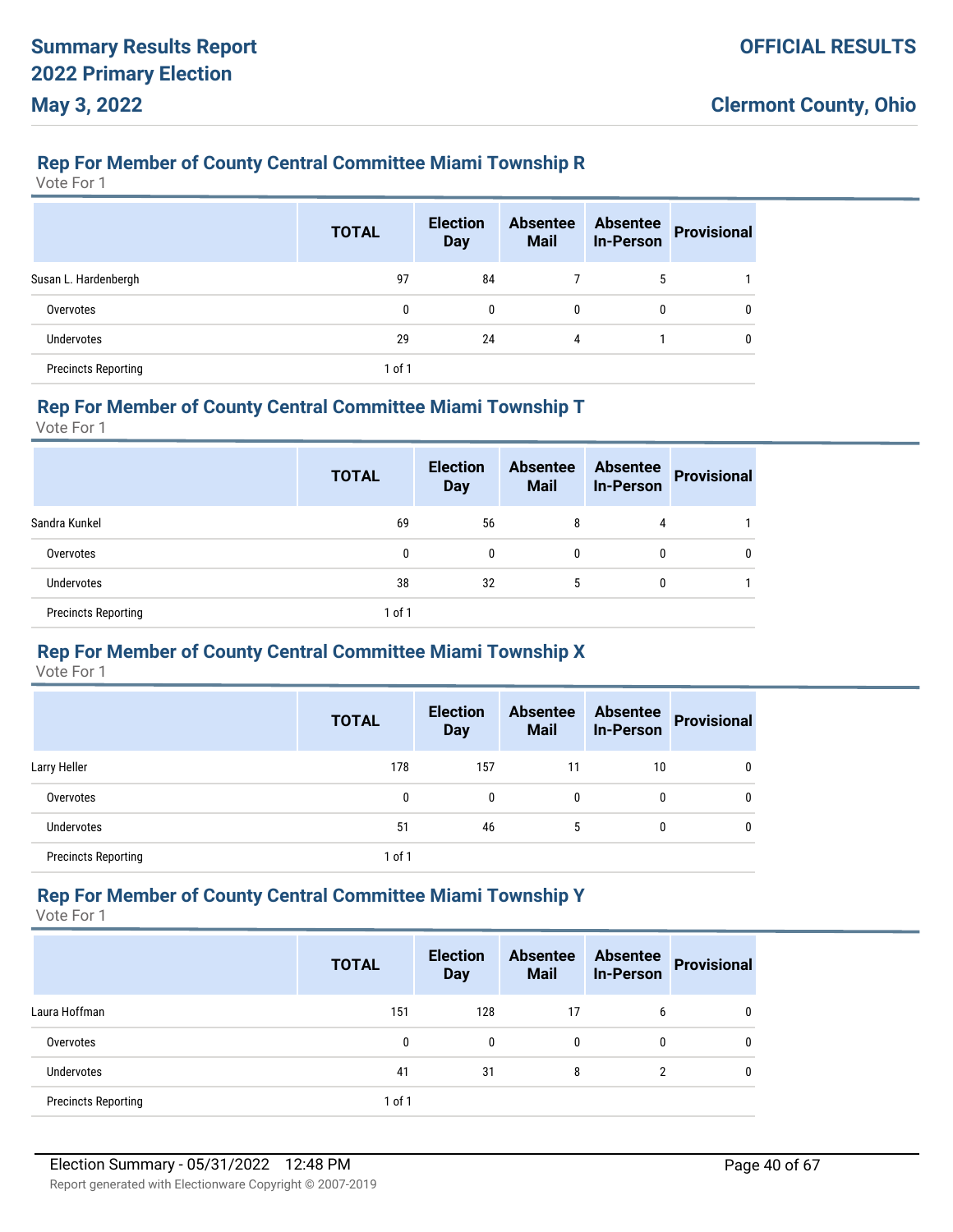## Rep For Member of County Central Committee Miami Township R

Vote For 1

| | TOTAL | Election Day | Absentee Mail | Absentee In-Person | Provisional |
|---|---|---|---|---|---|
| Susan L. Hardenbergh | 97 | 84 | 7 | 5 | 1 |
| Overvotes | 0 | 0 | 0 | 0 | 0 |
| Undervotes | 29 | 24 | 4 | 1 | 0 |
| Precincts Reporting | 1 of 1 | | | | |

## Rep For Member of County Central Committee Miami Township T

Vote For 1

| | TOTAL | Election Day | Absentee Mail | Absentee In-Person | Provisional |
|---|---|---|---|---|---|
| Sandra Kunkel | 69 | 56 | 8 | 4 | 1 |
| Overvotes | 0 | 0 | 0 | 0 | 0 |
| Undervotes | 38 | 32 | 5 | 0 | 1 |
| Precincts Reporting | 1 of 1 | | | | |

## Rep For Member of County Central Committee Miami Township X

Vote For 1

| | TOTAL | Election Day | Absentee Mail | Absentee In-Person | Provisional |
|---|---|---|---|---|---|
| Larry Heller | 178 | 157 | 11 | 10 | 0 |
| Overvotes | 0 | 0 | 0 | 0 | 0 |
| Undervotes | 51 | 46 | 5 | 0 | 0 |
| Precincts Reporting | 1 of 1 | | | | |

## Rep For Member of County Central Committee Miami Township Y

Vote For 1

| | TOTAL | Election Day | Absentee Mail | Absentee In-Person | Provisional |
|---|---|---|---|---|---|
| Laura Hoffman | 151 | 128 | 17 | 6 | 0 |
| Overvotes | 0 | 0 | 0 | 0 | 0 |
| Undervotes | 41 | 31 | 8 | 2 | 0 |
| Precincts Reporting | 1 of 1 | | | | |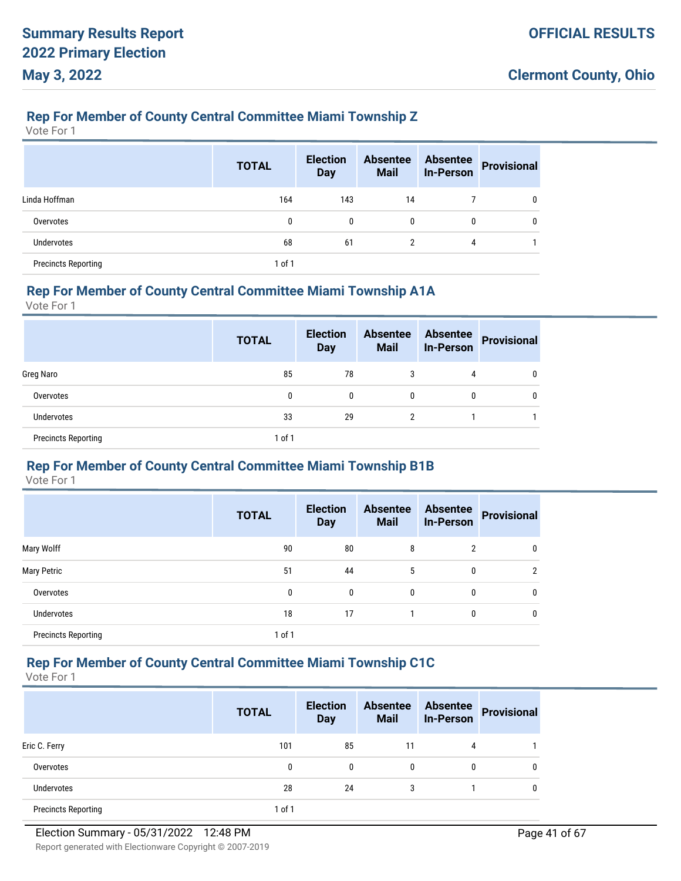## Rep For Member of County Central Committee Miami Township Z

Vote For 1

| | TOTAL | Election Day | Absentee Mail | Absentee In-Person | Provisional |
|---|---|---|---|---|---|
| Linda Hoffman | 164 | 143 | 14 | 7 | 0 |
| Overvotes | 0 | 0 | 0 | 0 | 0 |
| Undervotes | 68 | 61 | 2 | 4 | 1 |
| Precincts Reporting | 1 of 1 | | | | |

## Rep For Member of County Central Committee Miami Township A1A

Vote For 1

| | TOTAL | Election Day | Absentee Mail | Absentee In-Person | Provisional |
|---|---|---|---|---|---|
| Greg Naro | 85 | 78 | 3 | 4 | 0 |
| Overvotes | 0 | 0 | 0 | 0 | 0 |
| Undervotes | 33 | 29 | 2 | 1 | 1 |
| Precincts Reporting | 1 of 1 | | | | |

## Rep For Member of County Central Committee Miami Township B1B

Vote For 1

| | TOTAL | Election Day | Absentee Mail | Absentee In-Person | Provisional |
|---|---|---|---|---|---|
| Mary Wolff | 90 | 80 | 8 | 2 | 0 |
| Mary Petric | 51 | 44 | 5 | 0 | 2 |
| Overvotes | 0 | 0 | 0 | 0 | 0 |
| Undervotes | 18 | 17 | 1 | 0 | 0 |
| Precincts Reporting | 1 of 1 | | | | |

## Rep For Member of County Central Committee Miami Township C1C

Vote For 1

| | TOTAL | Election Day | Absentee Mail | Absentee In-Person | Provisional |
|---|---|---|---|---|---|
| Eric C. Ferry | 101 | 85 | 11 | 4 | 1 |
| Overvotes | 0 | 0 | 0 | 0 | 0 |
| Undervotes | 28 | 24 | 3 | 1 | 0 |
| Precincts Reporting | 1 of 1 | | | | |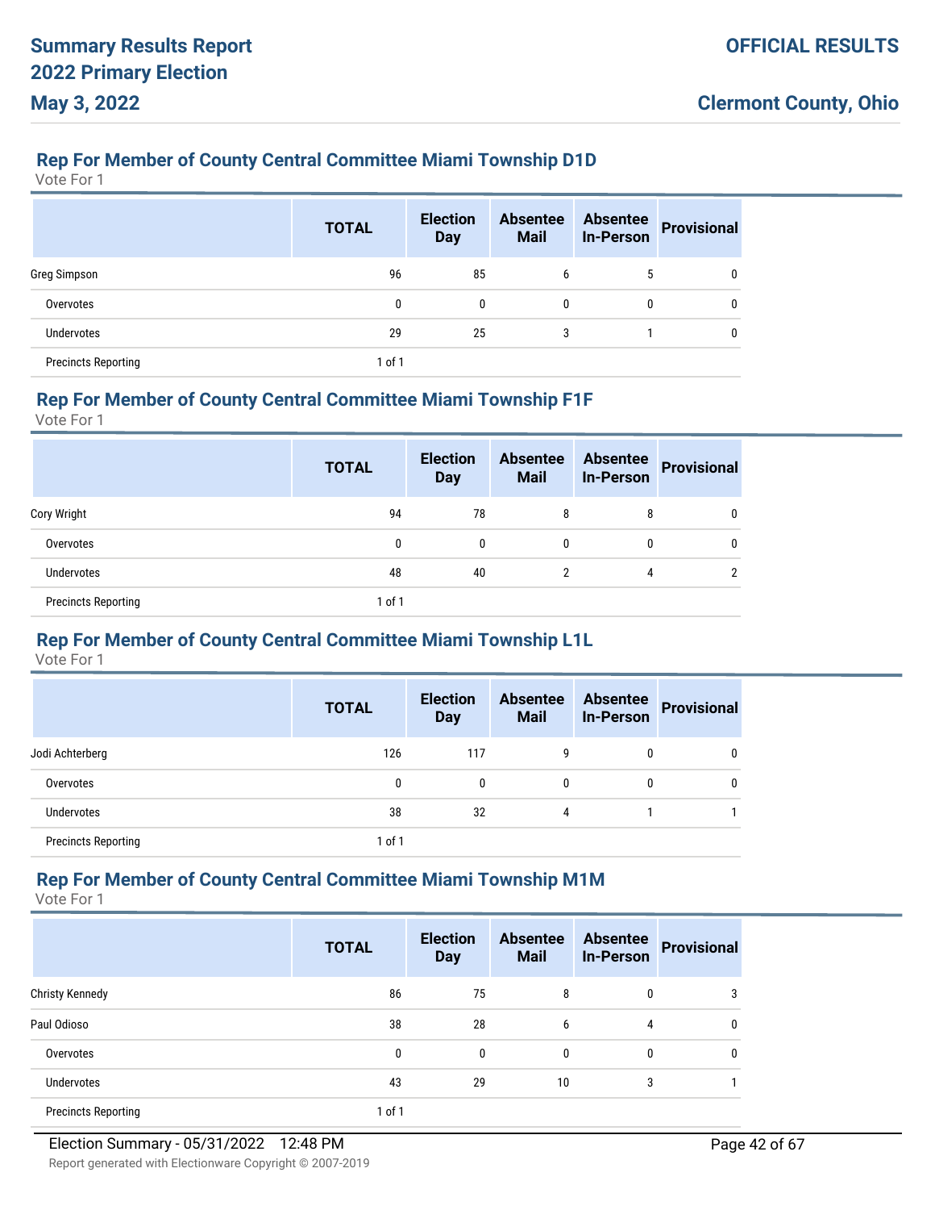## Rep For Member of County Central Committee Miami Township D1D

Vote For 1

| | TOTAL | Election Day | Absentee Mail | Absentee In-Person | Provisional |
|---|---|---|---|---|---|
| Greg Simpson | 96 | 85 | 6 | 5 | 0 |
| Overvotes | 0 | 0 | 0 | 0 | 0 |
| Undervotes | 29 | 25 | 3 | 1 | 0 |
| Precincts Reporting | 1 of 1 | | | | |

## Rep For Member of County Central Committee Miami Township F1F

Vote For 1

| | TOTAL | Election Day | Absentee Mail | Absentee In-Person | Provisional |
|---|---|---|---|---|---|
| Cory Wright | 94 | 78 | 8 | 8 | 0 |
| Overvotes | 0 | 0 | 0 | 0 | 0 |
| Undervotes | 48 | 40 | 2 | 4 | 2 |
| Precincts Reporting | 1 of 1 | | | | |

## Rep For Member of County Central Committee Miami Township L1L

Vote For 1

| | TOTAL | Election Day | Absentee Mail | Absentee In-Person | Provisional |
|---|---|---|---|---|---|
| Jodi Achterberg | 126 | 117 | 9 | 0 | 0 |
| Overvotes | 0 | 0 | 0 | 0 | 0 |
| Undervotes | 38 | 32 | 4 | 1 | 1 |
| Precincts Reporting | 1 of 1 | | | | |

## Rep For Member of County Central Committee Miami Township M1M

Vote For 1

| | TOTAL | Election Day | Absentee Mail | Absentee In-Person | Provisional |
|---|---|---|---|---|---|
| Christy Kennedy | 86 | 75 | 8 | 0 | 3 |
| Paul Odioso | 38 | 28 | 6 | 4 | 0 |
| Overvotes | 0 | 0 | 0 | 0 | 0 |
| Undervotes | 43 | 29 | 10 | 3 | 1 |
| Precincts Reporting | 1 of 1 | | | | |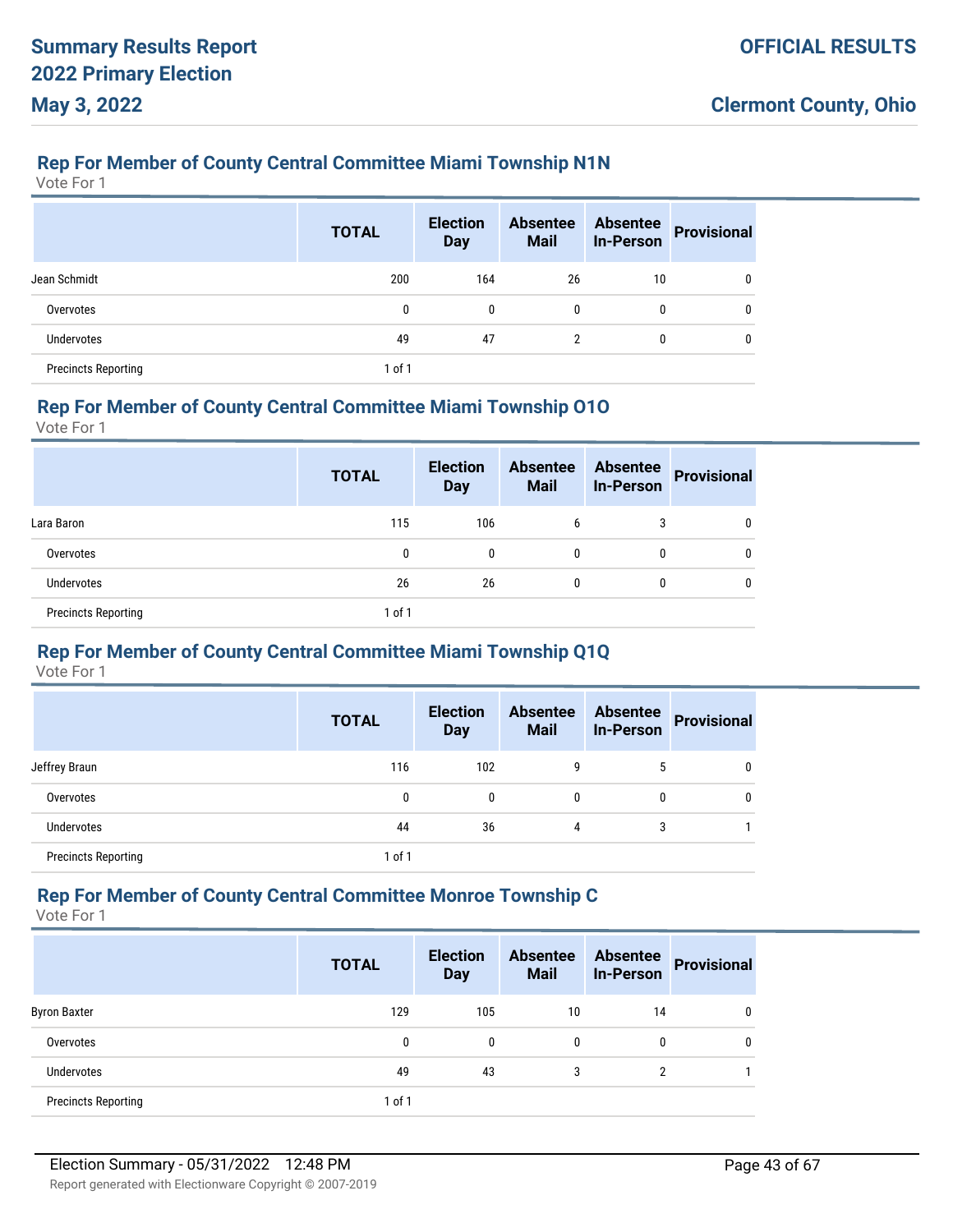## Rep For Member of County Central Committee Miami Township N1N

Vote For 1

| | TOTAL | Election Day | Absentee Mail | Absentee In-Person | Provisional |
|---|---|---|---|---|---|
| Jean Schmidt | 200 | 164 | 26 | 10 | 0 |
| Overvotes | 0 | 0 | 0 | 0 | 0 |
| Undervotes | 49 | 47 | 2 | 0 | 0 |
| Precincts Reporting | 1 of 1 | | | | |

## Rep For Member of County Central Committee Miami Township O1O

Vote For 1

| | TOTAL | Election Day | Absentee Mail | Absentee In-Person | Provisional |
|---|---|---|---|---|---|
| Lara Baron | 115 | 106 | 6 | 3 | 0 |
| Overvotes | 0 | 0 | 0 | 0 | 0 |
| Undervotes | 26 | 26 | 0 | 0 | 0 |
| Precincts Reporting | 1 of 1 | | | | |

## Rep For Member of County Central Committee Miami Township Q1Q

Vote For 1

| | TOTAL | Election Day | Absentee Mail | Absentee In-Person | Provisional |
|---|---|---|---|---|---|
| Jeffrey Braun | 116 | 102 | 9 | 5 | 0 |
| Overvotes | 0 | 0 | 0 | 0 | 0 |
| Undervotes | 44 | 36 | 4 | 3 | 1 |
| Precincts Reporting | 1 of 1 | | | | |

## Rep For Member of County Central Committee Monroe Township C

Vote For 1

| | TOTAL | Election Day | Absentee Mail | Absentee In-Person | Provisional |
|---|---|---|---|---|---|
| Byron Baxter | 129 | 105 | 10 | 14 | 0 |
| Overvotes | 0 | 0 | 0 | 0 | 0 |
| Undervotes | 49 | 43 | 3 | 2 | 1 |
| Precincts Reporting | 1 of 1 | | | | |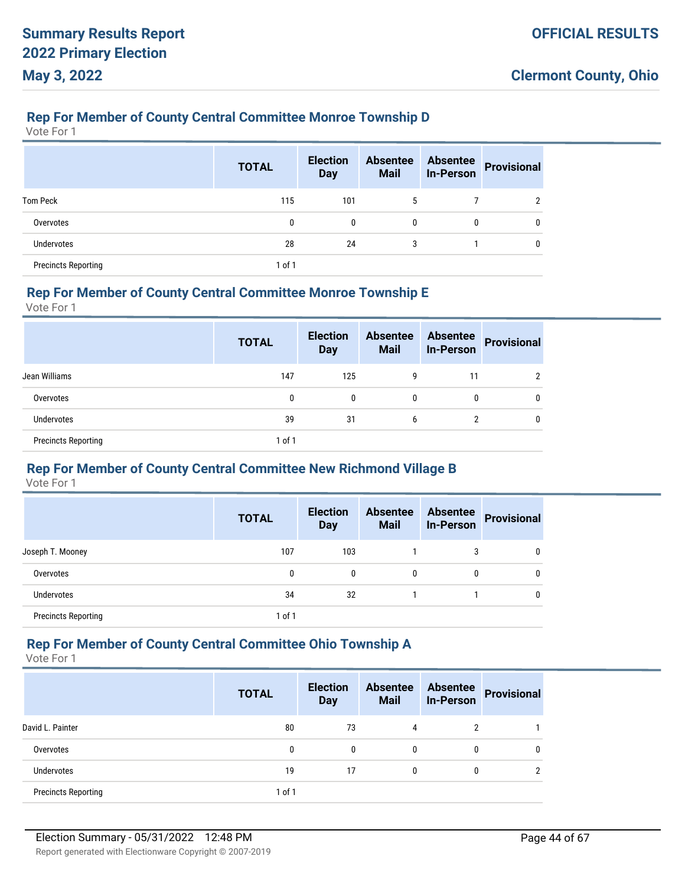## Rep For Member of County Central Committee Monroe Township D

Vote For 1

| | TOTAL | Election Day | Absentee Mail | Absentee In-Person | Provisional |
|---|---|---|---|---|---|
| Tom Peck | 115 | 101 | 5 | 7 | 2 |
| Overvotes | 0 | 0 | 0 | 0 | 0 |
| Undervotes | 28 | 24 | 3 | 1 | 0 |
| Precincts Reporting | 1 of 1 | | | | |

## Rep For Member of County Central Committee Monroe Township E

Vote For 1

| | TOTAL | Election Day | Absentee Mail | Absentee In-Person | Provisional |
|---|---|---|---|---|---|
| Jean Williams | 147 | 125 | 9 | 11 | 2 |
| Overvotes | 0 | 0 | 0 | 0 | 0 |
| Undervotes | 39 | 31 | 6 | 2 | 0 |
| Precincts Reporting | 1 of 1 | | | | |

## Rep For Member of County Central Committee New Richmond Village B

Vote For 1

| | TOTAL | Election Day | Absentee Mail | Absentee In-Person | Provisional |
|---|---|---|---|---|---|
| Joseph T. Mooney | 107 | 103 | 1 | 3 | 0 |
| Overvotes | 0 | 0 | 0 | 0 | 0 |
| Undervotes | 34 | 32 | 1 | 1 | 0 |
| Precincts Reporting | 1 of 1 | | | | |

## Rep For Member of County Central Committee Ohio Township A

Vote For 1

| | TOTAL | Election Day | Absentee Mail | Absentee In-Person | Provisional |
|---|---|---|---|---|---|
| David L. Painter | 80 | 73 | 4 | 2 | 1 |
| Overvotes | 0 | 0 | 0 | 0 | 0 |
| Undervotes | 19 | 17 | 0 | 0 | 2 |
| Precincts Reporting | 1 of 1 | | | | |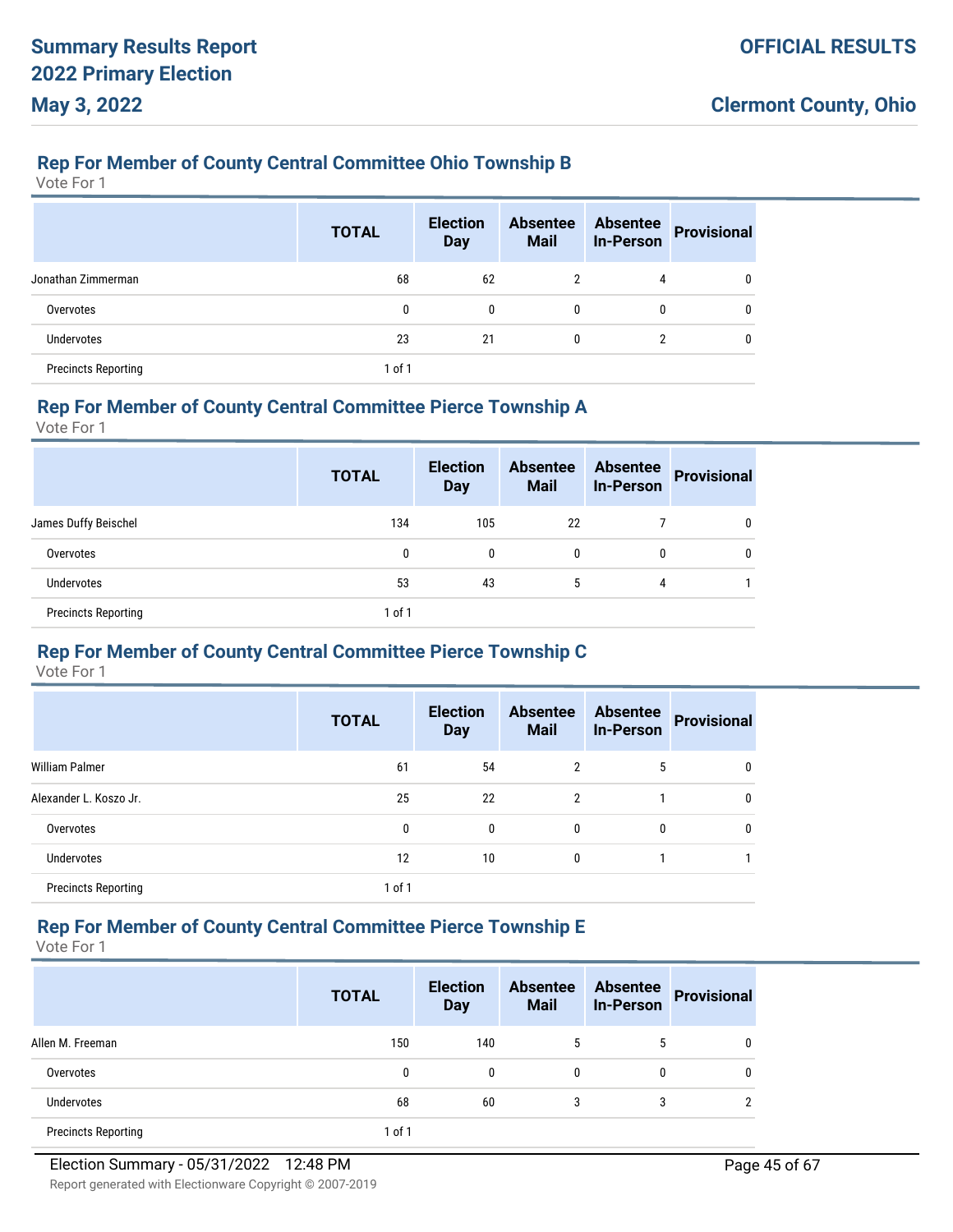### Rep For Member of County Central Committee Ohio Township B

Vote For 1

| | TOTAL | Election Day | Absentee Mail | Absentee In-Person | Provisional |
|---|---|---|---|---|---|
| Jonathan Zimmerman | 68 | 62 | 2 | 4 | 0 |
| Overvotes | 0 | 0 | 0 | 0 | 0 |
| Undervotes | 23 | 21 | 0 | 2 | 0 |
| Precincts Reporting | 1 of 1 | | | | |

### Rep For Member of County Central Committee Pierce Township A

Vote For 1

| | TOTAL | Election Day | Absentee Mail | Absentee In-Person | Provisional |
|---|---|---|---|---|---|
| James Duffy Beischel | 134 | 105 | 22 | 7 | 0 |
| Overvotes | 0 | 0 | 0 | 0 | 0 |
| Undervotes | 53 | 43 | 5 | 4 | 1 |
| Precincts Reporting | 1 of 1 | | | | |

### Rep For Member of County Central Committee Pierce Township C

Vote For 1

| | TOTAL | Election Day | Absentee Mail | Absentee In-Person | Provisional |
|---|---|---|---|---|---|
| William Palmer | 61 | 54 | 2 | 5 | 0 |
| Alexander L. Koszo Jr. | 25 | 22 | 2 | 1 | 0 |
| Overvotes | 0 | 0 | 0 | 0 | 0 |
| Undervotes | 12 | 10 | 0 | 1 | 1 |
| Precincts Reporting | 1 of 1 | | | | |

### Rep For Member of County Central Committee Pierce Township E

Vote For 1

| | TOTAL | Election Day | Absentee Mail | Absentee In-Person | Provisional |
|---|---|---|---|---|---|
| Allen M. Freeman | 150 | 140 | 5 | 5 | 0 |
| Overvotes | 0 | 0 | 0 | 0 | 0 |
| Undervotes | 68 | 60 | 3 | 3 | 2 |
| Precincts Reporting | 1 of 1 | | | | |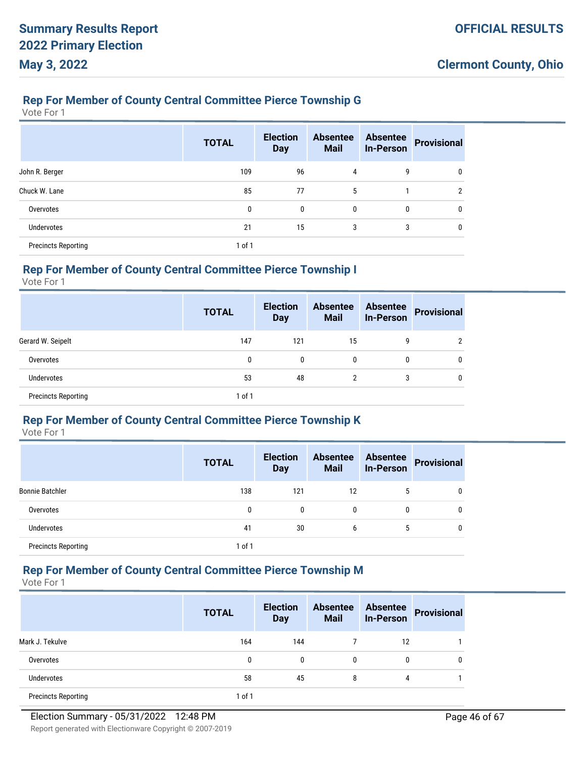## Rep For Member of County Central Committee Pierce Township G

Vote For 1

| | TOTAL | Election Day | Absentee Mail | Absentee In-Person | Provisional |
|---|---|---|---|---|---|
| John R. Berger | 109 | 96 | 4 | 9 | 0 |
| Chuck W. Lane | 85 | 77 | 5 | 1 | 2 |
| Overvotes | 0 | 0 | 0 | 0 | 0 |
| Undervotes | 21 | 15 | 3 | 3 | 0 |
| Precincts Reporting | 1 of 1 | | | | |

## Rep For Member of County Central Committee Pierce Township I

Vote For 1

| | TOTAL | Election Day | Absentee Mail | Absentee In-Person | Provisional |
|---|---|---|---|---|---|
| Gerard W. Seipelt | 147 | 121 | 15 | 9 | 2 |
| Overvotes | 0 | 0 | 0 | 0 | 0 |
| Undervotes | 53 | 48 | 2 | 3 | 0 |
| Precincts Reporting | 1 of 1 | | | | |

## Rep For Member of County Central Committee Pierce Township K

Vote For 1

| | TOTAL | Election Day | Absentee Mail | Absentee In-Person | Provisional |
|---|---|---|---|---|---|
| Bonnie Batchler | 138 | 121 | 12 | 5 | 0 |
| Overvotes | 0 | 0 | 0 | 0 | 0 |
| Undervotes | 41 | 30 | 6 | 5 | 0 |
| Precincts Reporting | 1 of 1 | | | | |

## Rep For Member of County Central Committee Pierce Township M

Vote For 1

| | TOTAL | Election Day | Absentee Mail | Absentee In-Person | Provisional |
|---|---|---|---|---|---|
| Mark J. Tekulve | 164 | 144 | 7 | 12 | 1 |
| Overvotes | 0 | 0 | 0 | 0 | 0 |
| Undervotes | 58 | 45 | 8 | 4 | 1 |
| Precincts Reporting | 1 of 1 | | | | |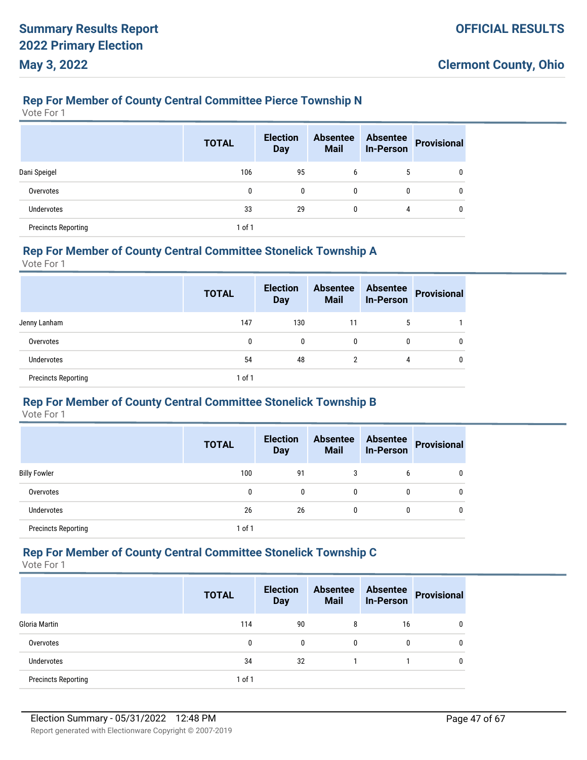## Rep For Member of County Central Committee Pierce Township N

Vote For 1

| | TOTAL | Election Day | Absentee Mail | Absentee In-Person | Provisional |
|---|---|---|---|---|---|
| Dani Speigel | 106 | 95 | 6 | 5 | 0 |
| Overvotes | 0 | 0 | 0 | 0 | 0 |
| Undervotes | 33 | 29 | 0 | 4 | 0 |
| Precincts Reporting | 1 of 1 | | | | |

## Rep For Member of County Central Committee Stonelick Township A

Vote For 1

| | TOTAL | Election Day | Absentee Mail | Absentee In-Person | Provisional |
|---|---|---|---|---|---|
| Jenny Lanham | 147 | 130 | 11 | 5 | 1 |
| Overvotes | 0 | 0 | 0 | 0 | 0 |
| Undervotes | 54 | 48 | 2 | 4 | 0 |
| Precincts Reporting | 1 of 1 | | | | |

## Rep For Member of County Central Committee Stonelick Township B

Vote For 1

| | TOTAL | Election Day | Absentee Mail | Absentee In-Person | Provisional |
|---|---|---|---|---|---|
| Billy Fowler | 100 | 91 | 3 | 6 | 0 |
| Overvotes | 0 | 0 | 0 | 0 | 0 |
| Undervotes | 26 | 26 | 0 | 0 | 0 |
| Precincts Reporting | 1 of 1 | | | | |

## Rep For Member of County Central Committee Stonelick Township C

Vote For 1

| | TOTAL | Election Day | Absentee Mail | Absentee In-Person | Provisional |
|---|---|---|---|---|---|
| Gloria Martin | 114 | 90 | 8 | 16 | 0 |
| Overvotes | 0 | 0 | 0 | 0 | 0 |
| Undervotes | 34 | 32 | 1 | 1 | 0 |
| Precincts Reporting | 1 of 1 | | | | |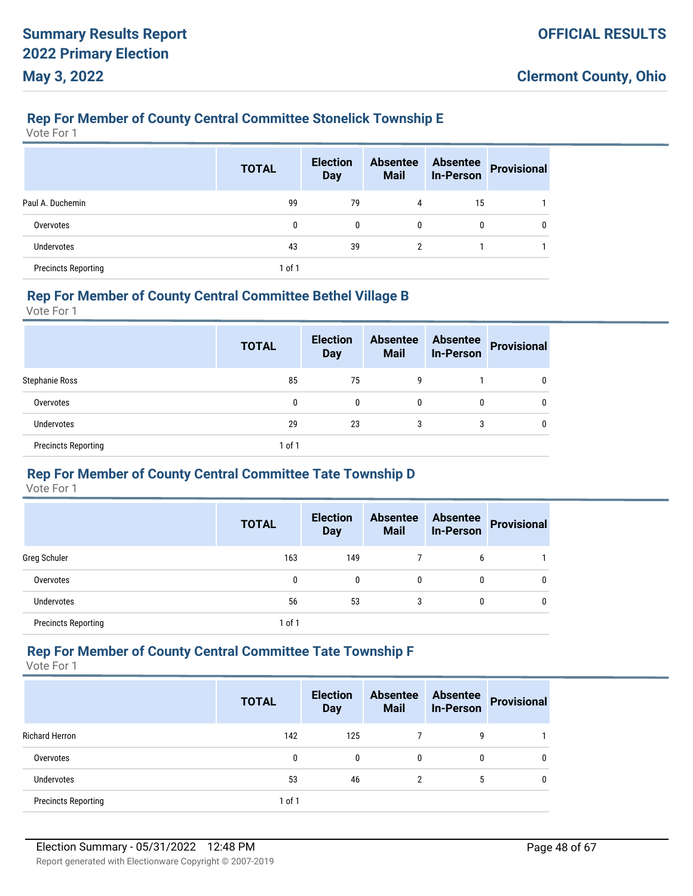## Rep For Member of County Central Committee Stonelick Township E

Vote For 1

| | TOTAL | Election Day | Absentee Mail | Absentee In-Person | Provisional |
|---|---|---|---|---|---|
| Paul A. Duchemin | 99 | 79 | 4 | 15 | 1 |
| Overvotes | 0 | 0 | 0 | 0 | 0 |
| Undervotes | 43 | 39 | 2 | 1 | 1 |
| Precincts Reporting | 1 of 1 | | | | |

## Rep For Member of County Central Committee Bethel Village B

Vote For 1

| | TOTAL | Election Day | Absentee Mail | Absentee In-Person | Provisional |
|---|---|---|---|---|---|
| Stephanie Ross | 85 | 75 | 9 | 1 | 0 |
| Overvotes | 0 | 0 | 0 | 0 | 0 |
| Undervotes | 29 | 23 | 3 | 3 | 0 |
| Precincts Reporting | 1 of 1 | | | | |

## Rep For Member of County Central Committee Tate Township D

Vote For 1

| | TOTAL | Election Day | Absentee Mail | Absentee In-Person | Provisional |
|---|---|---|---|---|---|
| Greg Schuler | 163 | 149 | 7 | 6 | 1 |
| Overvotes | 0 | 0 | 0 | 0 | 0 |
| Undervotes | 56 | 53 | 3 | 0 | 0 |
| Precincts Reporting | 1 of 1 | | | | |

## Rep For Member of County Central Committee Tate Township F

Vote For 1

| | TOTAL | Election Day | Absentee Mail | Absentee In-Person | Provisional |
|---|---|---|---|---|---|
| Richard Herron | 142 | 125 | 7 | 9 | 1 |
| Overvotes | 0 | 0 | 0 | 0 | 0 |
| Undervotes | 53 | 46 | 2 | 5 | 0 |
| Precincts Reporting | 1 of 1 | | | | |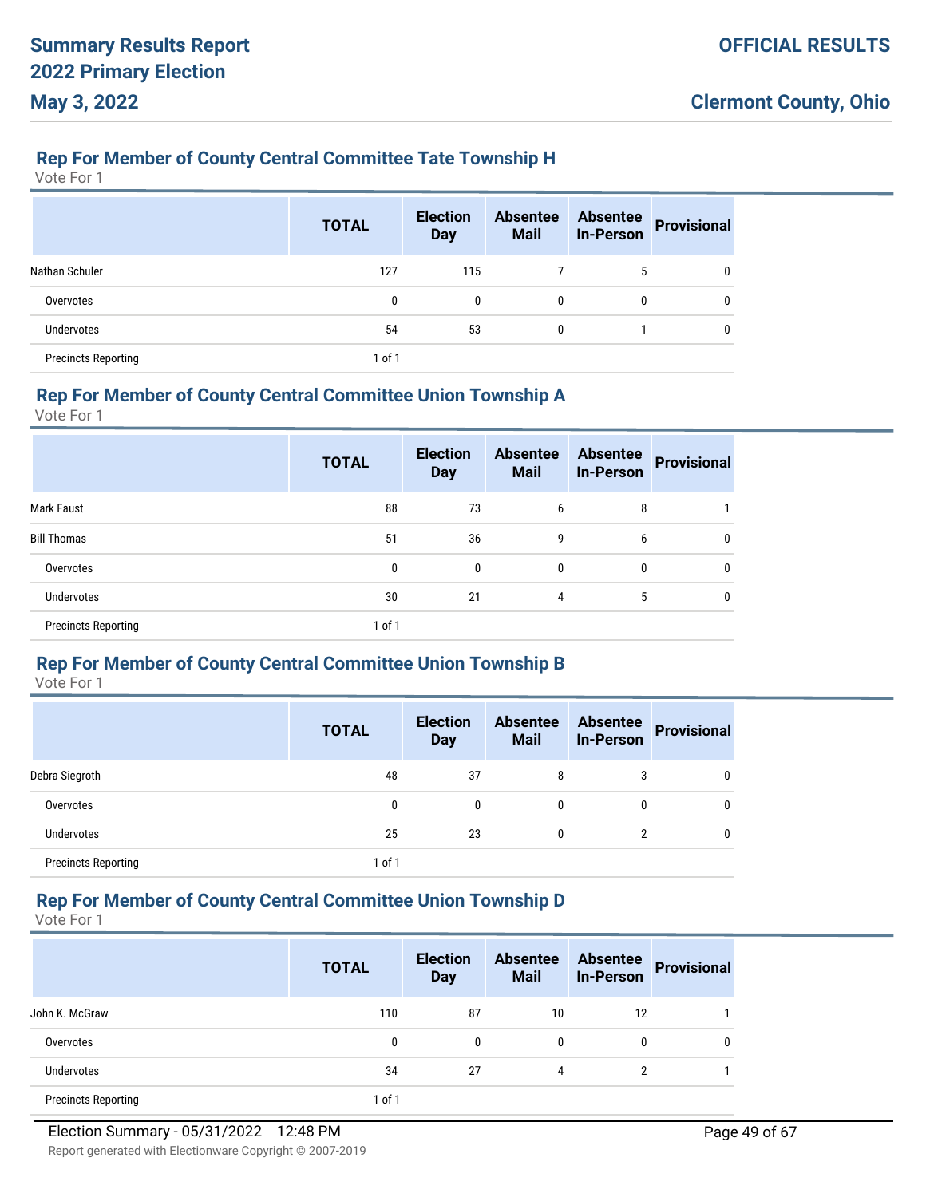## Rep For Member of County Central Committee Tate Township H

Vote For 1

| | TOTAL | Election Day | Absentee Mail | Absentee In-Person | Provisional |
|---|---|---|---|---|---|
| Nathan Schuler | 127 | 115 | 7 | 5 | 0 |
| Overvotes | 0 | 0 | 0 | 0 | 0 |
| Undervotes | 54 | 53 | 0 | 1 | 0 |
| Precincts Reporting | 1 of 1 | | | | |

## Rep For Member of County Central Committee Union Township A

Vote For 1

| | TOTAL | Election Day | Absentee Mail | Absentee In-Person | Provisional |
|---|---|---|---|---|---|
| Mark Faust | 88 | 73 | 6 | 8 | 1 |
| Bill Thomas | 51 | 36 | 9 | 6 | 0 |
| Overvotes | 0 | 0 | 0 | 0 | 0 |
| Undervotes | 30 | 21 | 4 | 5 | 0 |
| Precincts Reporting | 1 of 1 | | | | |

## Rep For Member of County Central Committee Union Township B

Vote For 1

| | TOTAL | Election Day | Absentee Mail | Absentee In-Person | Provisional |
|---|---|---|---|---|---|
| Debra Siegroth | 48 | 37 | 8 | 3 | 0 |
| Overvotes | 0 | 0 | 0 | 0 | 0 |
| Undervotes | 25 | 23 | 0 | 2 | 0 |
| Precincts Reporting | 1 of 1 | | | | |

## Rep For Member of County Central Committee Union Township D

Vote For 1

| | TOTAL | Election Day | Absentee Mail | Absentee In-Person | Provisional |
|---|---|---|---|---|---|
| John K. McGraw | 110 | 87 | 10 | 12 | 1 |
| Overvotes | 0 | 0 | 0 | 0 | 0 |
| Undervotes | 34 | 27 | 4 | 2 | 1 |
| Precincts Reporting | 1 of 1 | | | | |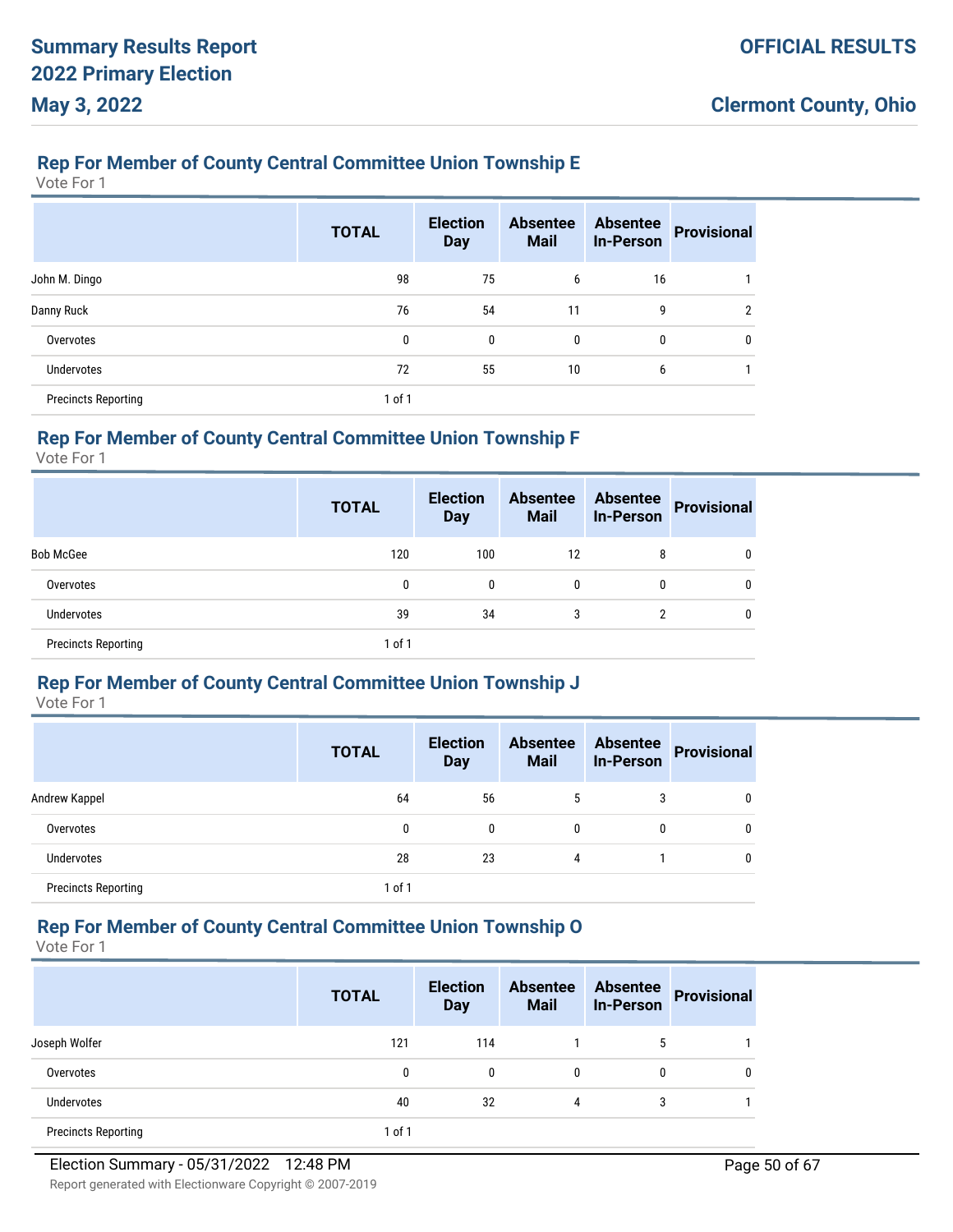## Rep For Member of County Central Committee Union Township E

Vote For 1

| | TOTAL | Election Day | Absentee Mail | Absentee In-Person | Provisional |
|---|---|---|---|---|---|
| John M. Dingo | 98 | 75 | 6 | 16 | 1 |
| Danny Ruck | 76 | 54 | 11 | 9 | 2 |
| Overvotes | 0 | 0 | 0 | 0 | 0 |
| Undervotes | 72 | 55 | 10 | 6 | 1 |
| Precincts Reporting | 1 of 1 | | | | |

## Rep For Member of County Central Committee Union Township F

Vote For 1

| | TOTAL | Election Day | Absentee Mail | Absentee In-Person | Provisional |
|---|---|---|---|---|---|
| Bob McGee | 120 | 100 | 12 | 8 | 0 |
| Overvotes | 0 | 0 | 0 | 0 | 0 |
| Undervotes | 39 | 34 | 3 | 2 | 0 |
| Precincts Reporting | 1 of 1 | | | | |

## Rep For Member of County Central Committee Union Township J

Vote For 1

| | TOTAL | Election Day | Absentee Mail | Absentee In-Person | Provisional |
|---|---|---|---|---|---|
| Andrew Kappel | 64 | 56 | 5 | 3 | 0 |
| Overvotes | 0 | 0 | 0 | 0 | 0 |
| Undervotes | 28 | 23 | 4 | 1 | 0 |
| Precincts Reporting | 1 of 1 | | | | |

## Rep For Member of County Central Committee Union Township O

Vote For 1

| | TOTAL | Election Day | Absentee Mail | Absentee In-Person | Provisional |
|---|---|---|---|---|---|
| Joseph Wolfer | 121 | 114 | 1 | 5 | 1 |
| Overvotes | 0 | 0 | 0 | 0 | 0 |
| Undervotes | 40 | 32 | 4 | 3 | 1 |
| Precincts Reporting | 1 of 1 | | | | |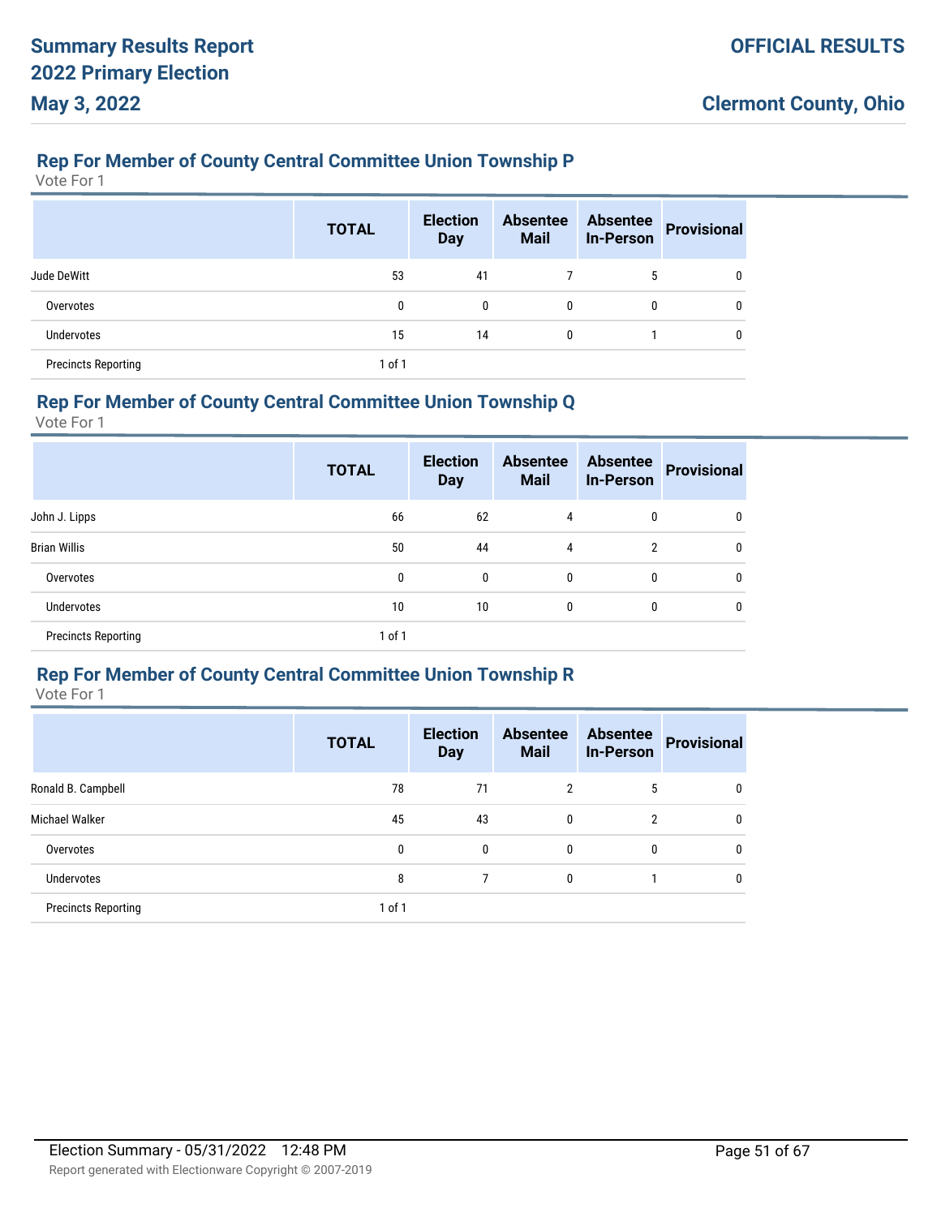## Rep For Member of County Central Committee Union Township P

Vote For 1

| | TOTAL | Election Day | Absentee Mail | Absentee In-Person | Provisional |
|---|---|---|---|---|---|
| Jude DeWitt | 53 | 41 | 7 | 5 | 0 |
| Overvotes | 0 | 0 | 0 | 0 | 0 |
| Undervotes | 15 | 14 | 0 | 1 | 0 |
| Precincts Reporting | 1 of 1 | | | | |

## Rep For Member of County Central Committee Union Township Q

Vote For 1

| | TOTAL | Election Day | Absentee Mail | Absentee In-Person | Provisional |
|---|---|---|---|---|---|
| John J. Lipps | 66 | 62 | 4 | 0 | 0 |
| Brian Willis | 50 | 44 | 4 | 2 | 0 |
| Overvotes | 0 | 0 | 0 | 0 | 0 |
| Undervotes | 10 | 10 | 0 | 0 | 0 |
| Precincts Reporting | 1 of 1 | | | | |

## Rep For Member of County Central Committee Union Township R

Vote For 1

| | TOTAL | Election Day | Absentee Mail | Absentee In-Person | Provisional |
|---|---|---|---|---|---|
| Ronald B. Campbell | 78 | 71 | 2 | 5 | 0 |
| Michael Walker | 45 | 43 | 0 | 2 | 0 |
| Overvotes | 0 | 0 | 0 | 0 | 0 |
| Undervotes | 8 | 7 | 0 | 1 | 0 |
| Precincts Reporting | 1 of 1 | | | | |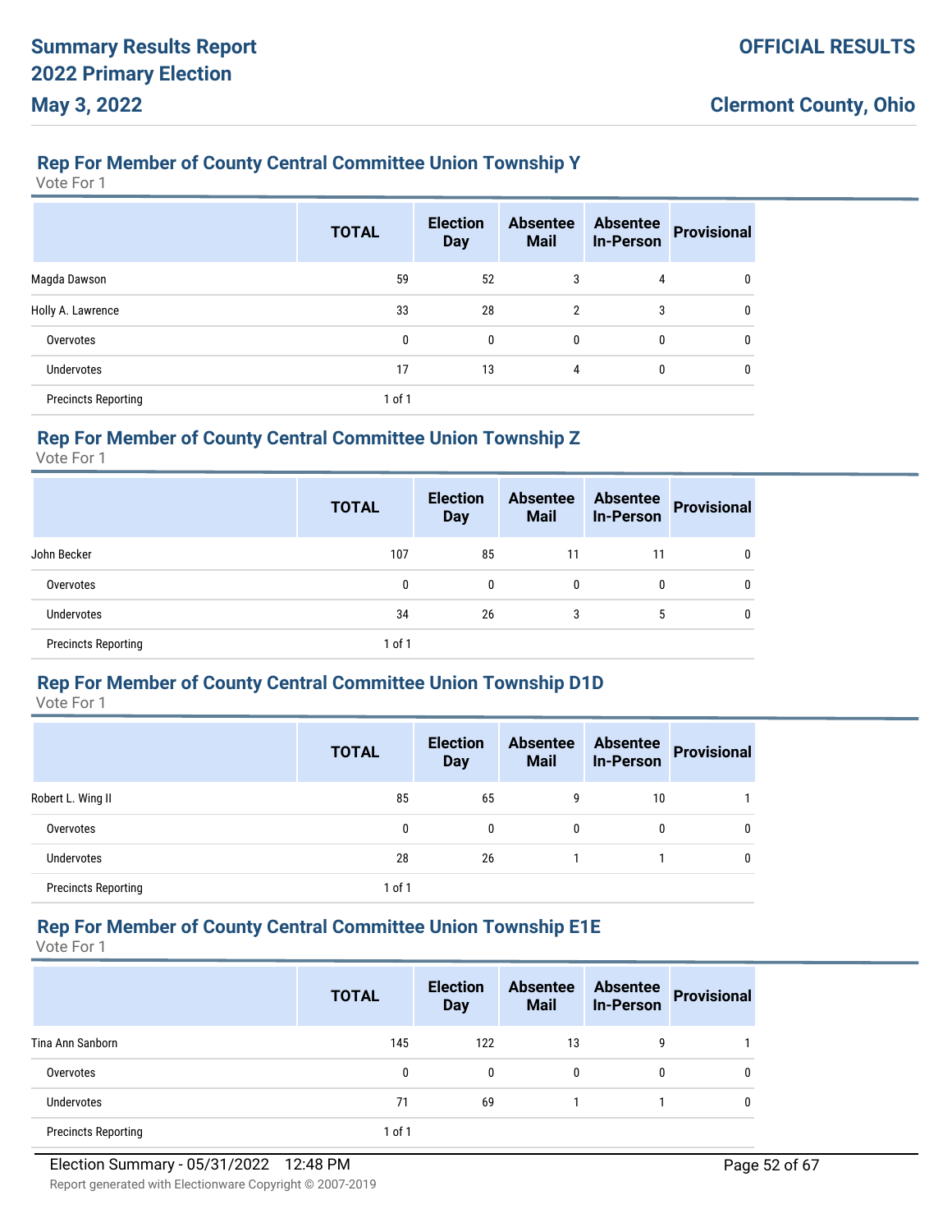## Rep For Member of County Central Committee Union Township Y

Vote For 1

| | TOTAL | Election Day | Absentee Mail | Absentee In-Person | Provisional |
|---|---|---|---|---|---|
| Magda Dawson | 59 | 52 | 3 | 4 | 0 |
| Holly A. Lawrence | 33 | 28 | 2 | 3 | 0 |
| Overvotes | 0 | 0 | 0 | 0 | 0 |
| Undervotes | 17 | 13 | 4 | 0 | 0 |
| Precincts Reporting | 1 of 1 | | | | |

## Rep For Member of County Central Committee Union Township Z

Vote For 1

| | TOTAL | Election Day | Absentee Mail | Absentee In-Person | Provisional |
|---|---|---|---|---|---|
| John Becker | 107 | 85 | 11 | 11 | 0 |
| Overvotes | 0 | 0 | 0 | 0 | 0 |
| Undervotes | 34 | 26 | 3 | 5 | 0 |
| Precincts Reporting | 1 of 1 | | | | |

## Rep For Member of County Central Committee Union Township D1D

Vote For 1

| | TOTAL | Election Day | Absentee Mail | Absentee In-Person | Provisional |
|---|---|---|---|---|---|
| Robert L. Wing II | 85 | 65 | 9 | 10 | 1 |
| Overvotes | 0 | 0 | 0 | 0 | 0 |
| Undervotes | 28 | 26 | 1 | 1 | 0 |
| Precincts Reporting | 1 of 1 | | | | |

## Rep For Member of County Central Committee Union Township E1E

Vote For 1

| | TOTAL | Election Day | Absentee Mail | Absentee In-Person | Provisional |
|---|---|---|---|---|---|
| Tina Ann Sanborn | 145 | 122 | 13 | 9 | 1 |
| Overvotes | 0 | 0 | 0 | 0 | 0 |
| Undervotes | 71 | 69 | 1 | 1 | 0 |
| Precincts Reporting | 1 of 1 | | | | |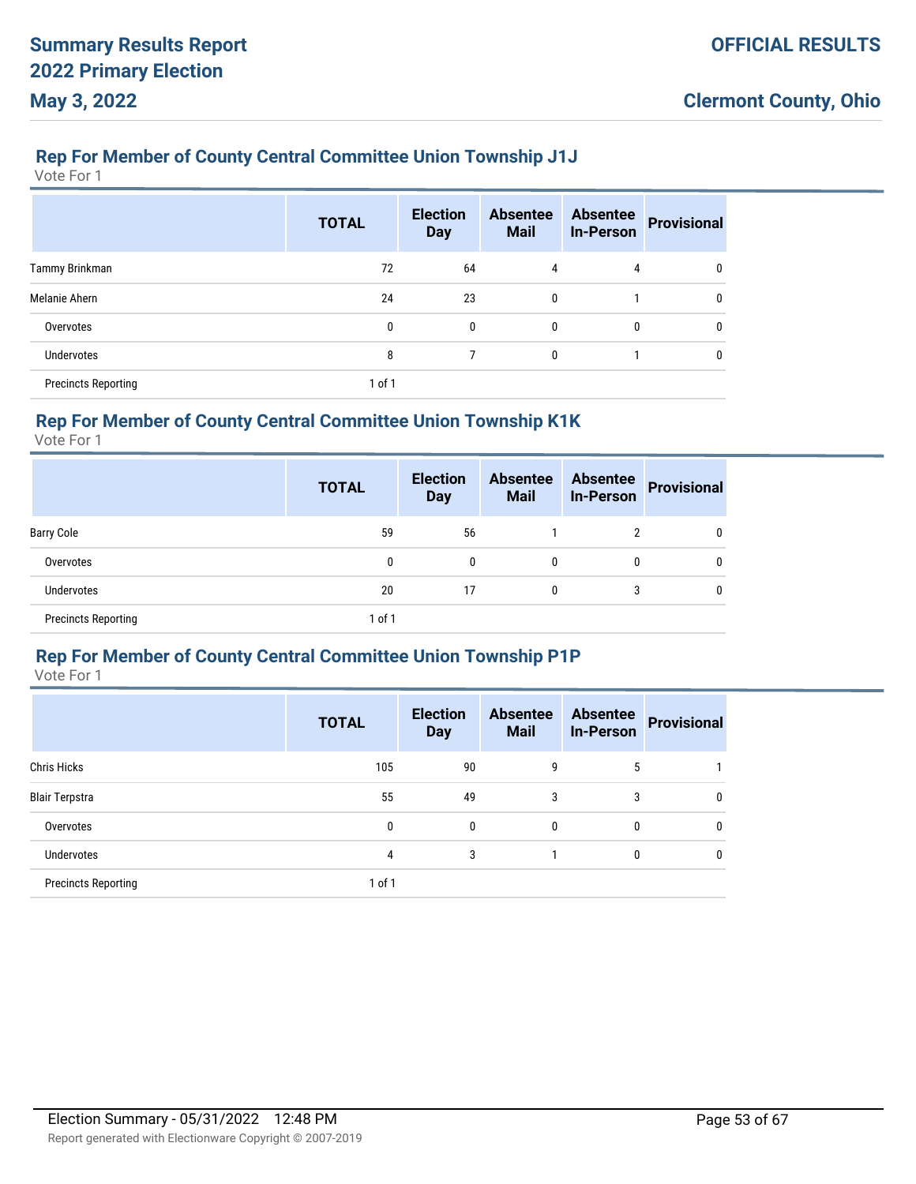## Rep For Member of County Central Committee Union Township J1J

Vote For 1

| | TOTAL | Election Day | Absentee Mail | Absentee In-Person | Provisional |
|---|---|---|---|---|---|
| Tammy Brinkman | 72 | 64 | 4 | 4 | 0 |
| Melanie Ahern | 24 | 23 | 0 | 1 | 0 |
| Overvotes | 0 | 0 | 0 | 0 | 0 |
| Undervotes | 8 | 7 | 0 | 1 | 0 |
| Precincts Reporting | 1 of 1 | | | | |

## Rep For Member of County Central Committee Union Township K1K

Vote For 1

| | TOTAL | Election Day | Absentee Mail | Absentee In-Person | Provisional |
|---|---|---|---|---|---|
| Barry Cole | 59 | 56 | 1 | 2 | 0 |
| Overvotes | 0 | 0 | 0 | 0 | 0 |
| Undervotes | 20 | 17 | 0 | 3 | 0 |
| Precincts Reporting | 1 of 1 | | | | |

## Rep For Member of County Central Committee Union Township P1P

Vote For 1

| | TOTAL | Election Day | Absentee Mail | Absentee In-Person | Provisional |
|---|---|---|---|---|---|
| Chris Hicks | 105 | 90 | 9 | 5 | 1 |
| Blair Terpstra | 55 | 49 | 3 | 3 | 0 |
| Overvotes | 0 | 0 | 0 | 0 | 0 |
| Undervotes | 4 | 3 | 1 | 0 | 0 |
| Precincts Reporting | 1 of 1 | | | | |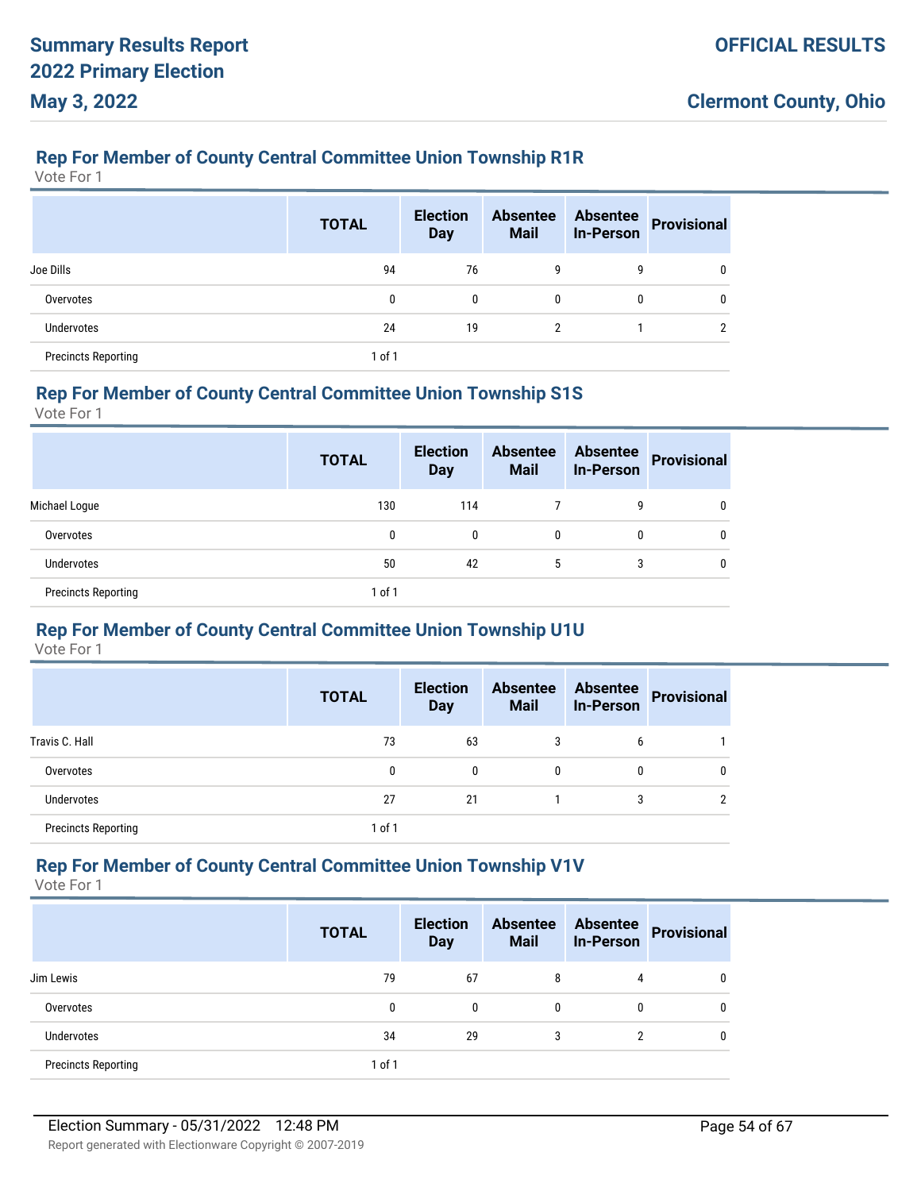## Rep For Member of County Central Committee Union Township R1R

Vote For 1

| | TOTAL | Election Day | Absentee Mail | Absentee In-Person | Provisional |
|---|---|---|---|---|---|
| Joe Dills | 94 | 76 | 9 | 9 | 0 |
| Overvotes | 0 | 0 | 0 | 0 | 0 |
| Undervotes | 24 | 19 | 2 | 1 | 2 |
| Precincts Reporting | 1 of 1 | | | | |

## Rep For Member of County Central Committee Union Township S1S

Vote For 1

| | TOTAL | Election Day | Absentee Mail | Absentee In-Person | Provisional |
|---|---|---|---|---|---|
| Michael Logue | 130 | 114 | 7 | 9 | 0 |
| Overvotes | 0 | 0 | 0 | 0 | 0 |
| Undervotes | 50 | 42 | 5 | 3 | 0 |
| Precincts Reporting | 1 of 1 | | | | |

## Rep For Member of County Central Committee Union Township U1U

Vote For 1

| | TOTAL | Election Day | Absentee Mail | Absentee In-Person | Provisional |
|---|---|---|---|---|---|
| Travis C. Hall | 73 | 63 | 3 | 6 | 1 |
| Overvotes | 0 | 0 | 0 | 0 | 0 |
| Undervotes | 27 | 21 | 1 | 3 | 2 |
| Precincts Reporting | 1 of 1 | | | | |

## Rep For Member of County Central Committee Union Township V1V

Vote For 1

| | TOTAL | Election Day | Absentee Mail | Absentee In-Person | Provisional |
|---|---|---|---|---|---|
| Jim Lewis | 79 | 67 | 8 | 4 | 0 |
| Overvotes | 0 | 0 | 0 | 0 | 0 |
| Undervotes | 34 | 29 | 3 | 2 | 0 |
| Precincts Reporting | 1 of 1 | | | | |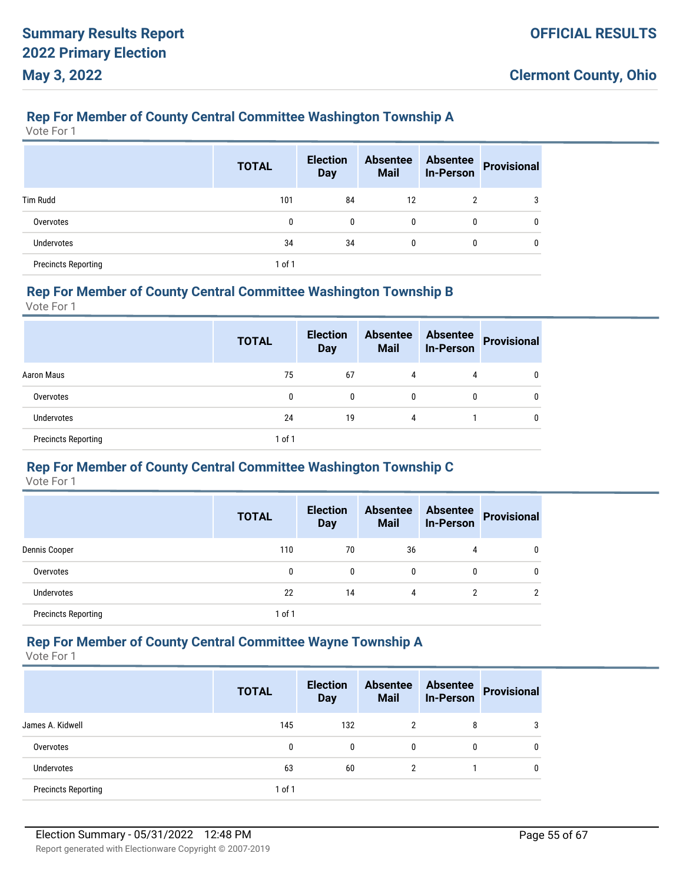## Rep For Member of County Central Committee Washington Township A

Vote For 1

| | TOTAL | Election Day | Absentee Mail | Absentee In-Person | Provisional |
|---|---|---|---|---|---|
| Tim Rudd | 101 | 84 | 12 | 2 | 3 |
| Overvotes | 0 | 0 | 0 | 0 | 0 |
| Undervotes | 34 | 34 | 0 | 0 | 0 |
| Precincts Reporting | 1 of 1 | | | | |

## Rep For Member of County Central Committee Washington Township B

Vote For 1

| | TOTAL | Election Day | Absentee Mail | Absentee In-Person | Provisional |
|---|---|---|---|---|---|
| Aaron Maus | 75 | 67 | 4 | 4 | 0 |
| Overvotes | 0 | 0 | 0 | 0 | 0 |
| Undervotes | 24 | 19 | 4 | 1 | 0 |
| Precincts Reporting | 1 of 1 | | | | |

## Rep For Member of County Central Committee Washington Township C

Vote For 1

| | TOTAL | Election Day | Absentee Mail | Absentee In-Person | Provisional |
|---|---|---|---|---|---|
| Dennis Cooper | 110 | 70 | 36 | 4 | 0 |
| Overvotes | 0 | 0 | 0 | 0 | 0 |
| Undervotes | 22 | 14 | 4 | 2 | 2 |
| Precincts Reporting | 1 of 1 | | | | |

## Rep For Member of County Central Committee Wayne Township A

Vote For 1

| | TOTAL | Election Day | Absentee Mail | Absentee In-Person | Provisional |
|---|---|---|---|---|---|
| James A. Kidwell | 145 | 132 | 2 | 8 | 3 |
| Overvotes | 0 | 0 | 0 | 0 | 0 |
| Undervotes | 63 | 60 | 2 | 1 | 0 |
| Precincts Reporting | 1 of 1 | | | | |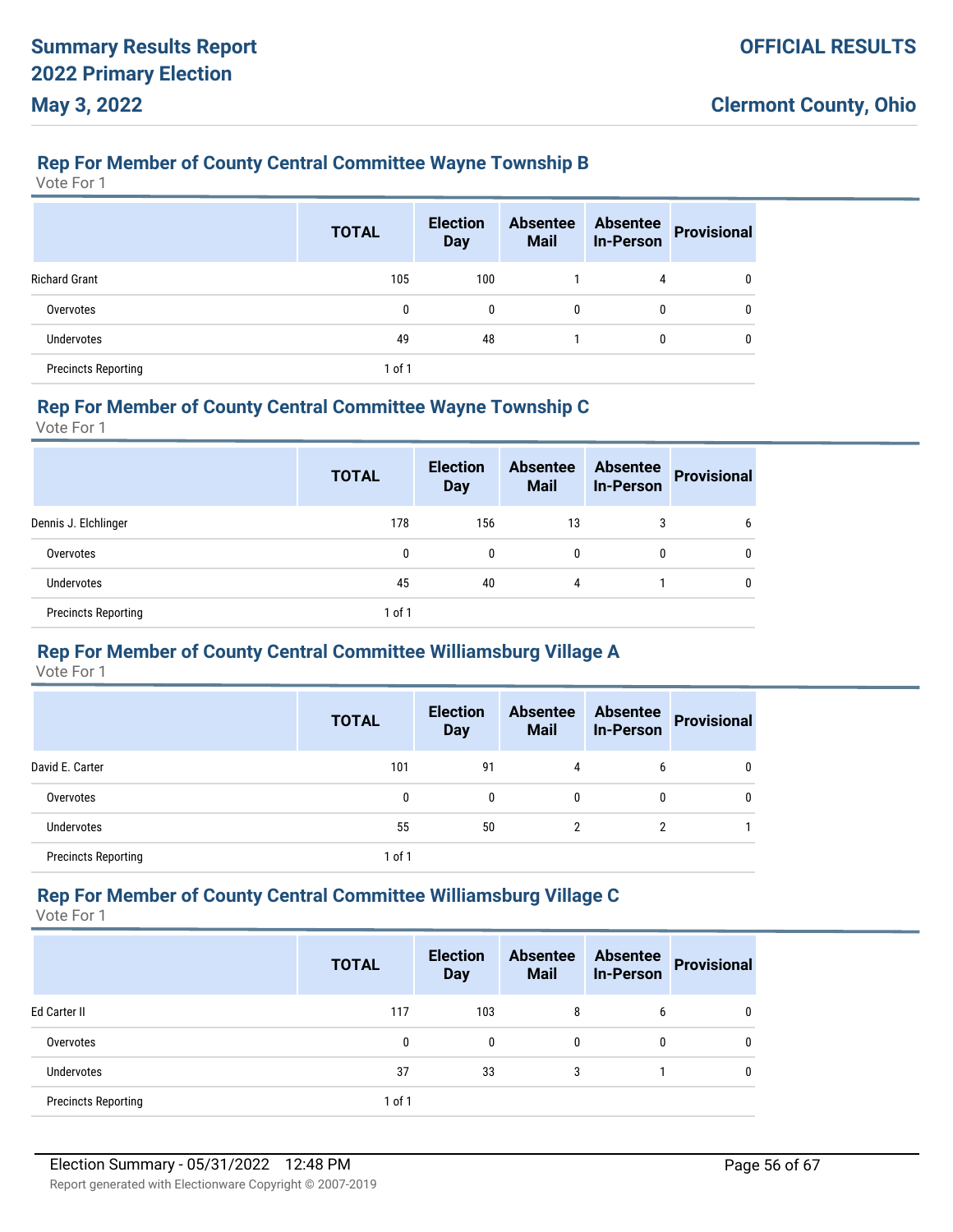## Rep For Member of County Central Committee Wayne Township B

Vote For 1

| | TOTAL | Election Day | Absentee Mail | Absentee In-Person | Provisional |
|---|---|---|---|---|---|
| Richard Grant | 105 | 100 | 1 | 4 | 0 |
| Overvotes | 0 | 0 | 0 | 0 | 0 |
| Undervotes | 49 | 48 | 1 | 0 | 0 |
| Precincts Reporting | 1 of 1 | | | | |

## Rep For Member of County Central Committee Wayne Township C

Vote For 1

| | TOTAL | Election Day | Absentee Mail | Absentee In-Person | Provisional |
|---|---|---|---|---|---|
| Dennis J. Elchlinger | 178 | 156 | 13 | 3 | 6 |
| Overvotes | 0 | 0 | 0 | 0 | 0 |
| Undervotes | 45 | 40 | 4 | 1 | 0 |
| Precincts Reporting | 1 of 1 | | | | |

## Rep For Member of County Central Committee Williamsburg Village A

Vote For 1

| | TOTAL | Election Day | Absentee Mail | Absentee In-Person | Provisional |
|---|---|---|---|---|---|
| David E. Carter | 101 | 91 | 4 | 6 | 0 |
| Overvotes | 0 | 0 | 0 | 0 | 0 |
| Undervotes | 55 | 50 | 2 | 2 | 1 |
| Precincts Reporting | 1 of 1 | | | | |

## Rep For Member of County Central Committee Williamsburg Village C

Vote For 1

| | TOTAL | Election Day | Absentee Mail | Absentee In-Person | Provisional |
|---|---|---|---|---|---|
| Ed Carter II | 117 | 103 | 8 | 6 | 0 |
| Overvotes | 0 | 0 | 0 | 0 | 0 |
| Undervotes | 37 | 33 | 3 | 1 | 0 |
| Precincts Reporting | 1 of 1 | | | | |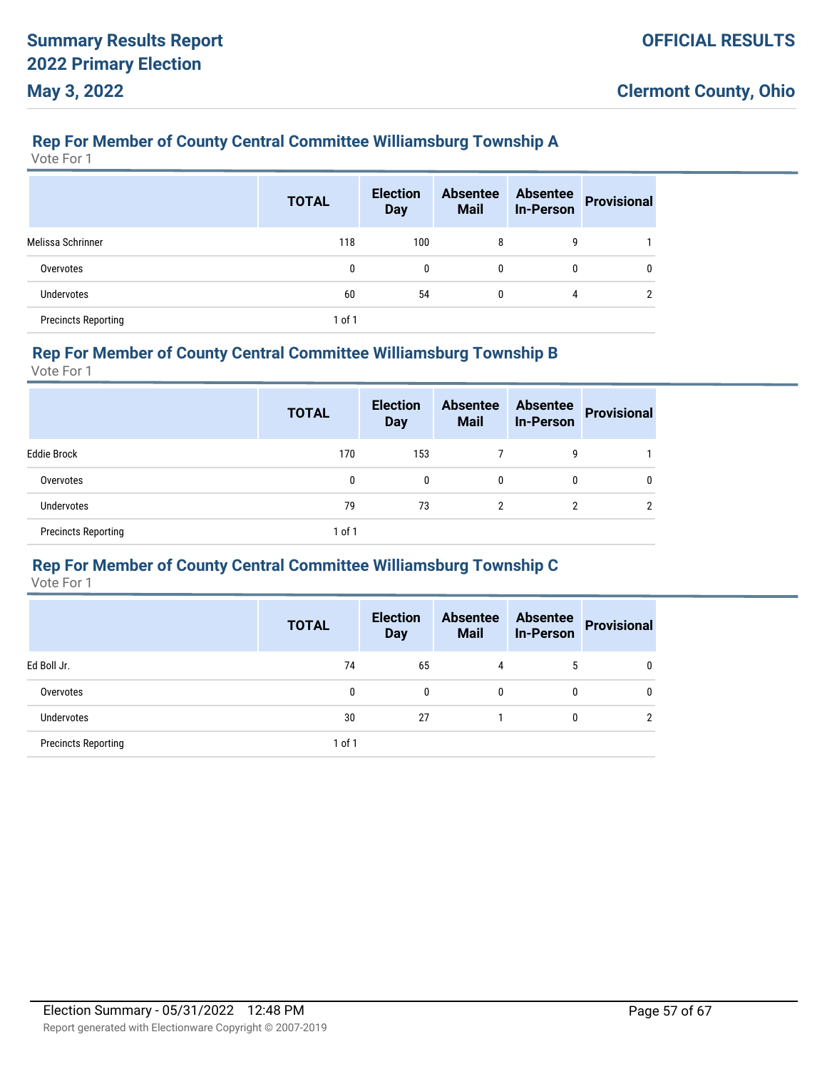## Rep For Member of County Central Committee Williamsburg Township A

Vote For 1

| | TOTAL | Election Day | Absentee Mail | Absentee In-Person | Provisional |
|---|---|---|---|---|---|
| Melissa Schrinner | 118 | 100 | 8 | 9 | 1 |
| Overvotes | 0 | 0 | 0 | 0 | 0 |
| Undervotes | 60 | 54 | 0 | 4 | 2 |
| Precincts Reporting | 1 of 1 | | | | |

## Rep For Member of County Central Committee Williamsburg Township B

Vote For 1

| | TOTAL | Election Day | Absentee Mail | Absentee In-Person | Provisional |
|---|---|---|---|---|---|
| Eddie Brock | 170 | 153 | 7 | 9 | 1 |
| Overvotes | 0 | 0 | 0 | 0 | 0 |
| Undervotes | 79 | 73 | 2 | 2 | 2 |
| Precincts Reporting | 1 of 1 | | | | |

## Rep For Member of County Central Committee Williamsburg Township C

Vote For 1

| | TOTAL | Election Day | Absentee Mail | Absentee In-Person | Provisional |
|---|---|---|---|---|---|
| Ed Boll Jr. | 74 | 65 | 4 | 5 | 0 |
| Overvotes | 0 | 0 | 0 | 0 | 0 |
| Undervotes | 30 | 27 | 1 | 0 | 2 |
| Precincts Reporting | 1 of 1 | | | | |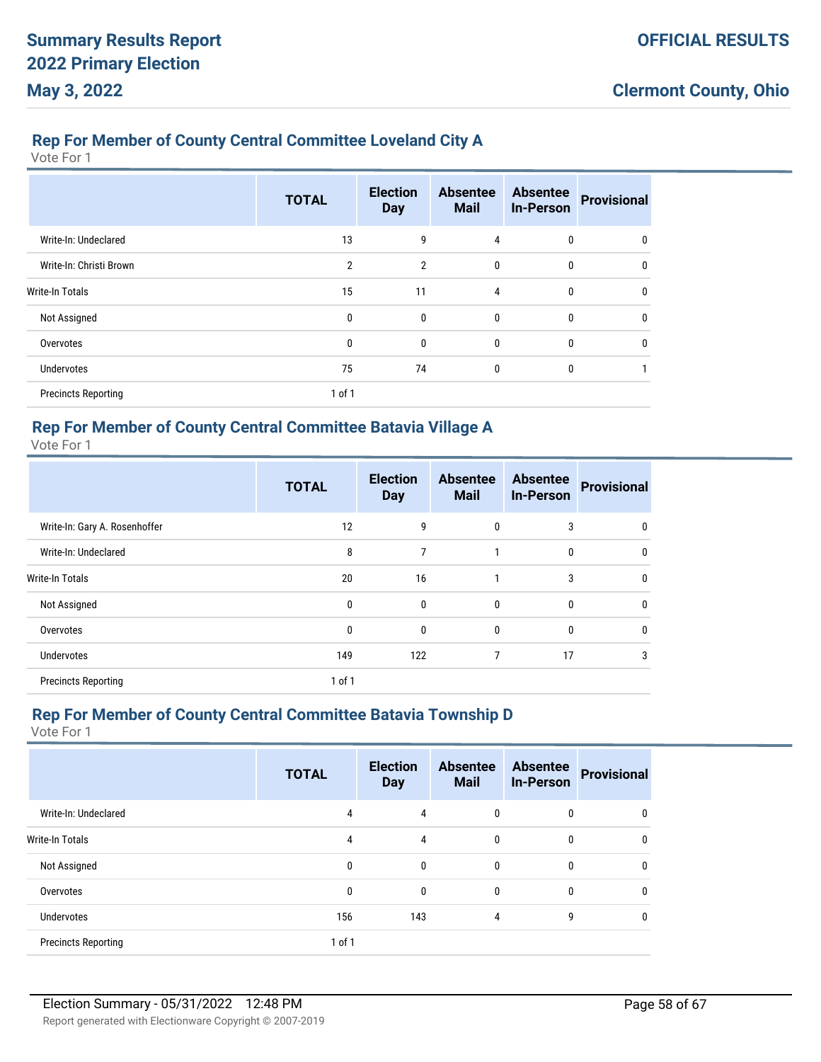### Rep For Member of County Central Committee Loveland City A

Vote For 1

| | TOTAL | Election Day | Absentee Mail | Absentee In-Person | Provisional |
|---|---|---|---|---|---|
| Write-In: Undeclared | 13 | 9 | 4 | 0 | 0 |
| Write-In: Christi Brown | 2 | 2 | 0 | 0 | 0 |
| Write-In Totals | 15 | 11 | 4 | 0 | 0 |
| Not Assigned | 0 | 0 | 0 | 0 | 0 |
| Overvotes | 0 | 0 | 0 | 0 | 0 |
| Undervotes | 75 | 74 | 0 | 0 | 1 |
| Precincts Reporting | 1 of 1 | | | | |

### Rep For Member of County Central Committee Batavia Village A

Vote For 1

| | TOTAL | Election Day | Absentee Mail | Absentee In-Person | Provisional |
|---|---|---|---|---|---|
| Write-In: Gary A. Rosenhoffer | 12 | 9 | 0 | 3 | 0 |
| Write-In: Undeclared | 8 | 7 | 1 | 0 | 0 |
| Write-In Totals | 20 | 16 | 1 | 3 | 0 |
| Not Assigned | 0 | 0 | 0 | 0 | 0 |
| Overvotes | 0 | 0 | 0 | 0 | 0 |
| Undervotes | 149 | 122 | 7 | 17 | 3 |
| Precincts Reporting | 1 of 1 | | | | |

### Rep For Member of County Central Committee Batavia Township D

Vote For 1

| | TOTAL | Election Day | Absentee Mail | Absentee In-Person | Provisional |
|---|---|---|---|---|---|
| Write-In: Undeclared | 4 | 4 | 0 | 0 | 0 |
| Write-In Totals | 4 | 4 | 0 | 0 | 0 |
| Not Assigned | 0 | 0 | 0 | 0 | 0 |
| Overvotes | 0 | 0 | 0 | 0 | 0 |
| Undervotes | 156 | 143 | 4 | 9 | 0 |
| Precincts Reporting | 1 of 1 | | | | |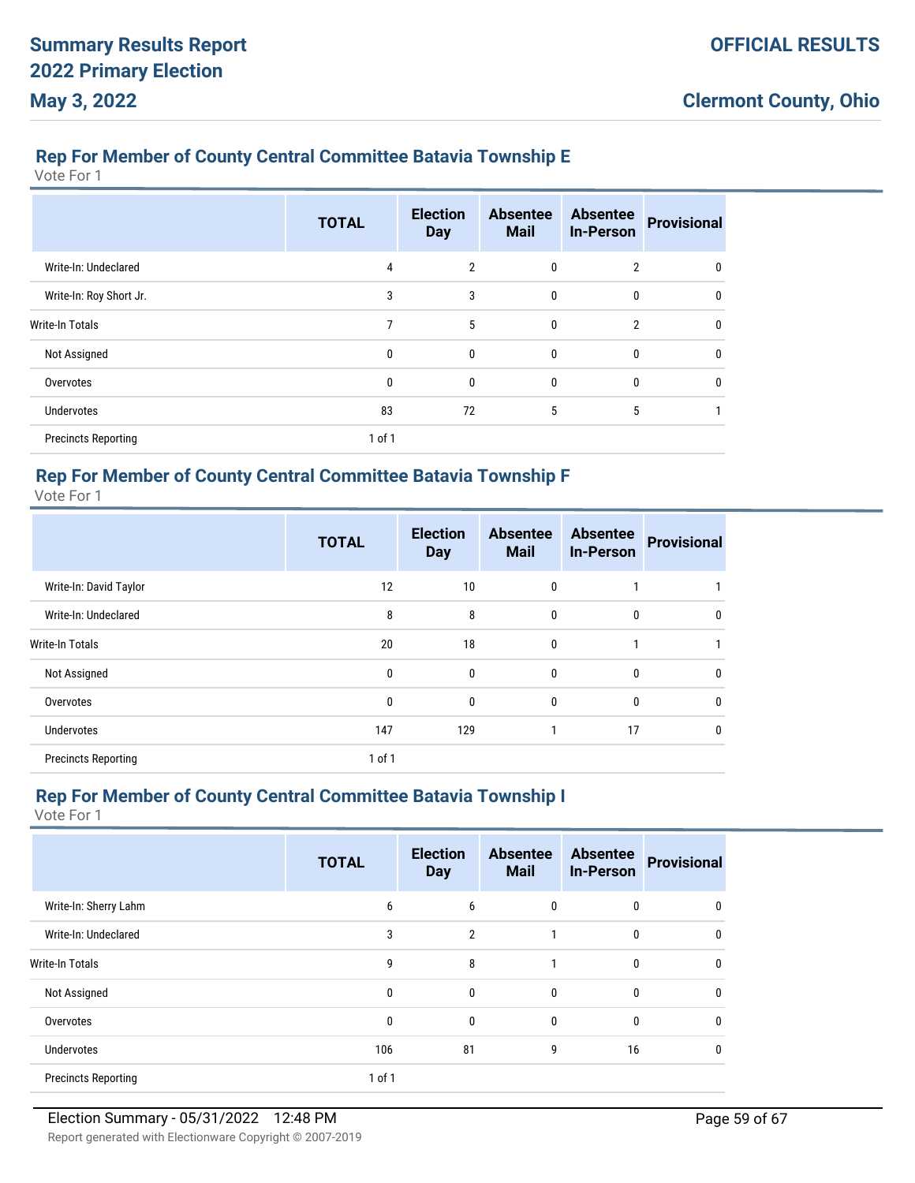## Rep For Member of County Central Committee Batavia Township E

Vote For 1

| | TOTAL | Election Day | Absentee Mail | Absentee In-Person | Provisional |
|---|---|---|---|---|---|
| Write-In: Undeclared | 4 | 2 | 0 | 2 | 0 |
| Write-In: Roy Short Jr. | 3 | 3 | 0 | 0 | 0 |
| Write-In Totals | 7 | 5 | 0 | 2 | 0 |
| Not Assigned | 0 | 0 | 0 | 0 | 0 |
| Overvotes | 0 | 0 | 0 | 0 | 0 |
| Undervotes | 83 | 72 | 5 | 5 | 1 |
| Precincts Reporting | 1 of 1 | | | | |

## Rep For Member of County Central Committee Batavia Township F

Vote For 1

| | TOTAL | Election Day | Absentee Mail | Absentee In-Person | Provisional |
|---|---|---|---|---|---|
| Write-In: David Taylor | 12 | 10 | 0 | 1 | 1 |
| Write-In: Undeclared | 8 | 8 | 0 | 0 | 0 |
| Write-In Totals | 20 | 18 | 0 | 1 | 1 |
| Not Assigned | 0 | 0 | 0 | 0 | 0 |
| Overvotes | 0 | 0 | 0 | 0 | 0 |
| Undervotes | 147 | 129 | 1 | 17 | 0 |
| Precincts Reporting | 1 of 1 | | | | |

## Rep For Member of County Central Committee Batavia Township I

Vote For 1

| | TOTAL | Election Day | Absentee Mail | Absentee In-Person | Provisional |
|---|---|---|---|---|---|
| Write-In: Sherry Lahm | 6 | 6 | 0 | 0 | 0 |
| Write-In: Undeclared | 3 | 2 | 1 | 0 | 0 |
| Write-In Totals | 9 | 8 | 1 | 0 | 0 |
| Not Assigned | 0 | 0 | 0 | 0 | 0 |
| Overvotes | 0 | 0 | 0 | 0 | 0 |
| Undervotes | 106 | 81 | 9 | 16 | 0 |
| Precincts Reporting | 1 of 1 | | | | |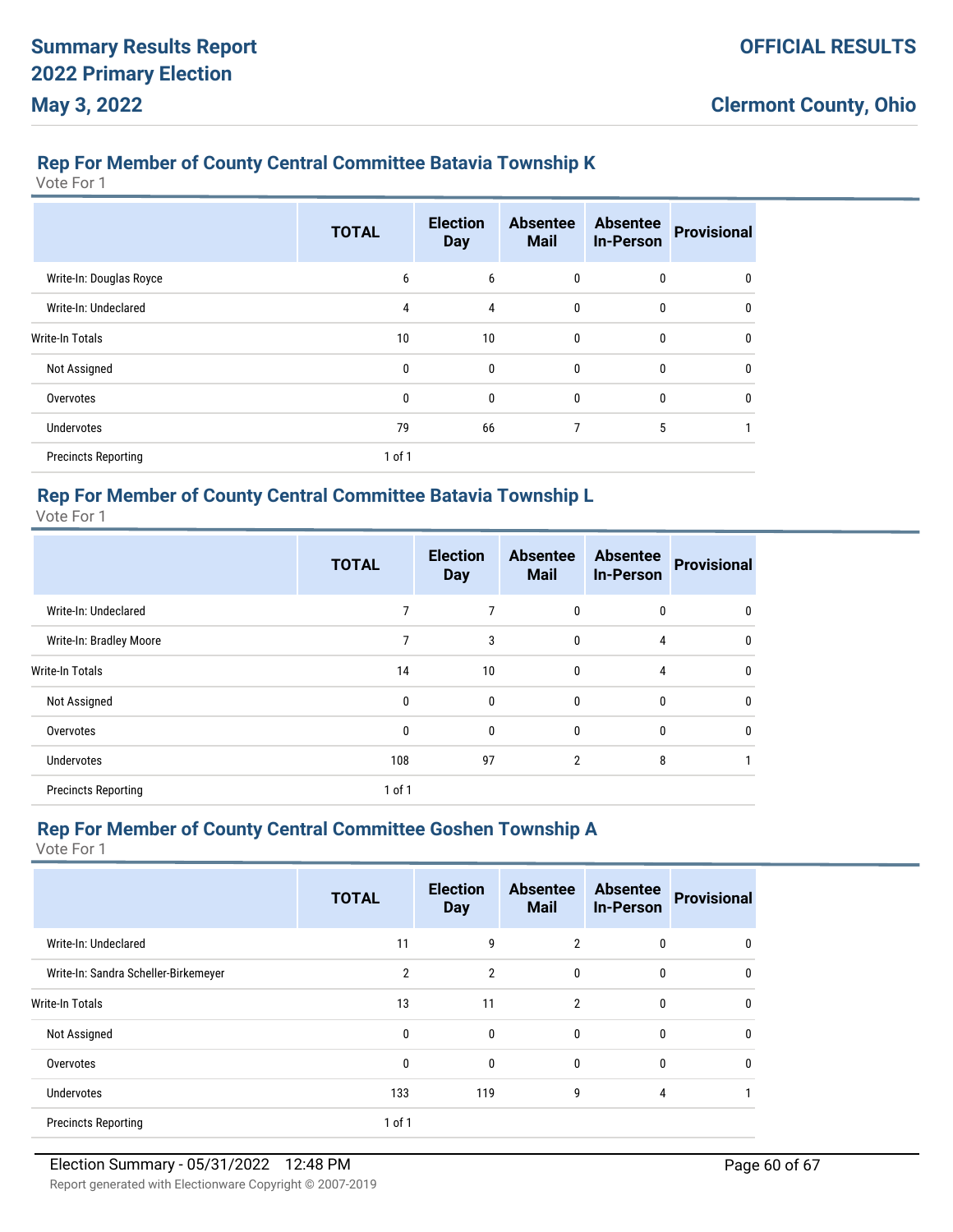## Rep For Member of County Central Committee Batavia Township K

Vote For 1

| | TOTAL | Election Day | Absentee Mail | Absentee In-Person | Provisional |
|---|---|---|---|---|---|
| Write-In: Douglas Royce | 6 | 6 | 0 | 0 | 0 |
| Write-In: Undeclared | 4 | 4 | 0 | 0 | 0 |
| Write-In Totals | 10 | 10 | 0 | 0 | 0 |
| Not Assigned | 0 | 0 | 0 | 0 | 0 |
| Overvotes | 0 | 0 | 0 | 0 | 0 |
| Undervotes | 79 | 66 | 7 | 5 | 1 |
| Precincts Reporting | 1 of 1 | | | | |

## Rep For Member of County Central Committee Batavia Township L

Vote For 1

| | TOTAL | Election Day | Absentee Mail | Absentee In-Person | Provisional |
|---|---|---|---|---|---|
| Write-In: Undeclared | 7 | 7 | 0 | 0 | 0 |
| Write-In: Bradley Moore | 7 | 3 | 0 | 4 | 0 |
| Write-In Totals | 14 | 10 | 0 | 4 | 0 |
| Not Assigned | 0 | 0 | 0 | 0 | 0 |
| Overvotes | 0 | 0 | 0 | 0 | 0 |
| Undervotes | 108 | 97 | 2 | 8 | 1 |
| Precincts Reporting | 1 of 1 | | | | |

## Rep For Member of County Central Committee Goshen Township A

Vote For 1

| | TOTAL | Election Day | Absentee Mail | Absentee In-Person | Provisional |
|---|---|---|---|---|---|
| Write-In: Undeclared | 11 | 9 | 2 | 0 | 0 |
| Write-In: Sandra Scheller-Birkemeyer | 2 | 2 | 0 | 0 | 0 |
| Write-In Totals | 13 | 11 | 2 | 0 | 0 |
| Not Assigned | 0 | 0 | 0 | 0 | 0 |
| Overvotes | 0 | 0 | 0 | 0 | 0 |
| Undervotes | 133 | 119 | 9 | 4 | 1 |
| Precincts Reporting | 1 of 1 | | | | |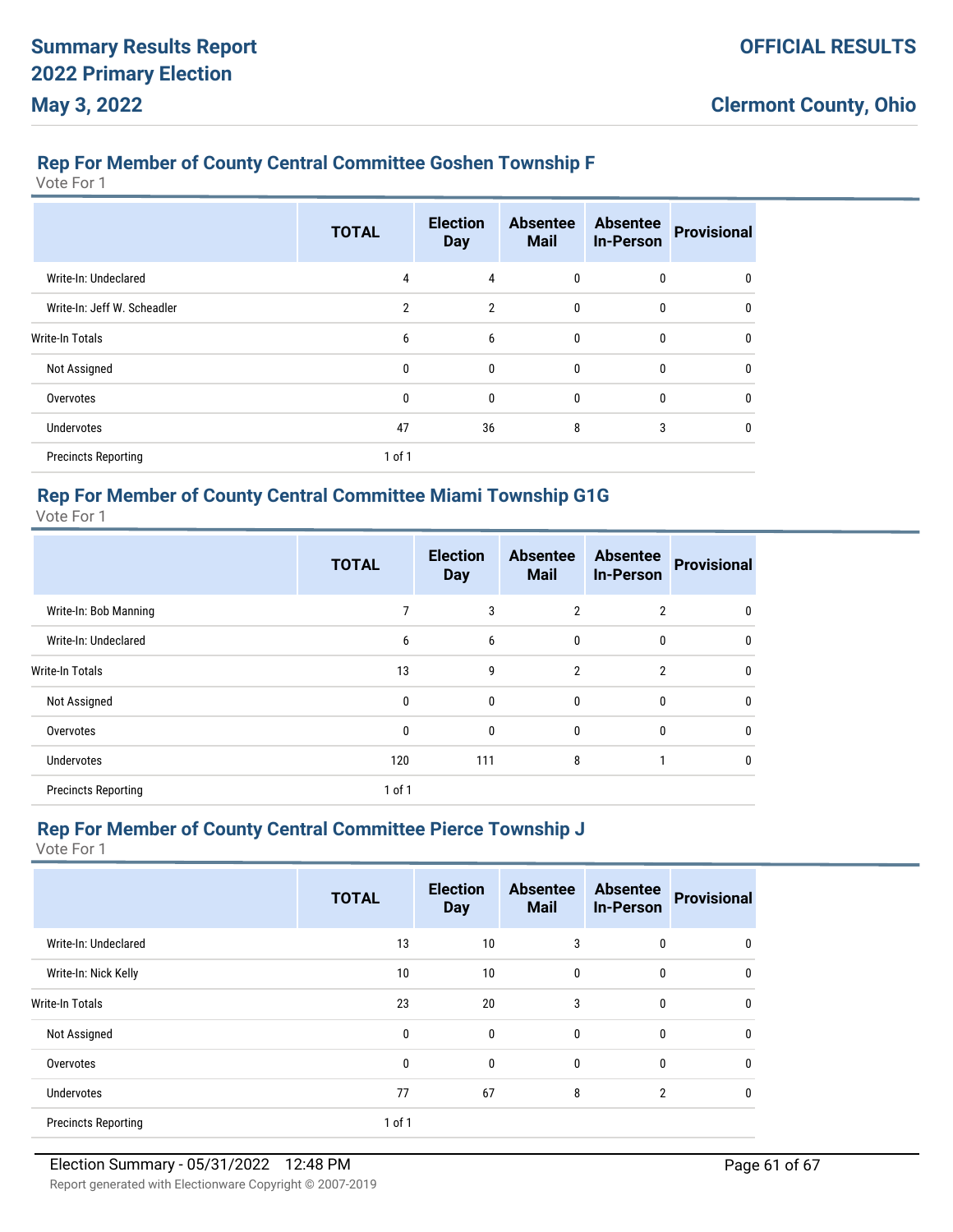### Rep For Member of County Central Committee Goshen Township F

Vote For 1

| | TOTAL | Election Day | Absentee Mail | Absentee In-Person | Provisional |
|---|---|---|---|---|---|
| Write-In: Undeclared | 4 | 4 | 0 | 0 | 0 |
| Write-In: Jeff W. Scheadler | 2 | 2 | 0 | 0 | 0 |
| Write-In Totals | 6 | 6 | 0 | 0 | 0 |
| Not Assigned | 0 | 0 | 0 | 0 | 0 |
| Overvotes | 0 | 0 | 0 | 0 | 0 |
| Undervotes | 47 | 36 | 8 | 3 | 0 |
| Precincts Reporting | 1 of 1 | | | | |

### Rep For Member of County Central Committee Miami Township G1G

Vote For 1

| | TOTAL | Election Day | Absentee Mail | Absentee In-Person | Provisional |
|---|---|---|---|---|---|
| Write-In: Bob Manning | 7 | 3 | 2 | 2 | 0 |
| Write-In: Undeclared | 6 | 6 | 0 | 0 | 0 |
| Write-In Totals | 13 | 9 | 2 | 2 | 0 |
| Not Assigned | 0 | 0 | 0 | 0 | 0 |
| Overvotes | 0 | 0 | 0 | 0 | 0 |
| Undervotes | 120 | 111 | 8 | 1 | 0 |
| Precincts Reporting | 1 of 1 | | | | |

### Rep For Member of County Central Committee Pierce Township J

Vote For 1

| | TOTAL | Election Day | Absentee Mail | Absentee In-Person | Provisional |
|---|---|---|---|---|---|
| Write-In: Undeclared | 13 | 10 | 3 | 0 | 0 |
| Write-In: Nick Kelly | 10 | 10 | 0 | 0 | 0 |
| Write-In Totals | 23 | 20 | 3 | 0 | 0 |
| Not Assigned | 0 | 0 | 0 | 0 | 0 |
| Overvotes | 0 | 0 | 0 | 0 | 0 |
| Undervotes | 77 | 67 | 8 | 2 | 0 |
| Precincts Reporting | 1 of 1 | | | | |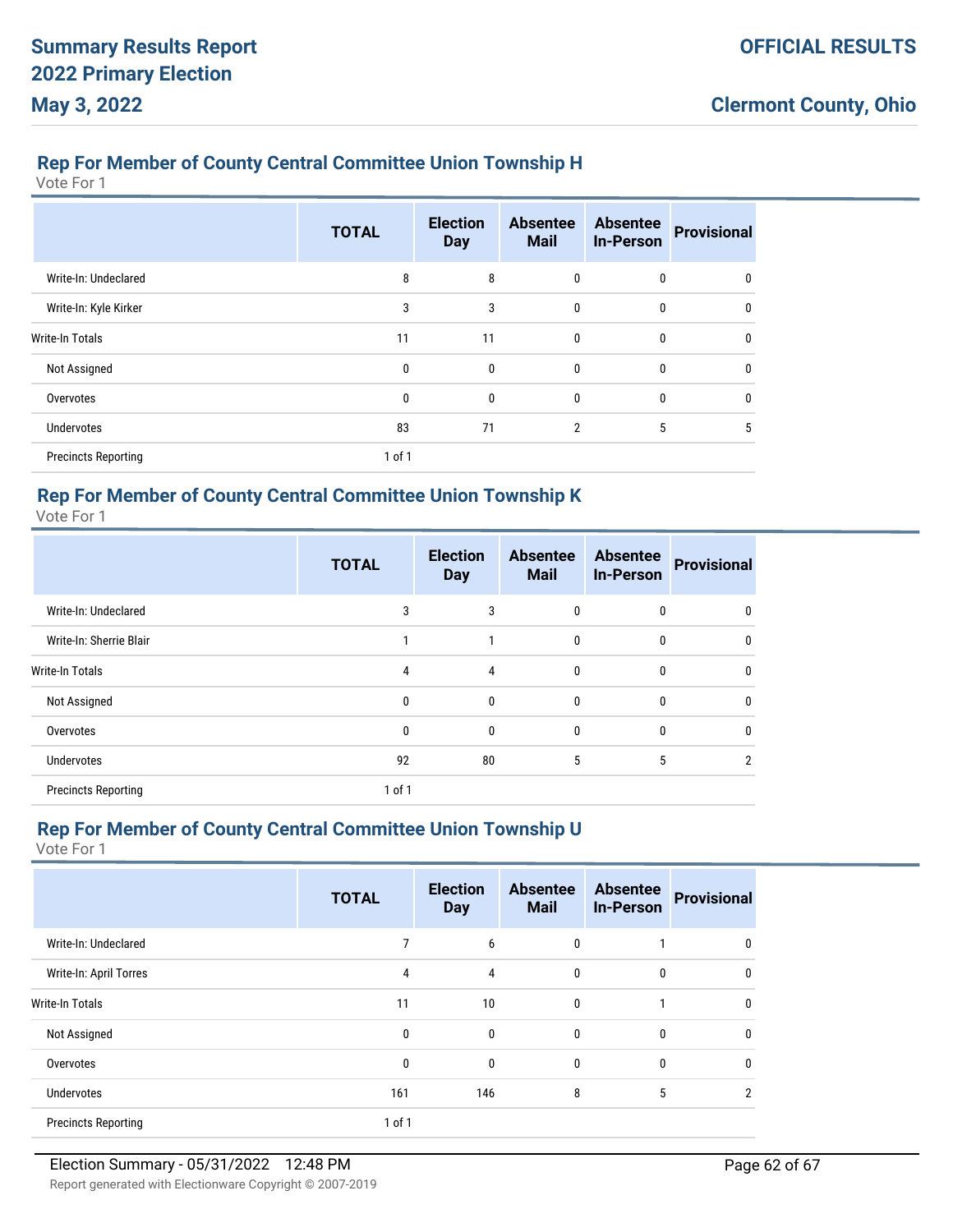### Rep For Member of County Central Committee Union Township H

Vote For 1

| | TOTAL | Election Day | Absentee Mail | Absentee In-Person | Provisional |
|---|---|---|---|---|---|
| Write-In: Undeclared | 8 | 8 | 0 | 0 | 0 |
| Write-In: Kyle Kirker | 3 | 3 | 0 | 0 | 0 |
| Write-In Totals | 11 | 11 | 0 | 0 | 0 |
| Not Assigned | 0 | 0 | 0 | 0 | 0 |
| Overvotes | 0 | 0 | 0 | 0 | 0 |
| Undervotes | 83 | 71 | 2 | 5 | 5 |
| Precincts Reporting | 1 of 1 | | | | |

### Rep For Member of County Central Committee Union Township K

Vote For 1

| | TOTAL | Election Day | Absentee Mail | Absentee In-Person | Provisional |
|---|---|---|---|---|---|
| Write-In: Undeclared | 3 | 3 | 0 | 0 | 0 |
| Write-In: Sherrie Blair | 1 | 1 | 0 | 0 | 0 |
| Write-In Totals | 4 | 4 | 0 | 0 | 0 |
| Not Assigned | 0 | 0 | 0 | 0 | 0 |
| Overvotes | 0 | 0 | 0 | 0 | 0 |
| Undervotes | 92 | 80 | 5 | 5 | 2 |
| Precincts Reporting | 1 of 1 | | | | |

### Rep For Member of County Central Committee Union Township U

Vote For 1

| | TOTAL | Election Day | Absentee Mail | Absentee In-Person | Provisional |
|---|---|---|---|---|---|
| Write-In: Undeclared | 7 | 6 | 0 | 1 | 0 |
| Write-In: April Torres | 4 | 4 | 0 | 0 | 0 |
| Write-In Totals | 11 | 10 | 0 | 1 | 0 |
| Not Assigned | 0 | 0 | 0 | 0 | 0 |
| Overvotes | 0 | 0 | 0 | 0 | 0 |
| Undervotes | 161 | 146 | 8 | 5 | 2 |
| Precincts Reporting | 1 of 1 | | | | |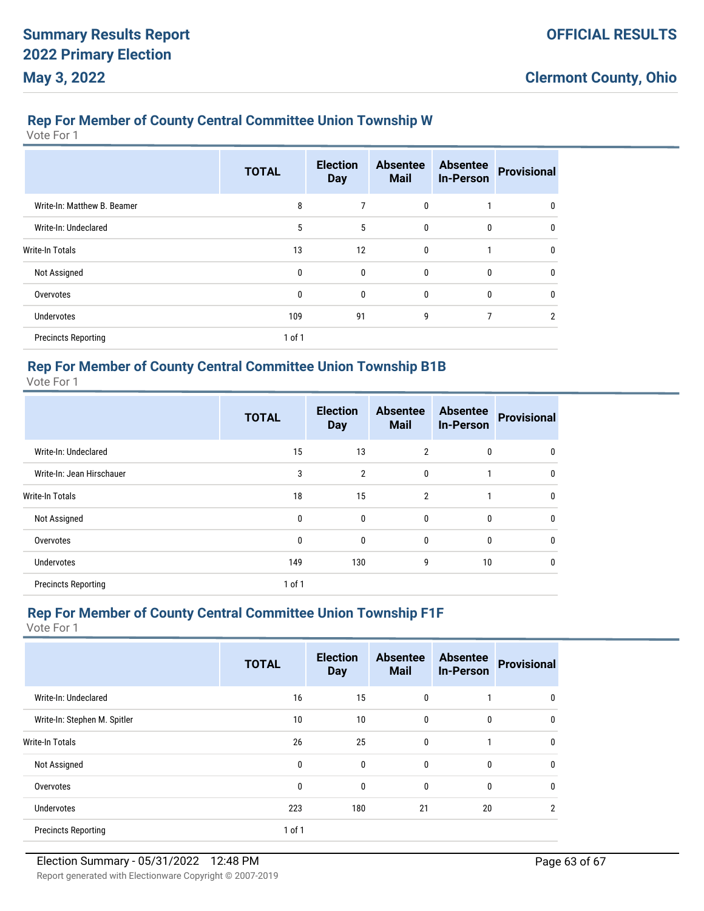## Rep For Member of County Central Committee Union Township W

Vote For 1

| | TOTAL | Election Day | Absentee Mail | Absentee In-Person | Provisional |
|---|---|---|---|---|---|
| Write-In: Matthew B. Beamer | 8 | 7 | 0 | 1 | 0 |
| Write-In: Undeclared | 5 | 5 | 0 | 0 | 0 |
| Write-In Totals | 13 | 12 | 0 | 1 | 0 |
| Not Assigned | 0 | 0 | 0 | 0 | 0 |
| Overvotes | 0 | 0 | 0 | 0 | 0 |
| Undervotes | 109 | 91 | 9 | 7 | 2 |
| Precincts Reporting | 1 of 1 | | | | |

## Rep For Member of County Central Committee Union Township B1B

Vote For 1

| | TOTAL | Election Day | Absentee Mail | Absentee In-Person | Provisional |
|---|---|---|---|---|---|
| Write-In: Undeclared | 15 | 13 | 2 | 0 | 0 |
| Write-In: Jean Hirschauer | 3 | 2 | 0 | 1 | 0 |
| Write-In Totals | 18 | 15 | 2 | 1 | 0 |
| Not Assigned | 0 | 0 | 0 | 0 | 0 |
| Overvotes | 0 | 0 | 0 | 0 | 0 |
| Undervotes | 149 | 130 | 9 | 10 | 0 |
| Precincts Reporting | 1 of 1 | | | | |

## Rep For Member of County Central Committee Union Township F1F

Vote For 1

| | TOTAL | Election Day | Absentee Mail | Absentee In-Person | Provisional |
|---|---|---|---|---|---|
| Write-In: Undeclared | 16 | 15 | 0 | 1 | 0 |
| Write-In: Stephen M. Spitler | 10 | 10 | 0 | 0 | 0 |
| Write-In Totals | 26 | 25 | 0 | 1 | 0 |
| Not Assigned | 0 | 0 | 0 | 0 | 0 |
| Overvotes | 0 | 0 | 0 | 0 | 0 |
| Undervotes | 223 | 180 | 21 | 20 | 2 |
| Precincts Reporting | 1 of 1 | | | | |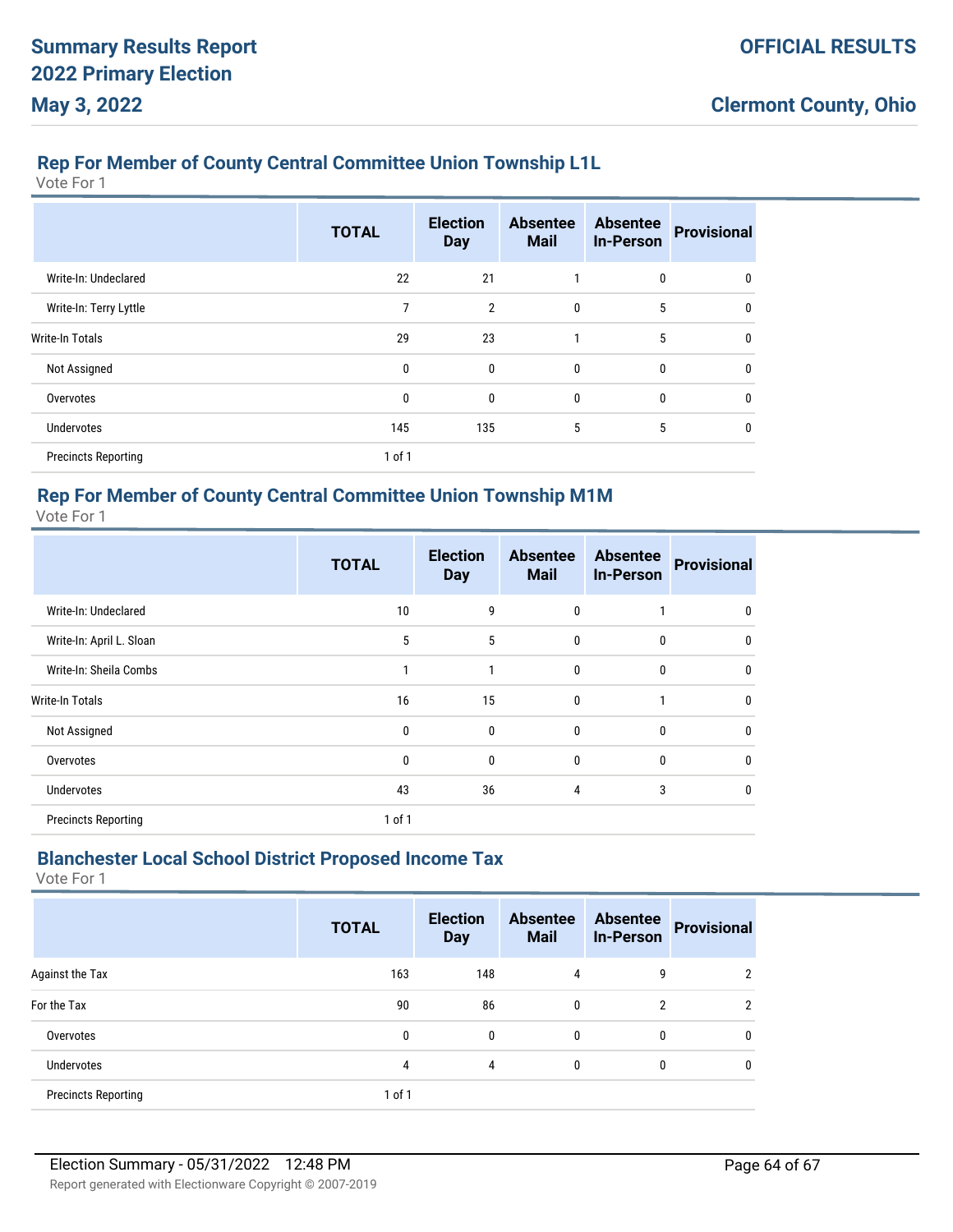## Rep For Member of County Central Committee Union Township L1L

Vote For 1

| | TOTAL | Election Day | Absentee Mail | Absentee In-Person | Provisional |
|---|---|---|---|---|---|
| Write-In: Undeclared | 22 | 21 | 1 | 0 | 0 |
| Write-In: Terry Lyttle | 7 | 2 | 0 | 5 | 0 |
| Write-In Totals | 29 | 23 | 1 | 5 | 0 |
| Not Assigned | 0 | 0 | 0 | 0 | 0 |
| Overvotes | 0 | 0 | 0 | 0 | 0 |
| Undervotes | 145 | 135 | 5 | 5 | 0 |
| Precincts Reporting | 1 of 1 | | | | |

## Rep For Member of County Central Committee Union Township M1M

Vote For 1

| | TOTAL | Election Day | Absentee Mail | Absentee In-Person | Provisional |
|---|---|---|---|---|---|
| Write-In: Undeclared | 10 | 9 | 0 | 1 | 0 |
| Write-In: April L. Sloan | 5 | 5 | 0 | 0 | 0 |
| Write-In: Sheila Combs | 1 | 1 | 0 | 0 | 0 |
| Write-In Totals | 16 | 15 | 0 | 1 | 0 |
| Not Assigned | 0 | 0 | 0 | 0 | 0 |
| Overvotes | 0 | 0 | 0 | 0 | 0 |
| Undervotes | 43 | 36 | 4 | 3 | 0 |
| Precincts Reporting | 1 of 1 | | | | |

## Blanchester Local School District Proposed Income Tax

Vote For 1

| | TOTAL | Election Day | Absentee Mail | Absentee In-Person | Provisional |
|---|---|---|---|---|---|
| Against the Tax | 163 | 148 | 4 | 9 | 2 |
| For the Tax | 90 | 86 | 0 | 2 | 2 |
| Overvotes | 0 | 0 | 0 | 0 | 0 |
| Undervotes | 4 | 4 | 0 | 0 | 0 |
| Precincts Reporting | 1 of 1 | | | | |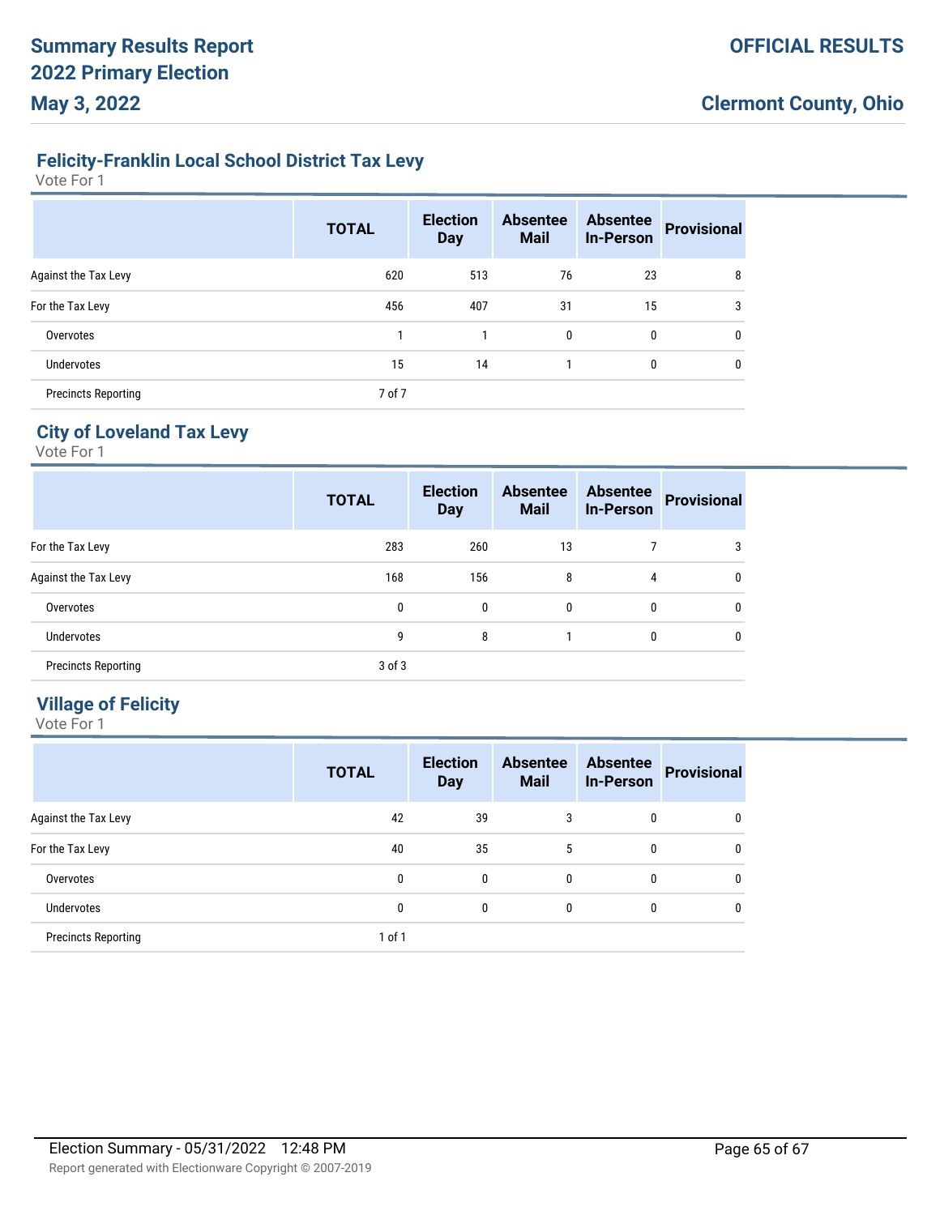## Felicity-Franklin Local School District Tax Levy

Vote For 1

| | TOTAL | Election Day | Absentee Mail | Absentee In-Person | Provisional |
|---|---|---|---|---|---|
| Against the Tax Levy | 620 | 513 | 76 | 23 | 8 |
| For the Tax Levy | 456 | 407 | 31 | 15 | 3 |
| Overvotes | 1 | 1 | 0 | 0 | 0 |
| Undervotes | 15 | 14 | 1 | 0 | 0 |
| Precincts Reporting | 7 of 7 | | | | |

## City of Loveland Tax Levy

Vote For 1

| | TOTAL | Election Day | Absentee Mail | Absentee In-Person | Provisional |
|---|---|---|---|---|---|
| For the Tax Levy | 283 | 260 | 13 | 7 | 3 |
| Against the Tax Levy | 168 | 156 | 8 | 4 | 0 |
| Overvotes | 0 | 0 | 0 | 0 | 0 |
| Undervotes | 9 | 8 | 1 | 0 | 0 |
| Precincts Reporting | 3 of 3 | | | | |

## Village of Felicity

Vote For 1

| | TOTAL | Election Day | Absentee Mail | Absentee In-Person | Provisional |
|---|---|---|---|---|---|
| Against the Tax Levy | 42 | 39 | 3 | 0 | 0 |
| For the Tax Levy | 40 | 35 | 5 | 0 | 0 |
| Overvotes | 0 | 0 | 0 | 0 | 0 |
| Undervotes | 0 | 0 | 0 | 0 | 0 |
| Precincts Reporting | 1 of 1 | | | | |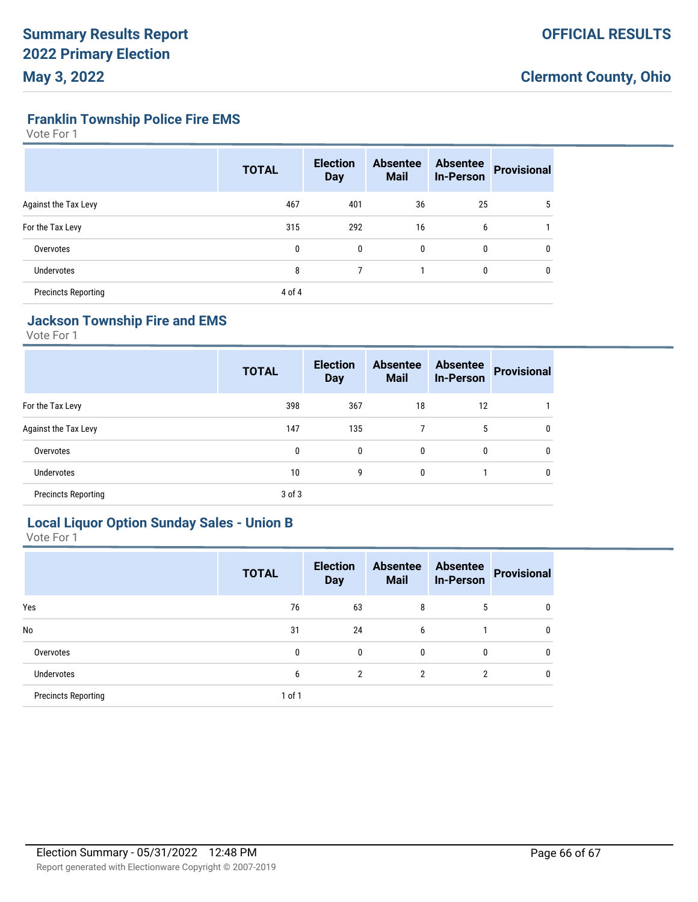## Franklin Township Police Fire EMS

Vote For 1

| | TOTAL | Election Day | Absentee Mail | Absentee In-Person | Provisional |
|---|---|---|---|---|---|
| Against the Tax Levy | 467 | 401 | 36 | 25 | 5 |
| For the Tax Levy | 315 | 292 | 16 | 6 | 1 |
| Overvotes | 0 | 0 | 0 | 0 | 0 |
| Undervotes | 8 | 7 | 1 | 0 | 0 |
| Precincts Reporting | 4 of 4 | | | | |

## Jackson Township Fire and EMS

Vote For 1

| | TOTAL | Election Day | Absentee Mail | Absentee In-Person | Provisional |
|---|---|---|---|---|---|
| For the Tax Levy | 398 | 367 | 18 | 12 | 1 |
| Against the Tax Levy | 147 | 135 | 7 | 5 | 0 |
| Overvotes | 0 | 0 | 0 | 0 | 0 |
| Undervotes | 10 | 9 | 0 | 1 | 0 |
| Precincts Reporting | 3 of 3 | | | | |

## Local Liquor Option Sunday Sales - Union B

Vote For 1

| | TOTAL | Election Day | Absentee Mail | Absentee In-Person | Provisional |
|---|---|---|---|---|---|
| Yes | 76 | 63 | 8 | 5 | 0 |
| No | 31 | 24 | 6 | 1 | 0 |
| Overvotes | 0 | 0 | 0 | 0 | 0 |
| Undervotes | 6 | 2 | 2 | 2 | 0 |
| Precincts Reporting | 1 of 1 | | | | |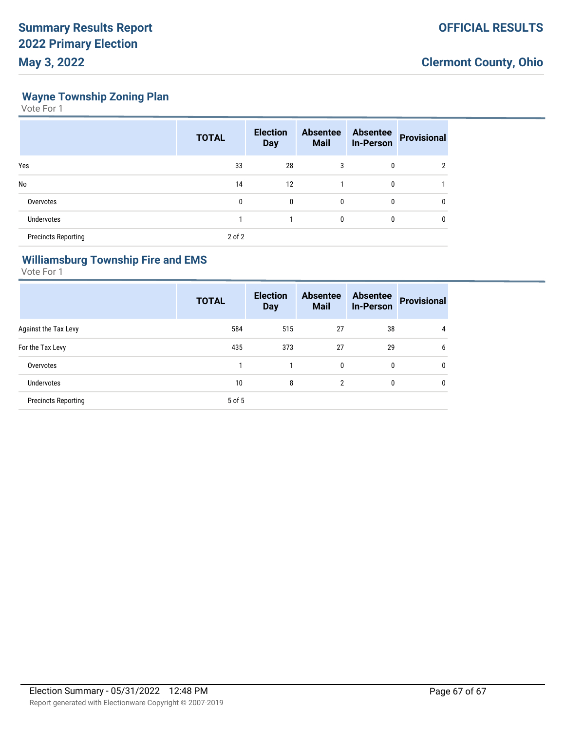## Wayne Township Zoning Plan

Vote For 1

| | TOTAL | Election Day | Absentee Mail | Absentee In-Person | Provisional |
|---|---|---|---|---|---|
| Yes | 33 | 28 | 3 | 0 | 2 |
| No | 14 | 12 | 1 | 0 | 1 |
| Overvotes | 0 | 0 | 0 | 0 | 0 |
| Undervotes | 1 | 1 | 0 | 0 | 0 |
| Precincts Reporting | 2 of 2 | | | | |

## Williamsburg Township Fire and EMS

Vote For 1

| | TOTAL | Election Day | Absentee Mail | Absentee In-Person | Provisional |
|---|---|---|---|---|---|
| Against the Tax Levy | 584 | 515 | 27 | 38 | 4 |
| For the Tax Levy | 435 | 373 | 27 | 29 | 6 |
| Overvotes | 1 | 1 | 0 | 0 | 0 |
| Undervotes | 10 | 8 | 2 | 0 | 0 |
| Precincts Reporting | 5 of 5 | | | | |